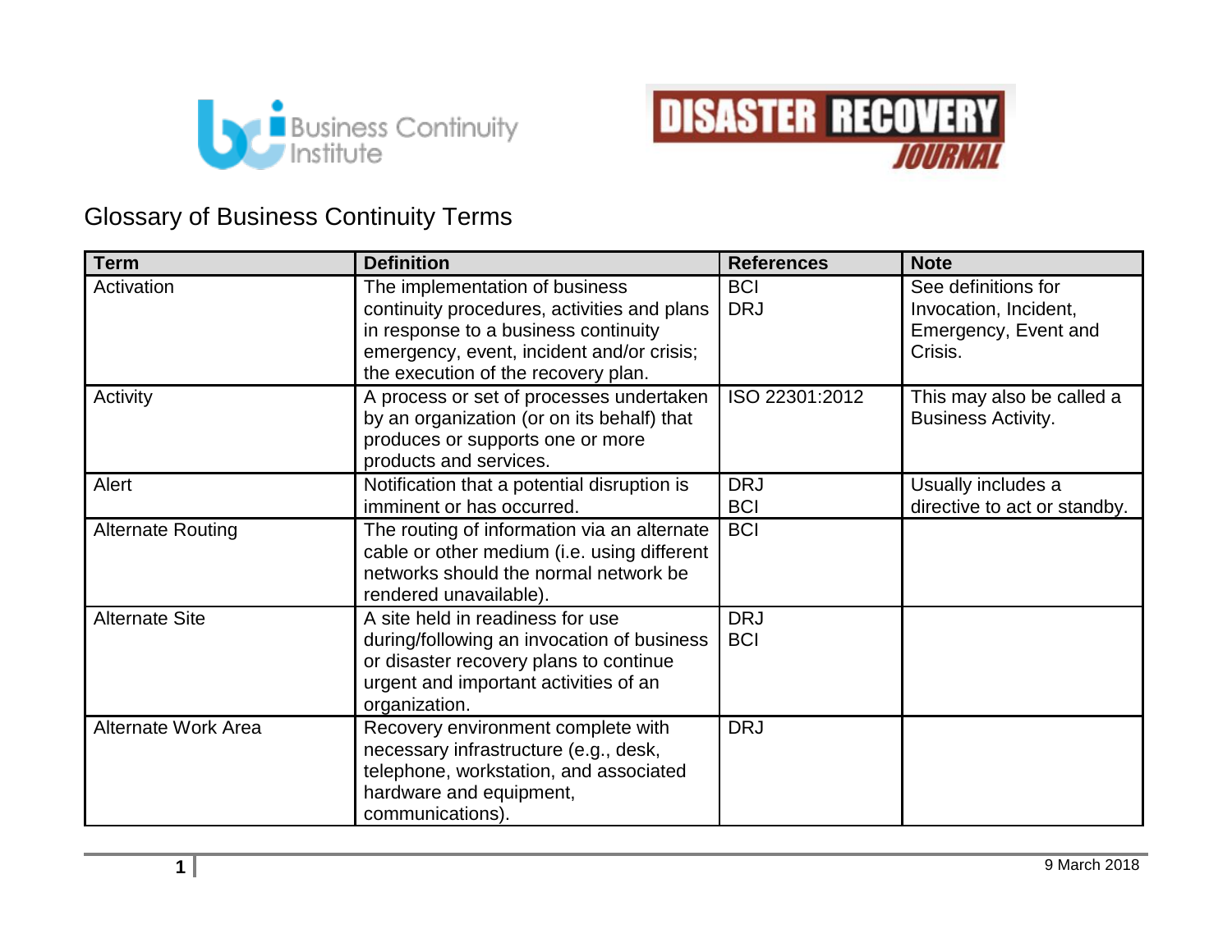# Glossary of Business Continuity Terms

| Term | Definition | References | Note |
|---|---|---|---|
| Activation | The implementation of business continuity procedures, activities and plans in response to a business continuity emergency, event, incident and/or crisis; the execution of the recovery plan. | BCI<br>DRJ | See definitions for Invocation, Incident, Emergency, Event and Crisis. |
| Activity | A process or set of processes undertaken by an organization (or on its behalf) that produces or supports one or more products and services. | ISO 22301:2012 | This may also be called a Business Activity. |
| Alert | Notification that a potential disruption is imminent or has occurred. | DRJ<br>BCI | Usually includes a directive to act or standby. |
| Alternate Routing | The routing of information via an alternate cable or other medium (i.e. using different networks should the normal network be rendered unavailable). | BCI | |
| Alternate Site | A site held in readiness for use during/following an invocation of business or disaster recovery plans to continue urgent and important activities of an organization. | DRJ<br>BCI | |
| Alternate Work Area | Recovery environment complete with necessary infrastructure (e.g., desk, telephone, workstation, and associated hardware and equipment, communications). | DRJ | |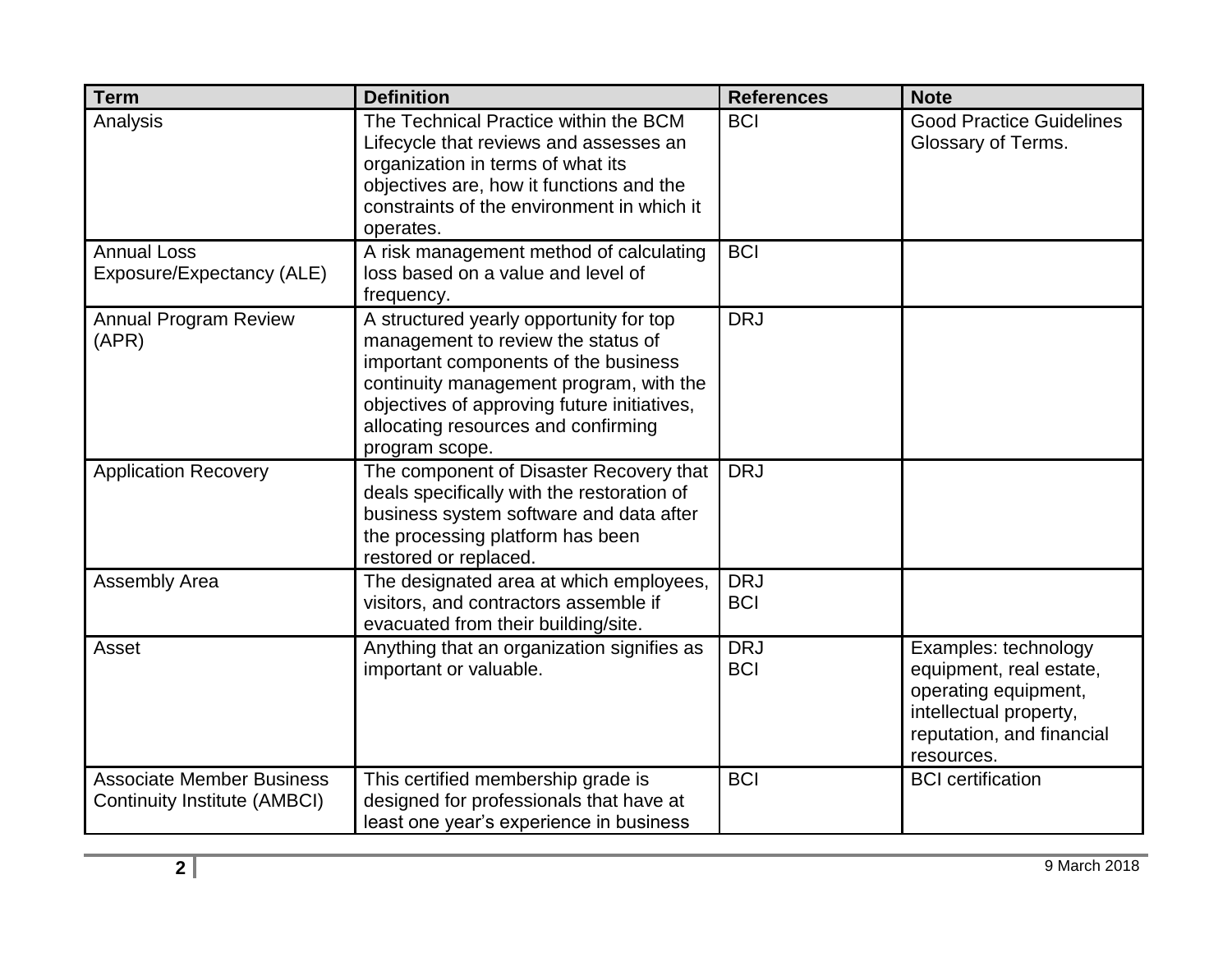| Term | Definition | References | Note |
|---|---|---|---|
| Analysis | The Technical Practice within the BCM Lifecycle that reviews and assesses an organization in terms of what its objectives are, how it functions and the constraints of the environment in which it operates. | BCI | Good Practice Guidelines Glossary of Terms. |
| Annual Loss Exposure/Expectancy (ALE) | A risk management method of calculating loss based on a value and level of frequency. | BCI | |
| Annual Program Review (APR) | A structured yearly opportunity for top management to review the status of important components of the business continuity management program, with the objectives of approving future initiatives, allocating resources and confirming program scope. | DRJ | |
| Application Recovery | The component of Disaster Recovery that deals specifically with the restoration of business system software and data after the processing platform has been restored or replaced. | DRJ | |
| Assembly Area | The designated area at which employees, visitors, and contractors assemble if evacuated from their building/site. | DRJ<br>BCI | |
| Asset | Anything that an organization signifies as important or valuable. | DRJ<br>BCI | Examples: technology equipment, real estate, operating equipment, intellectual property, reputation, and financial resources. |
| Associate Member Business Continuity Institute (AMBCI) | This certified membership grade is designed for professionals that have at least one year's experience in business | BCI | BCI certification |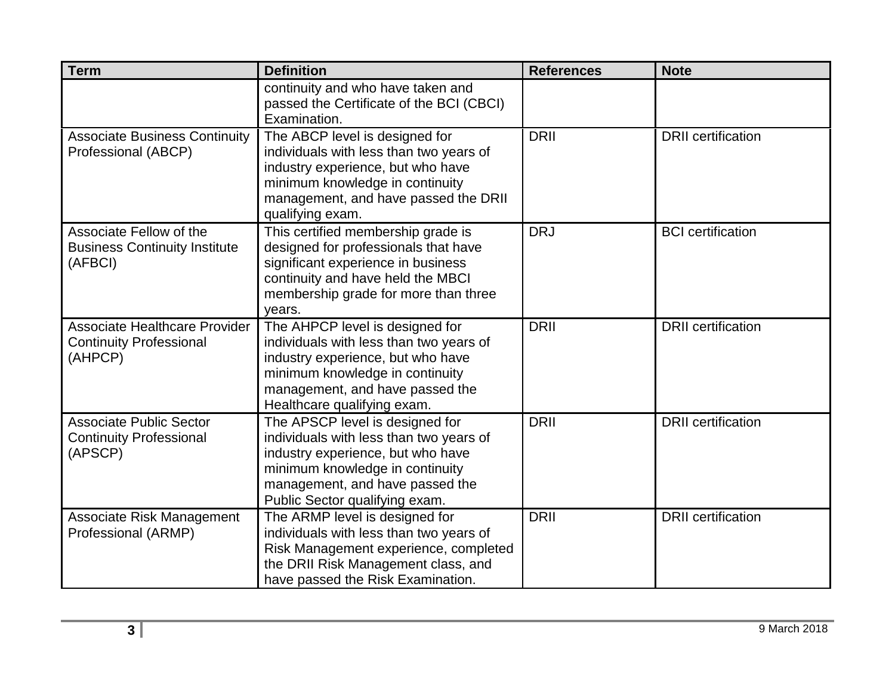| Term | Definition | References | Note |
|---|---|---|---|
| | continuity and who have taken and passed the Certificate of the BCI (CBCI) Examination. | | |
| Associate Business Continuity Professional (ABCP) | The ABCP level is designed for individuals with less than two years of industry experience, but who have minimum knowledge in continuity management, and have passed the DRII qualifying exam. | DRII | DRII certification |
| Associate Fellow of the Business Continuity Institute (AFBCI) | This certified membership grade is designed for professionals that have significant experience in business continuity and have held the MBCI membership grade for more than three years. | DRJ | BCI certification |
| Associate Healthcare Provider Continuity Professional (AHPCP) | The AHPCP level is designed for individuals with less than two years of industry experience, but who have minimum knowledge in continuity management, and have passed the Healthcare qualifying exam. | DRII | DRII certification |
| Associate Public Sector Continuity Professional (APSCP) | The APSCP level is designed for individuals with less than two years of industry experience, but who have minimum knowledge in continuity management, and have passed the Public Sector qualifying exam. | DRII | DRII certification |
| Associate Risk Management Professional (ARMP) | The ARMP level is designed for individuals with less than two years of Risk Management experience, completed the DRII Risk Management class, and have passed the Risk Examination. | DRII | DRII certification |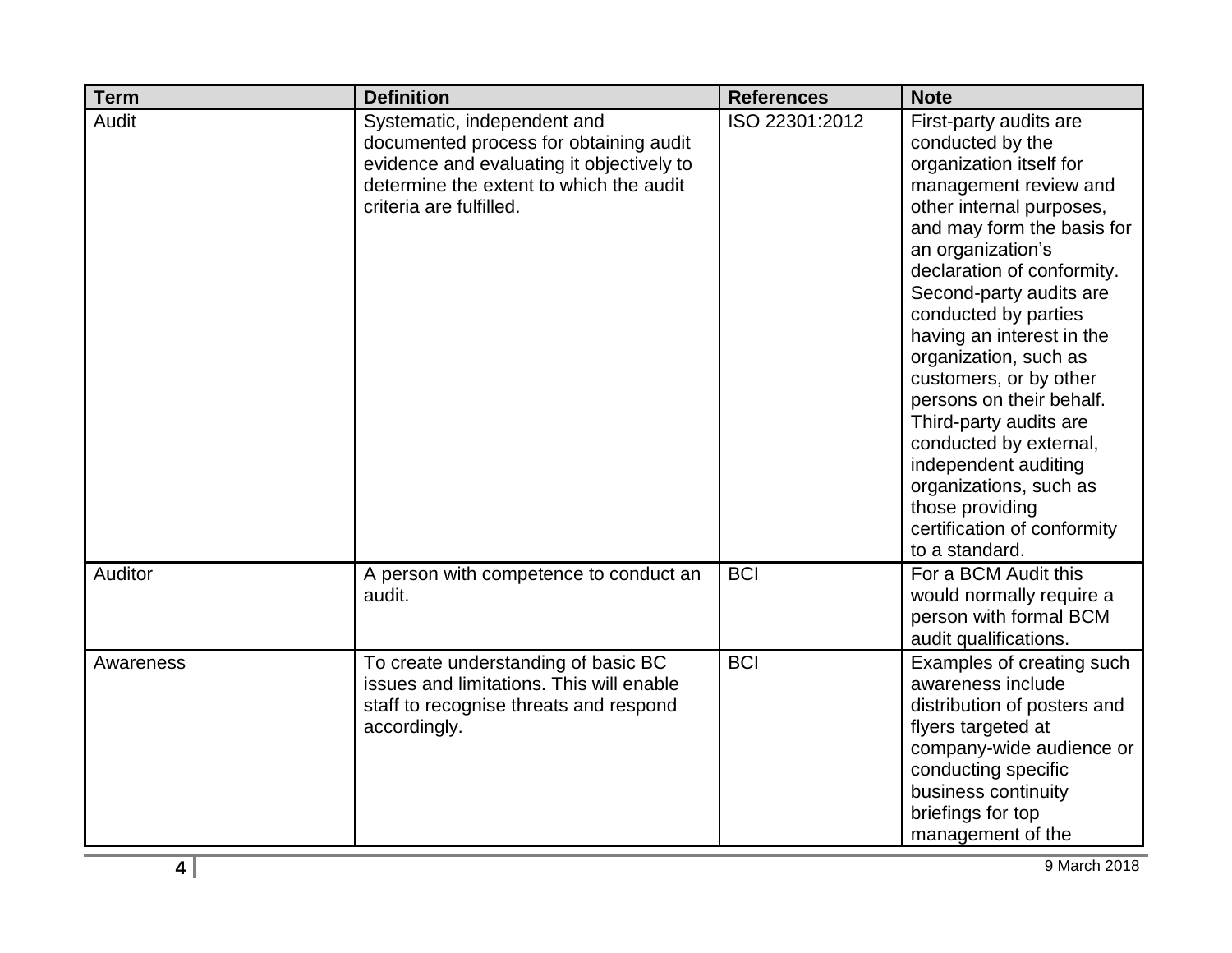| Term | Definition | References | Note |
| --- | --- | --- | --- |
| Audit | Systematic, independent and documented process for obtaining audit evidence and evaluating it objectively to determine the extent to which the audit criteria are fulfilled. | ISO 22301:2012 | First-party audits are conducted by the organization itself for management review and other internal purposes, and may form the basis for an organization's declaration of conformity. Second-party audits are conducted by parties having an interest in the organization, such as customers, or by other persons on their behalf. Third-party audits are conducted by external, independent auditing organizations, such as those providing certification of conformity to a standard. |
| Auditor | A person with competence to conduct an audit. | BCI | For a BCM Audit this would normally require a person with formal BCM audit qualifications. |
| Awareness | To create understanding of basic BC issues and limitations. This will enable staff to recognise threats and respond accordingly. | BCI | Examples of creating such awareness include distribution of posters and flyers targeted at company-wide audience or conducting specific business continuity briefings for top management of the |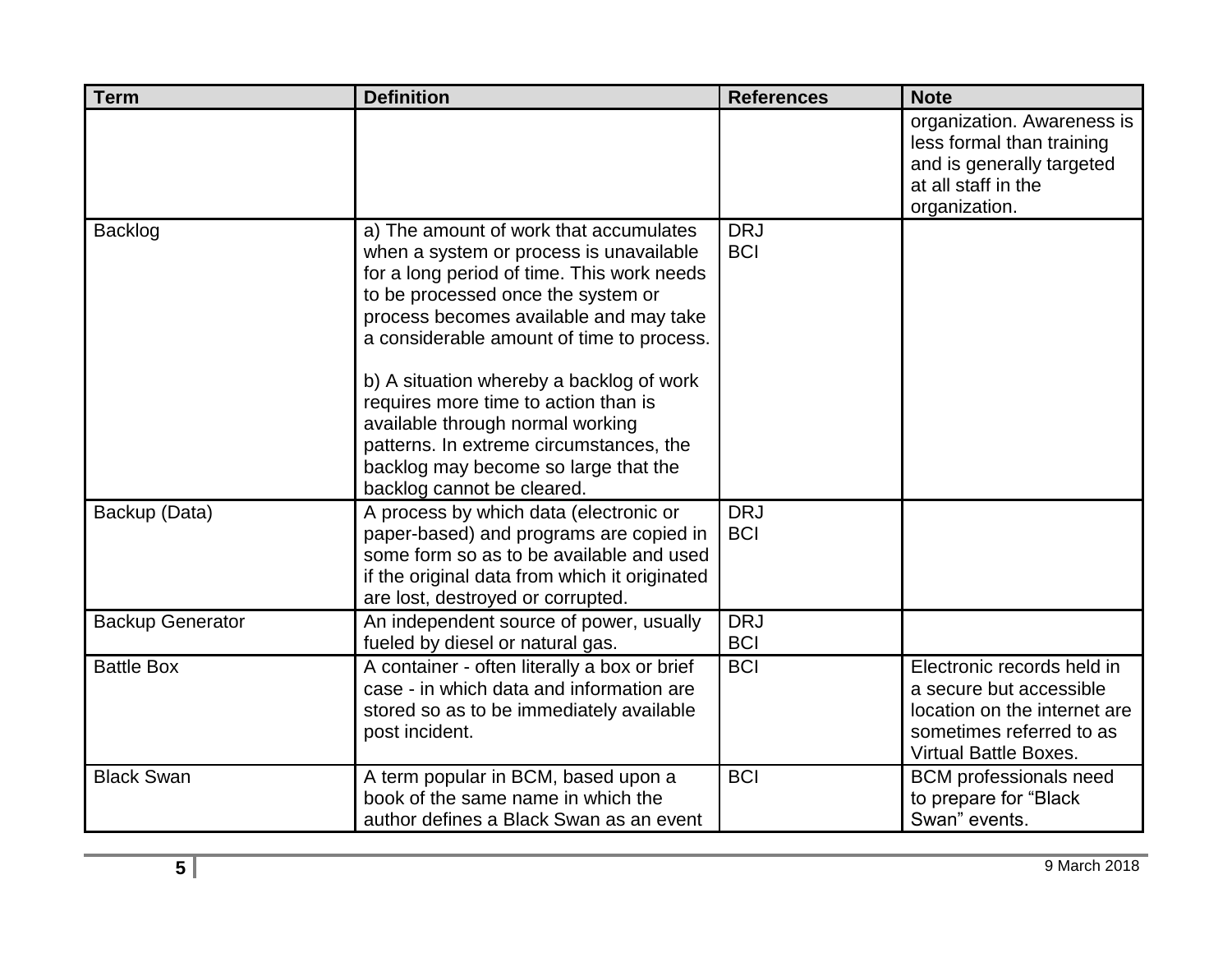| Term | Definition | References | Note |
| --- | --- | --- | --- |
| | | | organization. Awareness is less formal than training and is generally targeted at all staff in the organization. |
| Backlog | a) The amount of work that accumulates when a system or process is unavailable for a long period of time. This work needs to be processed once the system or process becomes available and may take a considerable amount of time to process.<br><br>b) A situation whereby a backlog of work requires more time to action than is available through normal working patterns. In extreme circumstances, the backlog may become so large that the backlog cannot be cleared. | DRJ<br>BCI | |
| Backup (Data) | A process by which data (electronic or paper-based) and programs are copied in some form so as to be available and used if the original data from which it originated are lost, destroyed or corrupted. | DRJ<br>BCI | |
| Backup Generator | An independent source of power, usually fueled by diesel or natural gas. | DRJ<br>BCI | |
| Battle Box | A container - often literally a box or brief case - in which data and information are stored so as to be immediately available post incident. | BCI | Electronic records held in a secure but accessible location on the internet are sometimes referred to as Virtual Battle Boxes. |
| Black Swan | A term popular in BCM, based upon a book of the same name in which the author defines a Black Swan as an event | BCI | BCM professionals need to prepare for "Black Swan" events. |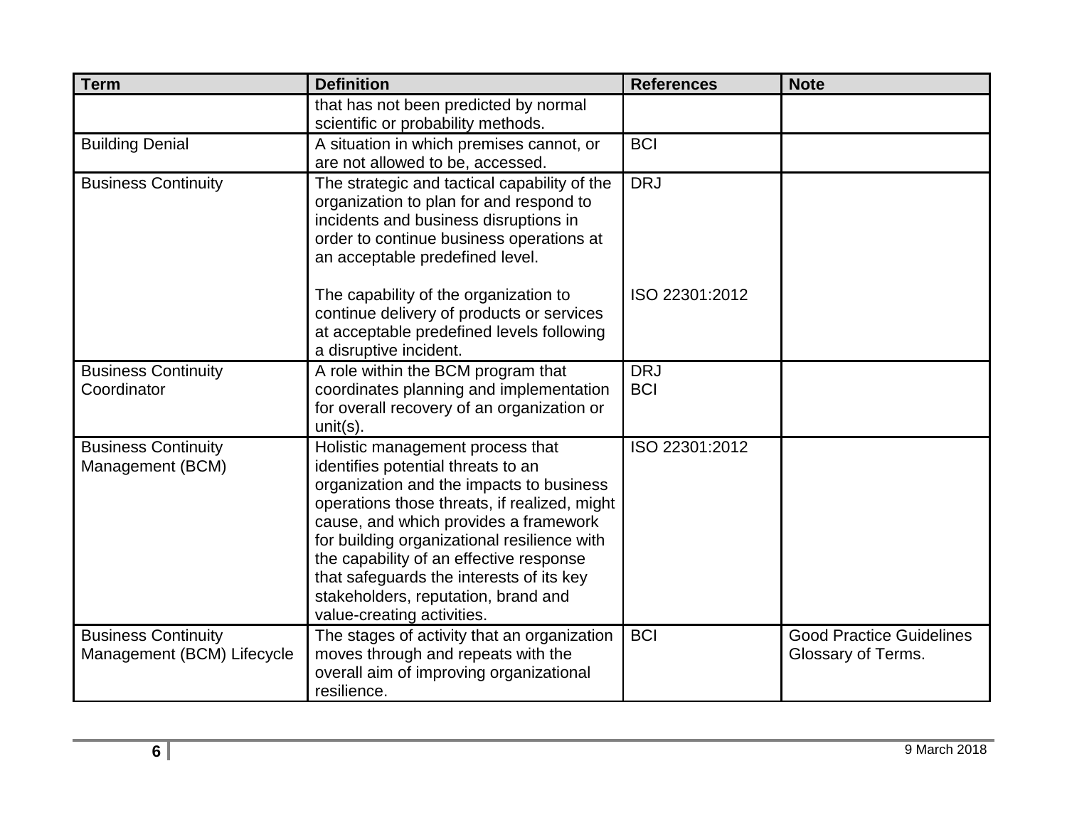| Term | Definition | References | Note |
| --- | --- | --- | --- |
| | that has not been predicted by normal scientific or probability methods. | | |
| Building Denial | A situation in which premises cannot, or are not allowed to be, accessed. | BCI | |
| Business Continuity | The strategic and tactical capability of the organization to plan for and respond to incidents and business disruptions in order to continue business operations at an acceptable predefined level.<br><br>The capability of the organization to continue delivery of products or services at acceptable predefined levels following a disruptive incident. | DRJ<br><br>ISO 22301:2012 | |
| Business Continuity Coordinator | A role within the BCM program that coordinates planning and implementation for overall recovery of an organization or unit(s). | DRJ<br>BCI | |
| Business Continuity Management (BCM) | Holistic management process that identifies potential threats to an organization and the impacts to business operations those threats, if realized, might cause, and which provides a framework for building organizational resilience with the capability of an effective response that safeguards the interests of its key stakeholders, reputation, brand and value-creating activities. | ISO 22301:2012 | |
| Business Continuity Management (BCM) Lifecycle | The stages of activity that an organization moves through and repeats with the overall aim of improving organizational resilience. | BCI | Good Practice Guidelines Glossary of Terms. |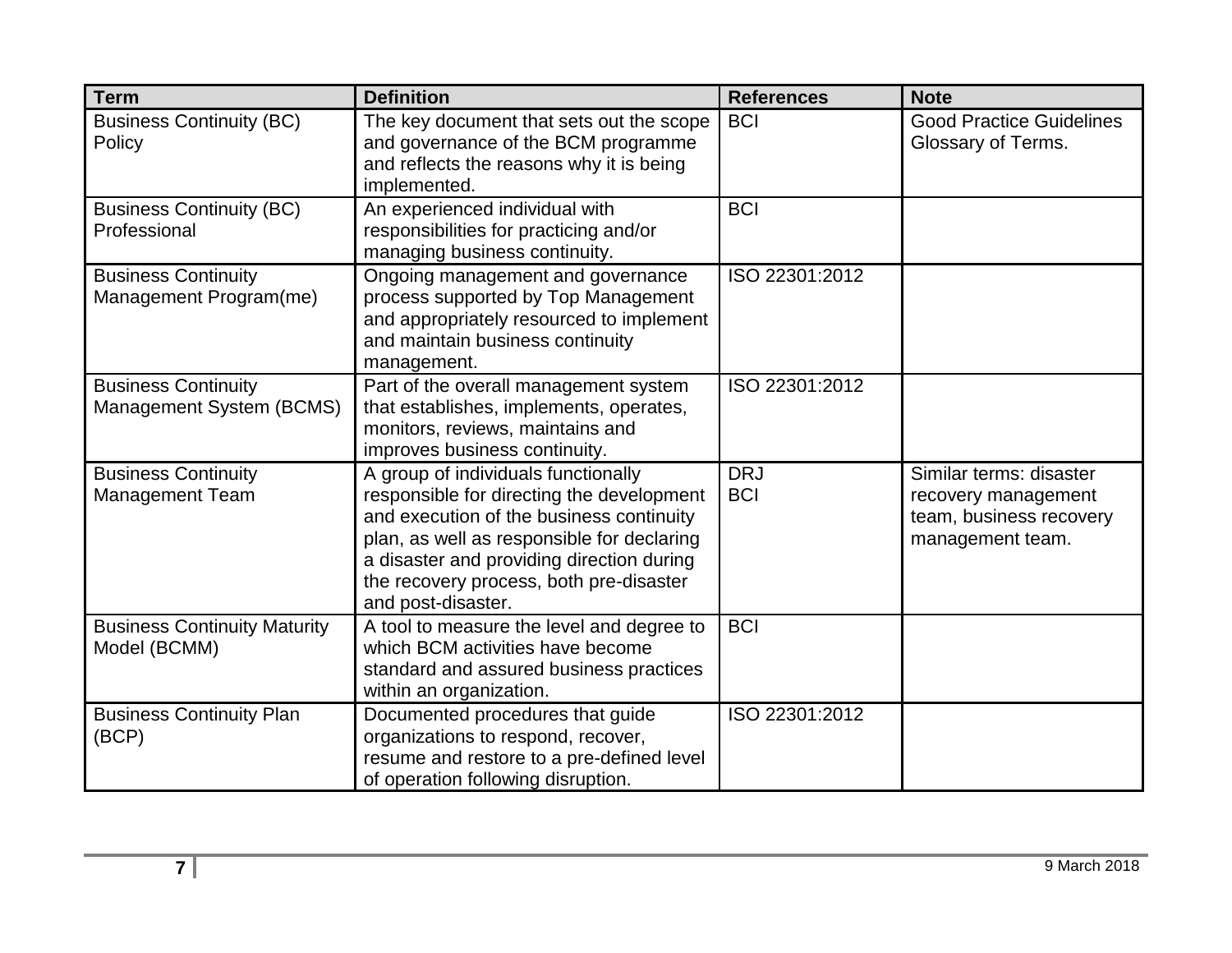| Term | Definition | References | Note |
|---|---|---|---|
| Business Continuity (BC) Policy | The key document that sets out the scope and governance of the BCM programme and reflects the reasons why it is being implemented. | BCI | Good Practice Guidelines Glossary of Terms. |
| Business Continuity (BC) Professional | An experienced individual with responsibilities for practicing and/or managing business continuity. | BCI | |
| Business Continuity Management Program(me) | Ongoing management and governance process supported by Top Management and appropriately resourced to implement and maintain business continuity management. | ISO 22301:2012 | |
| Business Continuity Management System (BCMS) | Part of the overall management system that establishes, implements, operates, monitors, reviews, maintains and improves business continuity. | ISO 22301:2012 | |
| Business Continuity Management Team | A group of individuals functionally responsible for directing the development and execution of the business continuity plan, as well as responsible for declaring a disaster and providing direction during the recovery process, both pre-disaster and post-disaster. | DRJ<br>BCI | Similar terms: disaster recovery management team, business recovery management team. |
| Business Continuity Maturity Model (BCMM) | A tool to measure the level and degree to which BCM activities have become standard and assured business practices within an organization. | BCI | |
| Business Continuity Plan (BCP) | Documented procedures that guide organizations to respond, recover, resume and restore to a pre-defined level of operation following disruption. | ISO 22301:2012 | |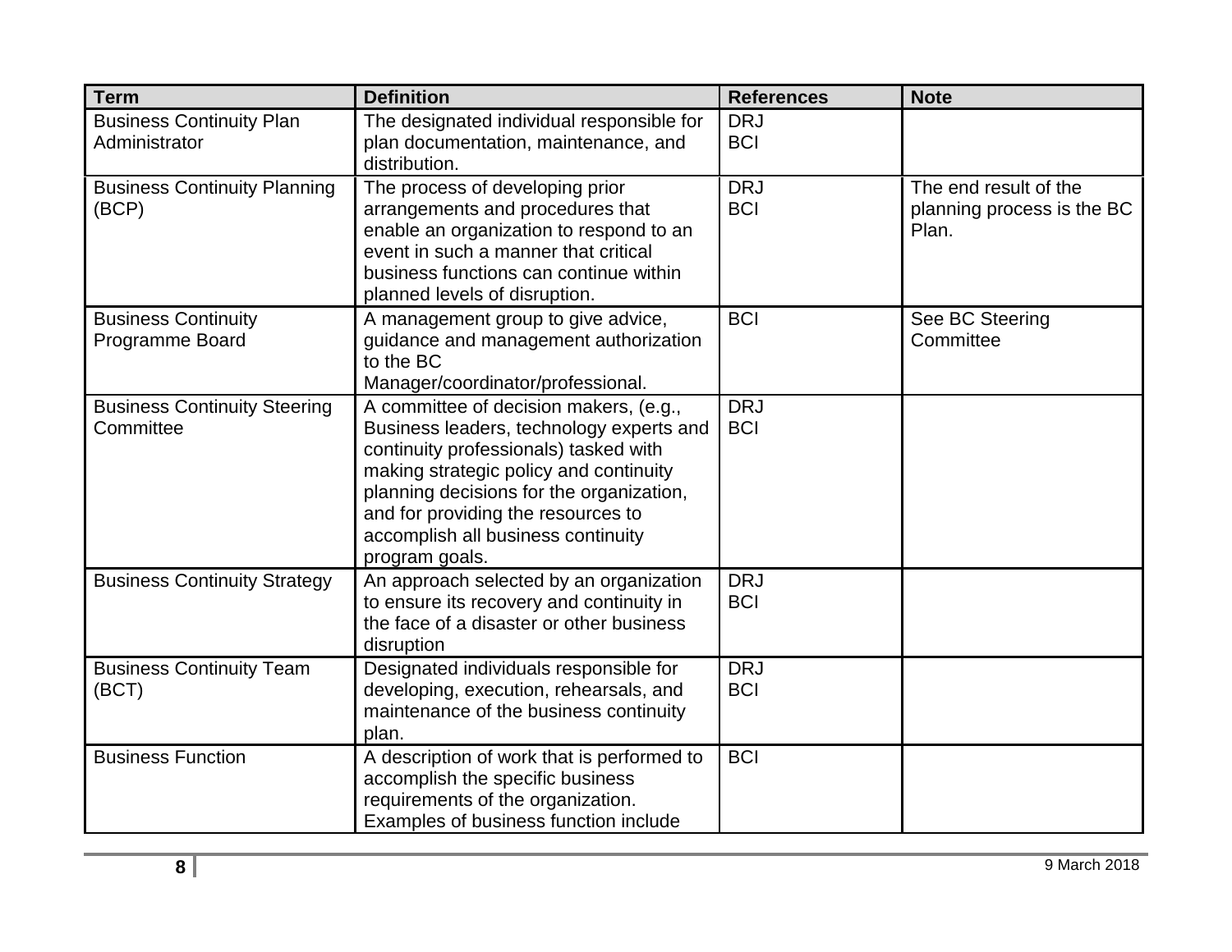| Term | Definition | References | Note |
|---|---|---|---|
| Business Continuity Plan Administrator | The designated individual responsible for plan documentation, maintenance, and distribution. | DRJ<br>BCI | |
| Business Continuity Planning (BCP) | The process of developing prior arrangements and procedures that enable an organization to respond to an event in such a manner that critical business functions can continue within planned levels of disruption. | DRJ<br>BCI | The end result of the planning process is the BC Plan. |
| Business Continuity Programme Board | A management group to give advice, guidance and management authorization to the BC Manager/coordinator/professional. | BCI | See BC Steering Committee |
| Business Continuity Steering Committee | A committee of decision makers, (e.g., Business leaders, technology experts and continuity professionals) tasked with making strategic policy and continuity planning decisions for the organization, and for providing the resources to accomplish all business continuity program goals. | DRJ<br>BCI | |
| Business Continuity Strategy | An approach selected by an organization to ensure its recovery and continuity in the face of a disaster or other business disruption | DRJ<br>BCI | |
| Business Continuity Team (BCT) | Designated individuals responsible for developing, execution, rehearsals, and maintenance of the business continuity plan. | DRJ<br>BCI | |
| Business Function | A description of work that is performed to accomplish the specific business requirements of the organization. Examples of business function include | BCI | |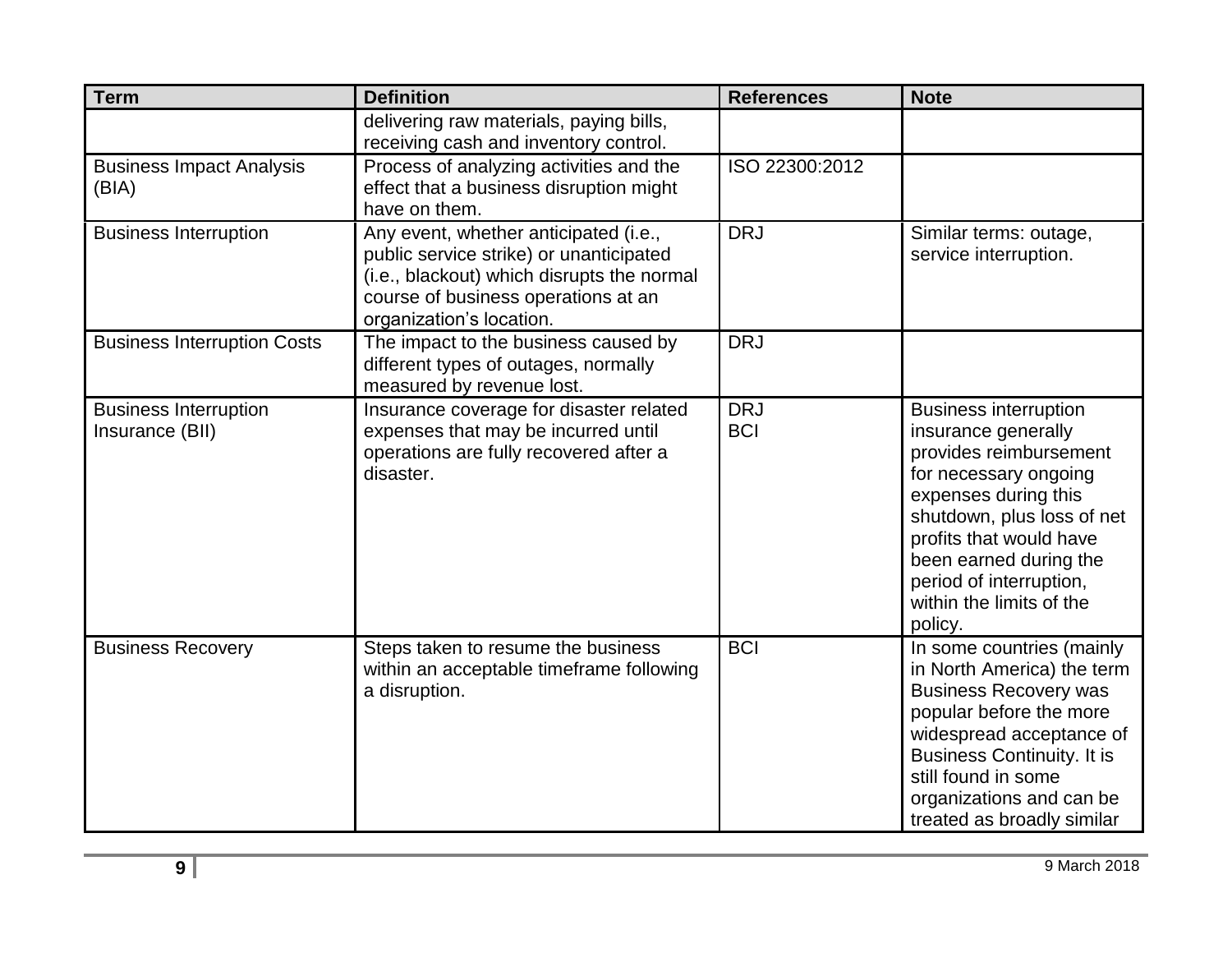| Term | Definition | References | Note |
|---|---|---|---|
| | delivering raw materials, paying bills, receiving cash and inventory control. | | |
| Business Impact Analysis (BIA) | Process of analyzing activities and the effect that a business disruption might have on them. | ISO 22300:2012 | |
| Business Interruption | Any event, whether anticipated (i.e., public service strike) or unanticipated (i.e., blackout) which disrupts the normal course of business operations at an organization's location. | DRJ | Similar terms: outage, service interruption. |
| Business Interruption Costs | The impact to the business caused by different types of outages, normally measured by revenue lost. | DRJ | |
| Business Interruption Insurance (BII) | Insurance coverage for disaster related expenses that may be incurred until operations are fully recovered after a disaster. | DRJ<br>BCI | Business interruption insurance generally provides reimbursement for necessary ongoing expenses during this shutdown, plus loss of net profits that would have been earned during the period of interruption, within the limits of the policy. |
| Business Recovery | Steps taken to resume the business within an acceptable timeframe following a disruption. | BCI | In some countries (mainly in North America) the term Business Recovery was popular before the more widespread acceptance of Business Continuity. It is still found in some organizations and can be treated as broadly similar |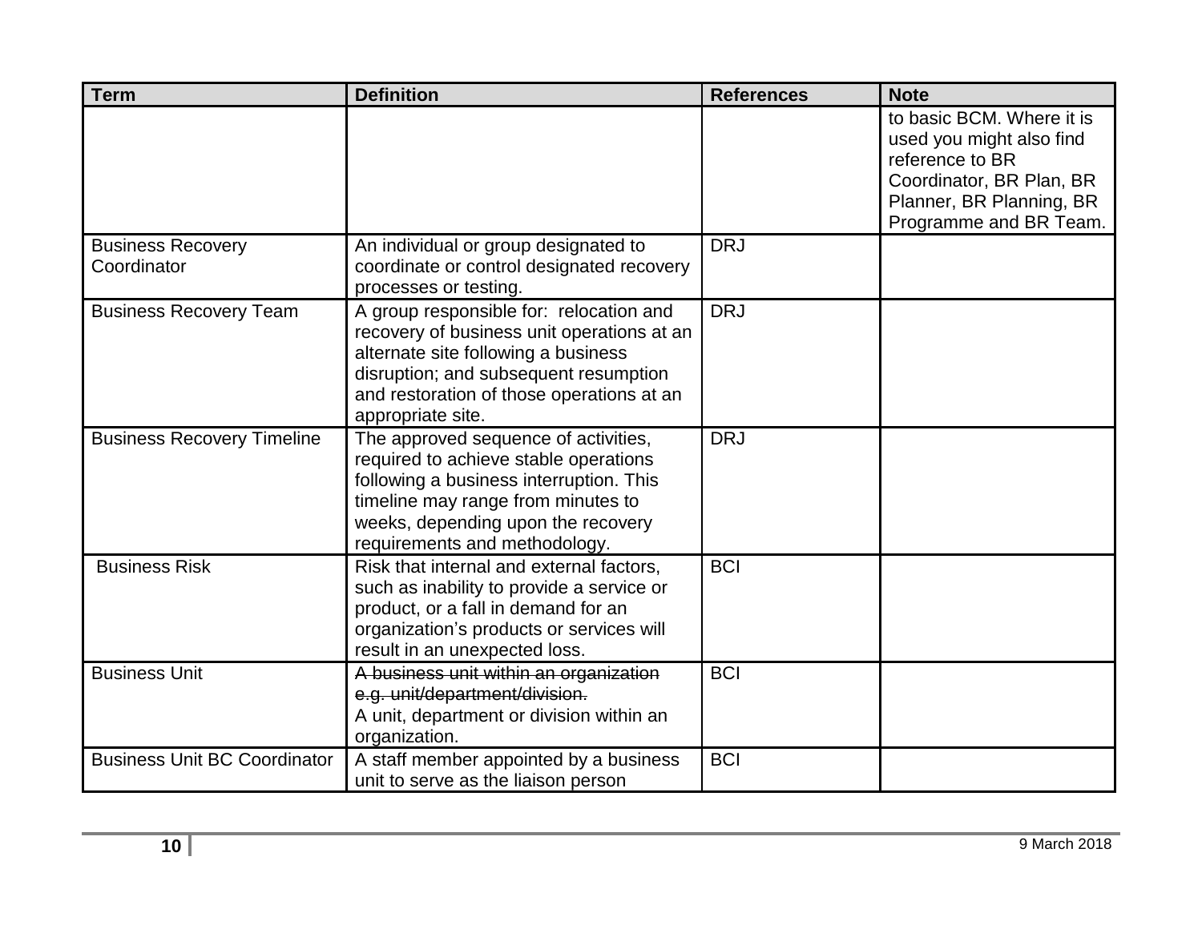| Term | Definition | References | Note |
| --- | --- | --- | --- |
| | | | to basic BCM. Where it is used you might also find reference to BR Coordinator, BR Plan, BR Planner, BR Planning, BR Programme and BR Team. |
| Business Recovery Coordinator | An individual or group designated to coordinate or control designated recovery processes or testing. | DRJ | |
| Business Recovery Team | A group responsible for: relocation and recovery of business unit operations at an alternate site following a business disruption; and subsequent resumption and restoration of those operations at an appropriate site. | DRJ | |
| Business Recovery Timeline | The approved sequence of activities, required to achieve stable operations following a business interruption. This timeline may range from minutes to weeks, depending upon the recovery requirements and methodology. | DRJ | |
| Business Risk | Risk that internal and external factors, such as inability to provide a service or product, or a fall in demand for an organization's products or services will result in an unexpected loss. | BCI | |
| Business Unit | ~~A business unit within an organization e.g. unit/department/division.~~ A unit, department or division within an organization. | BCI | |
| Business Unit BC Coordinator | A staff member appointed by a business unit to serve as the liaison person | BCI | |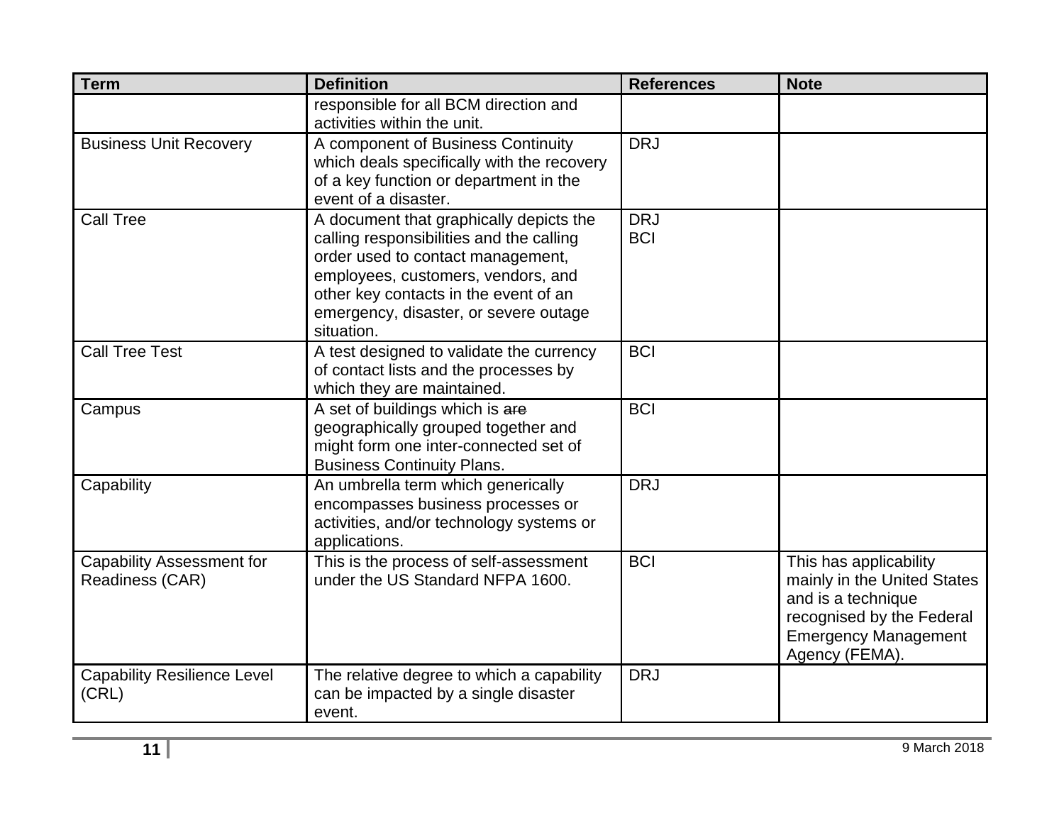| Term | Definition | References | Note |
|---|---|---|---|
| | responsible for all BCM direction and activities within the unit. | | |
| Business Unit Recovery | A component of Business Continuity which deals specifically with the recovery of a key function or department in the event of a disaster. | DRJ | |
| Call Tree | A document that graphically depicts the calling responsibilities and the calling order used to contact management, employees, customers, vendors, and other key contacts in the event of an emergency, disaster, or severe outage situation. | DRJ<br>BCI | |
| Call Tree Test | A test designed to validate the currency of contact lists and the processes by which they are maintained. | BCI | |
| Campus | A set of buildings which is ~~are~~ geographically grouped together and might form one inter-connected set of Business Continuity Plans. | BCI | |
| Capability | An umbrella term which generically encompasses business processes or activities, and/or technology systems or applications. | DRJ | |
| Capability Assessment for Readiness (CAR) | This is the process of self-assessment under the US Standard NFPA 1600. | BCI | This has applicability mainly in the United States and is a technique recognised by the Federal Emergency Management Agency (FEMA). |
| Capability Resilience Level (CRL) | The relative degree to which a capability can be impacted by a single disaster event. | DRJ | |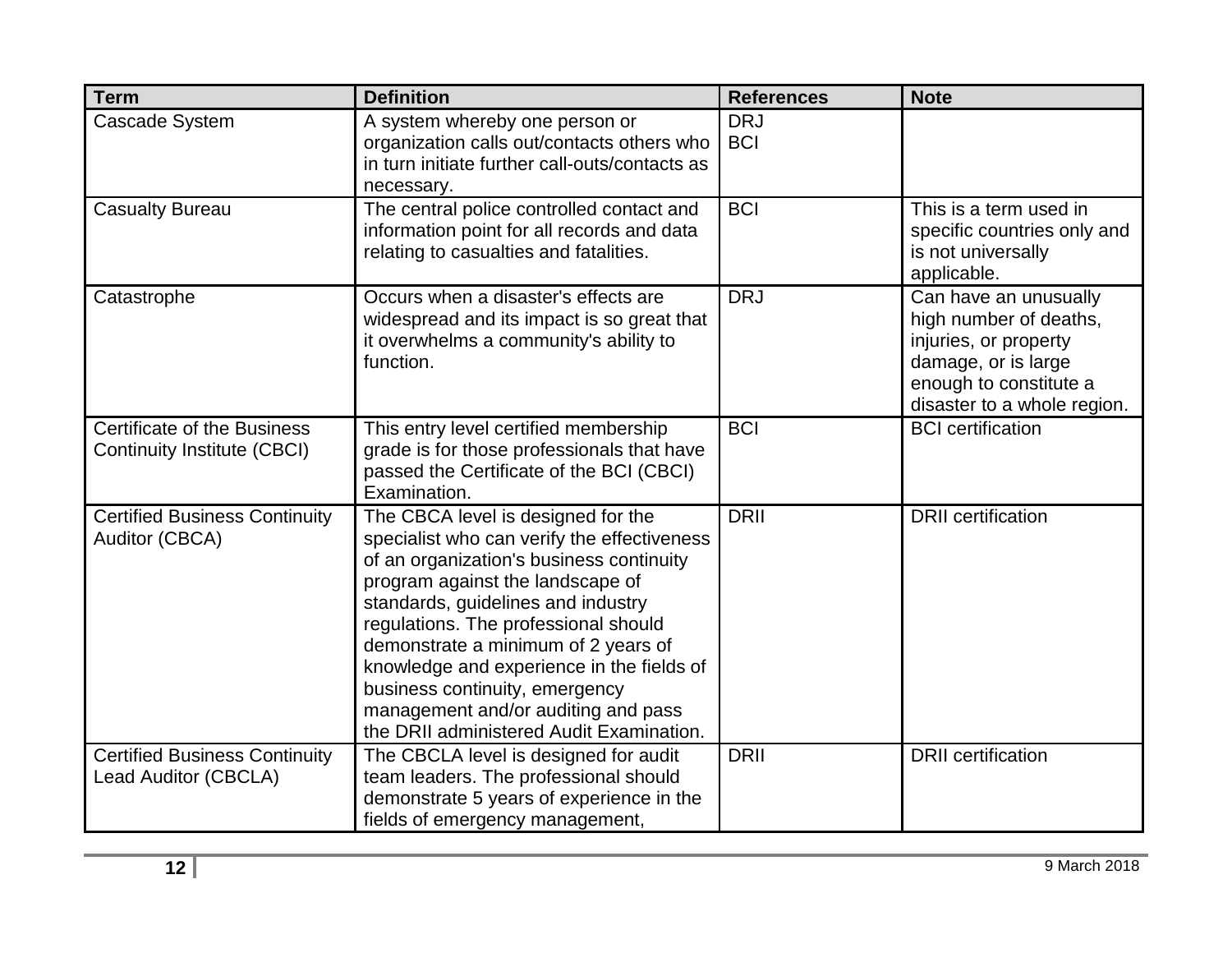| Term | Definition | References | Note |
| --- | --- | --- | --- |
| Cascade System | A system whereby one person or organization calls out/contacts others who in turn initiate further call-outs/contacts as necessary. | DRJ<br>BCI | |
| Casualty Bureau | The central police controlled contact and information point for all records and data relating to casualties and fatalities. | BCI | This is a term used in specific countries only and is not universally applicable. |
| Catastrophe | Occurs when a disaster's effects are widespread and its impact is so great that it overwhelms a community's ability to function. | DRJ | Can have an unusually high number of deaths, injuries, or property damage, or is large enough to constitute a disaster to a whole region. |
| Certificate of the Business Continuity Institute (CBCI) | This entry level certified membership grade is for those professionals that have passed the Certificate of the BCI (CBCI) Examination. | BCI | BCI certification |
| Certified Business Continuity Auditor (CBCA) | The CBCA level is designed for the specialist who can verify the effectiveness of an organization's business continuity program against the landscape of standards, guidelines and industry regulations. The professional should demonstrate a minimum of 2 years of knowledge and experience in the fields of business continuity, emergency management and/or auditing and pass the DRII administered Audit Examination. | DRII | DRII certification |
| Certified Business Continuity Lead Auditor (CBCLA) | The CBCLA level is designed for audit team leaders. The professional should demonstrate 5 years of experience in the fields of emergency management, | DRII | DRII certification |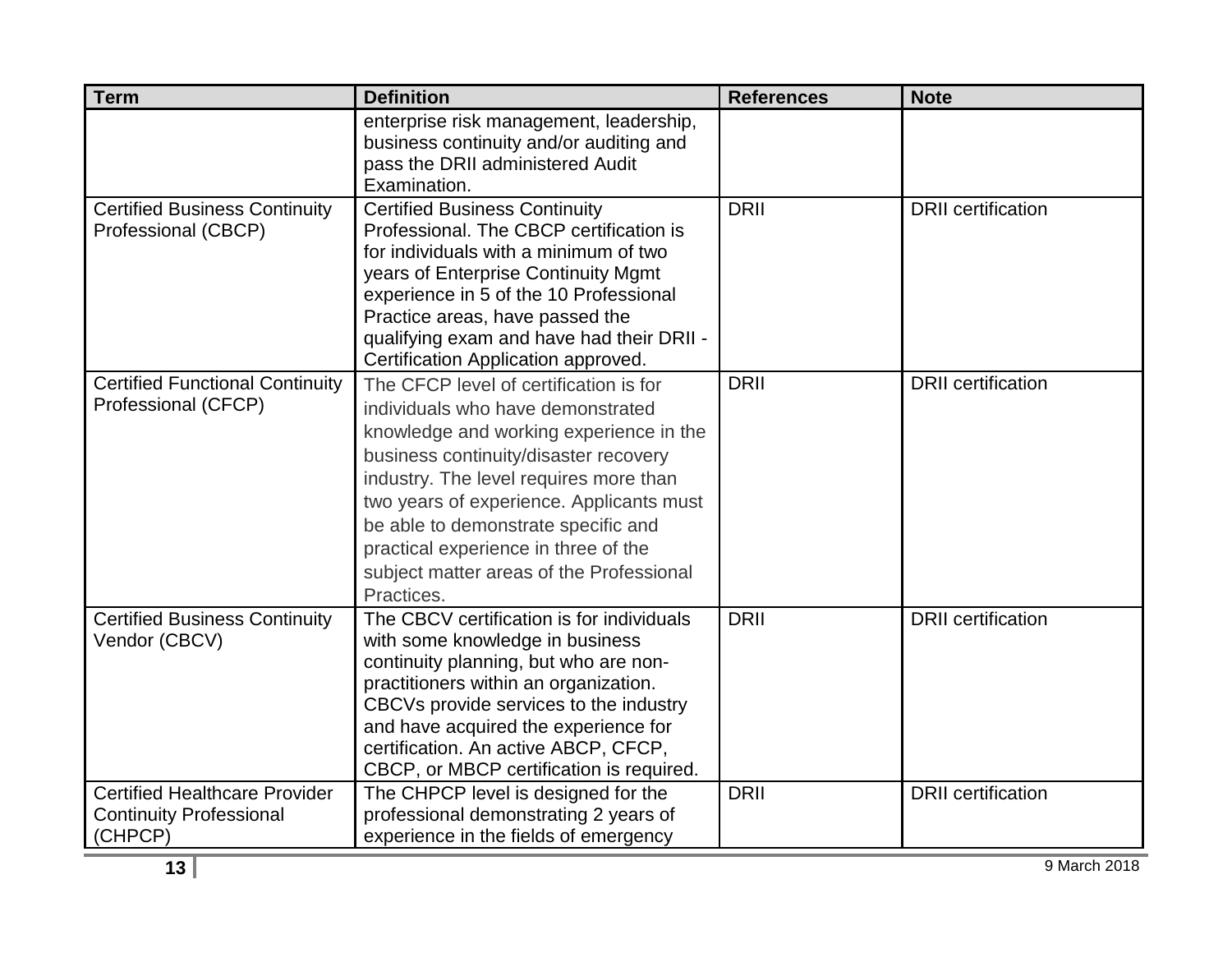| Term | Definition | References | Note |
| --- | --- | --- | --- |
| | enterprise risk management, leadership, business continuity and/or auditing and pass the DRII administered Audit Examination. | | |
| Certified Business Continuity Professional (CBCP) | Certified Business Continuity Professional. The CBCP certification is for individuals with a minimum of two years of Enterprise Continuity Mgmt experience in 5 of the 10 Professional Practice areas, have passed the qualifying exam and have had their DRII - Certification Application approved. | DRII | DRII certification |
| Certified Functional Continuity Professional (CFCP) | The CFCP level of certification is for individuals who have demonstrated knowledge and working experience in the business continuity/disaster recovery industry. The level requires more than two years of experience. Applicants must be able to demonstrate specific and practical experience in three of the subject matter areas of the Professional Practices. | DRII | DRII certification |
| Certified Business Continuity Vendor (CBCV) | The CBCV certification is for individuals with some knowledge in business continuity planning, but who are non-practitioners within an organization. CBCVs provide services to the industry and have acquired the experience for certification. An active ABCP, CFCP, CBCP, or MBCP certification is required. | DRII | DRII certification |
| Certified Healthcare Provider Continuity Professional (CHPCP) | The CHPCP level is designed for the professional demonstrating 2 years of experience in the fields of emergency | DRII | DRII certification |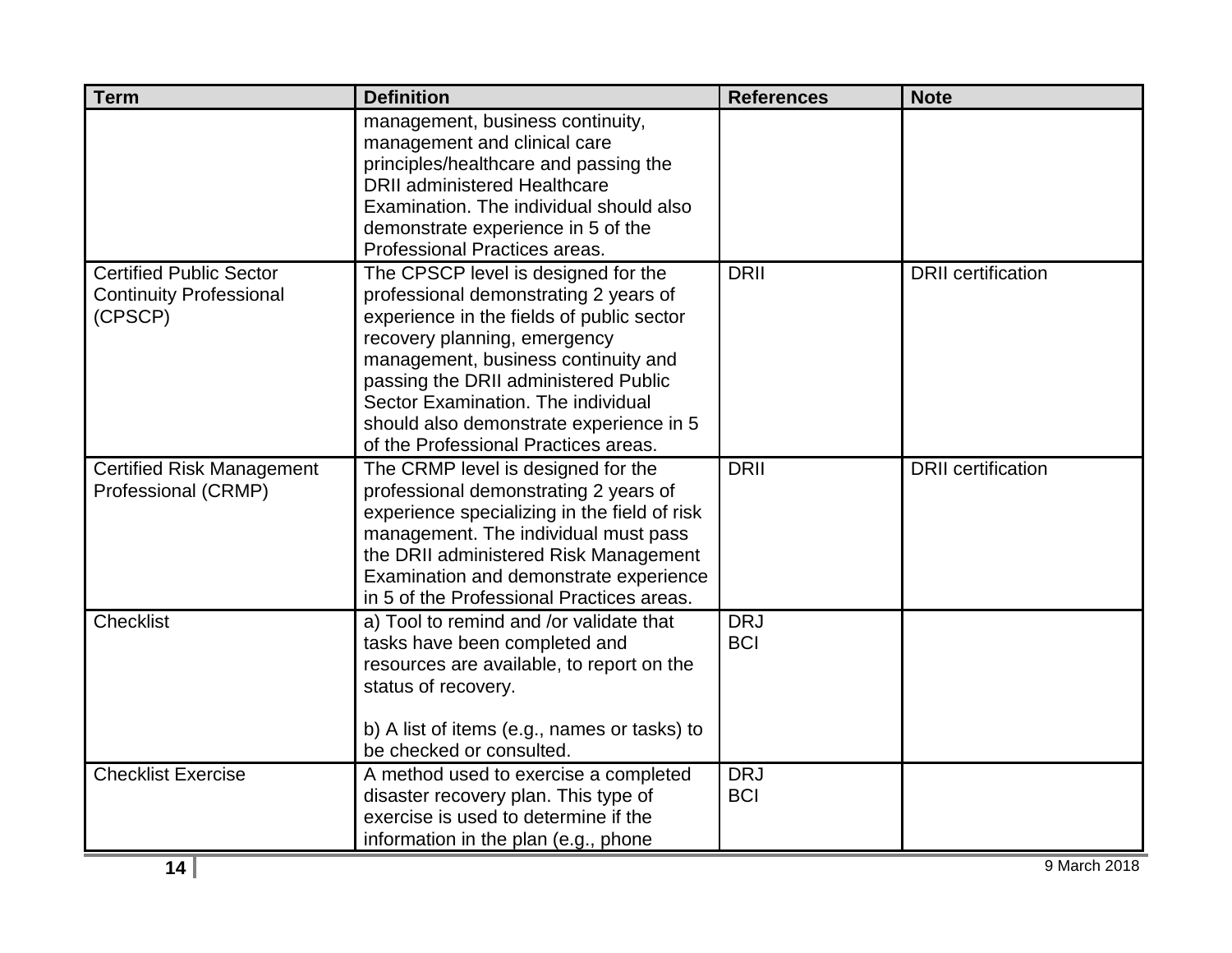| Term | Definition | References | Note |
|---|---|---|---|
| | management, business continuity, management and clinical care principles/healthcare and passing the DRII administered Healthcare Examination. The individual should also demonstrate experience in 5 of the Professional Practices areas. | | |
| Certified Public Sector Continuity Professional (CPSCP) | The CPSCP level is designed for the professional demonstrating 2 years of experience in the fields of public sector recovery planning, emergency management, business continuity and passing the DRII administered Public Sector Examination. The individual should also demonstrate experience in 5 of the Professional Practices areas. | DRII | DRII certification |
| Certified Risk Management Professional (CRMP) | The CRMP level is designed for the professional demonstrating 2 years of experience specializing in the field of risk management. The individual must pass the DRII administered Risk Management Examination and demonstrate experience in 5 of the Professional Practices areas. | DRII | DRII certification |
| Checklist | a) Tool to remind and /or validate that tasks have been completed and resources are available, to report on the status of recovery.<br><br>b) A list of items (e.g., names or tasks) to be checked or consulted. | DRJ<br>BCI | |
| Checklist Exercise | A method used to exercise a completed disaster recovery plan. This type of exercise is used to determine if the information in the plan (e.g., phone | DRJ<br>BCI | |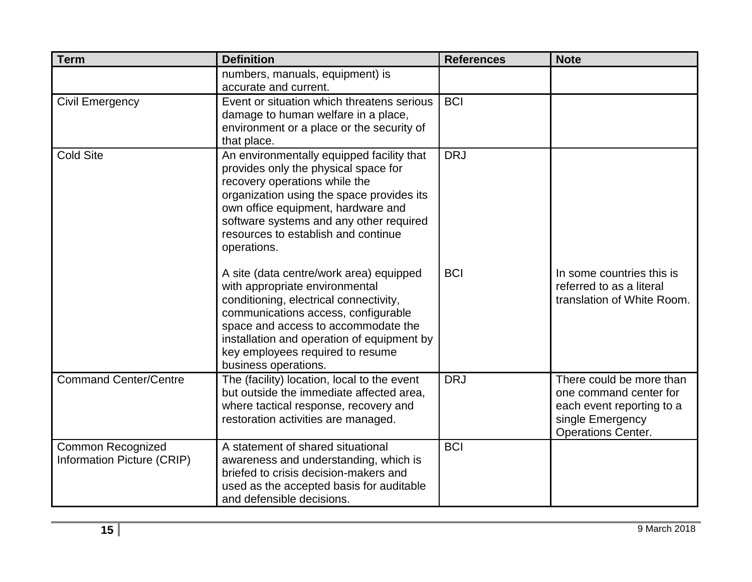| Term | Definition | References | Note |
|---|---|---|---|
| | numbers, manuals, equipment) is accurate and current. | | |
| Civil Emergency | Event or situation which threatens serious damage to human welfare in a place, environment or a place or the security of that place. | BCI | |
| Cold Site | An environmentally equipped facility that provides only the physical space for recovery operations while the organization using the space provides its own office equipment, hardware and software systems and any other required resources to establish and continue operations. | DRJ | |
| | A site (data centre/work area) equipped with appropriate environmental conditioning, electrical connectivity, communications access, configurable space and access to accommodate the installation and operation of equipment by key employees required to resume business operations. | BCI | In some countries this is referred to as a literal translation of White Room. |
| Command Center/Centre | The (facility) location, local to the event but outside the immediate affected area, where tactical response, recovery and restoration activities are managed. | DRJ | There could be more than one command center for each event reporting to a single Emergency Operations Center. |
| Common Recognized Information Picture (CRIP) | A statement of shared situational awareness and understanding, which is briefed to crisis decision-makers and used as the accepted basis for auditable and defensible decisions. | BCI | |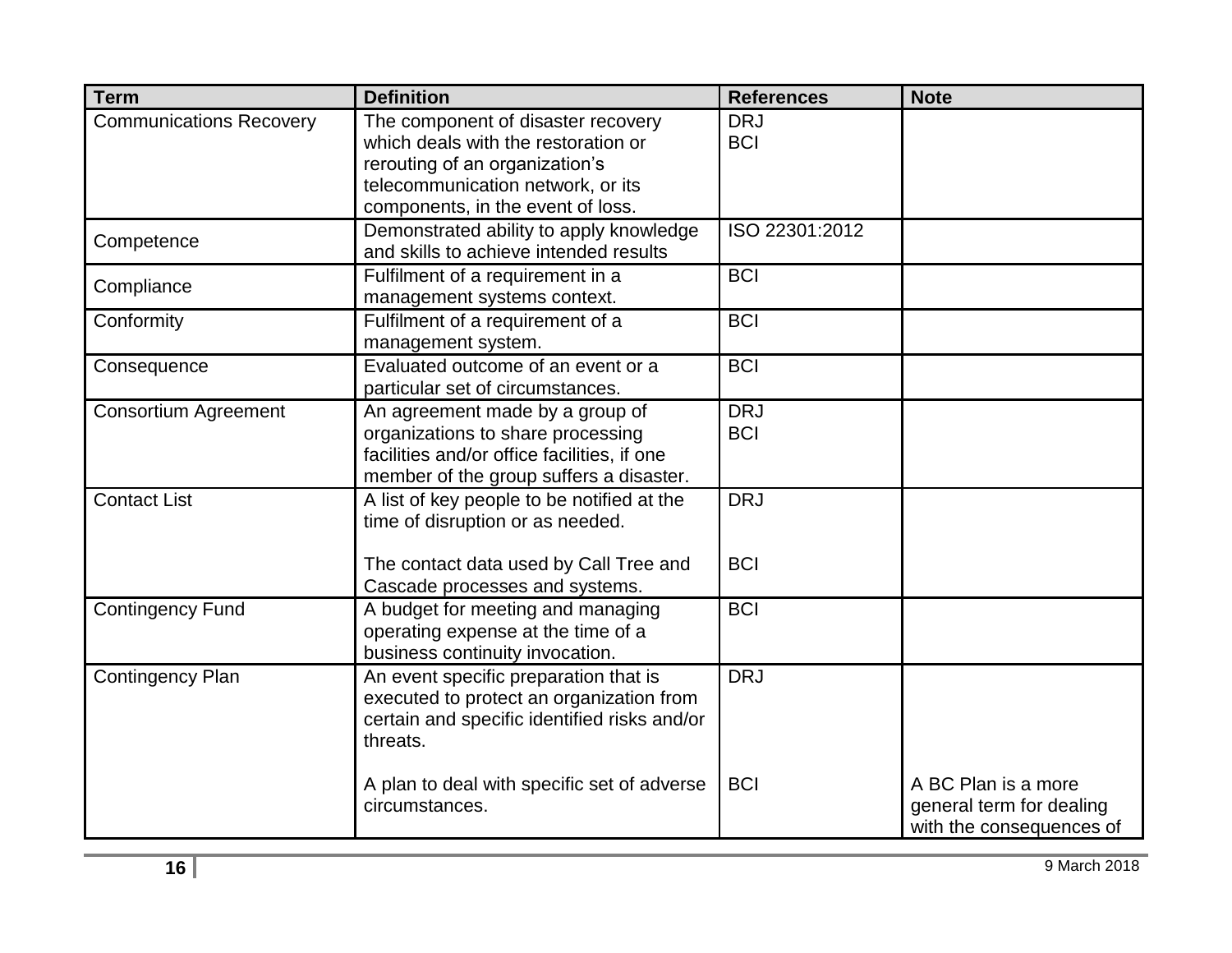| Term | Definition | References | Note |
| --- | --- | --- | --- |
| Communications Recovery | The component of disaster recovery which deals with the restoration or rerouting of an organization's telecommunication network, or its components, in the event of loss. | DRJ<br>BCI | |
| Competence | Demonstrated ability to apply knowledge and skills to achieve intended results | ISO 22301:2012 | |
| Compliance | Fulfilment of a requirement in a management systems context. | BCI | |
| Conformity | Fulfilment of a requirement of a management system. | BCI | |
| Consequence | Evaluated outcome of an event or a particular set of circumstances. | BCI | |
| Consortium Agreement | An agreement made by a group of organizations to share processing facilities and/or office facilities, if one member of the group suffers a disaster. | DRJ<br>BCI | |
| Contact List | A list of key people to be notified at the time of disruption or as needed.<br><br>The contact data used by Call Tree and Cascade processes and systems. | DRJ<br><br>BCI | |
| Contingency Fund | A budget for meeting and managing operating expense at the time of a business continuity invocation. | BCI | |
| Contingency Plan | An event specific preparation that is executed to protect an organization from certain and specific identified risks and/or threats.<br><br>A plan to deal with specific set of adverse circumstances. | DRJ<br><br>BCI | <br><br>A BC Plan is a more general term for dealing with the consequences of |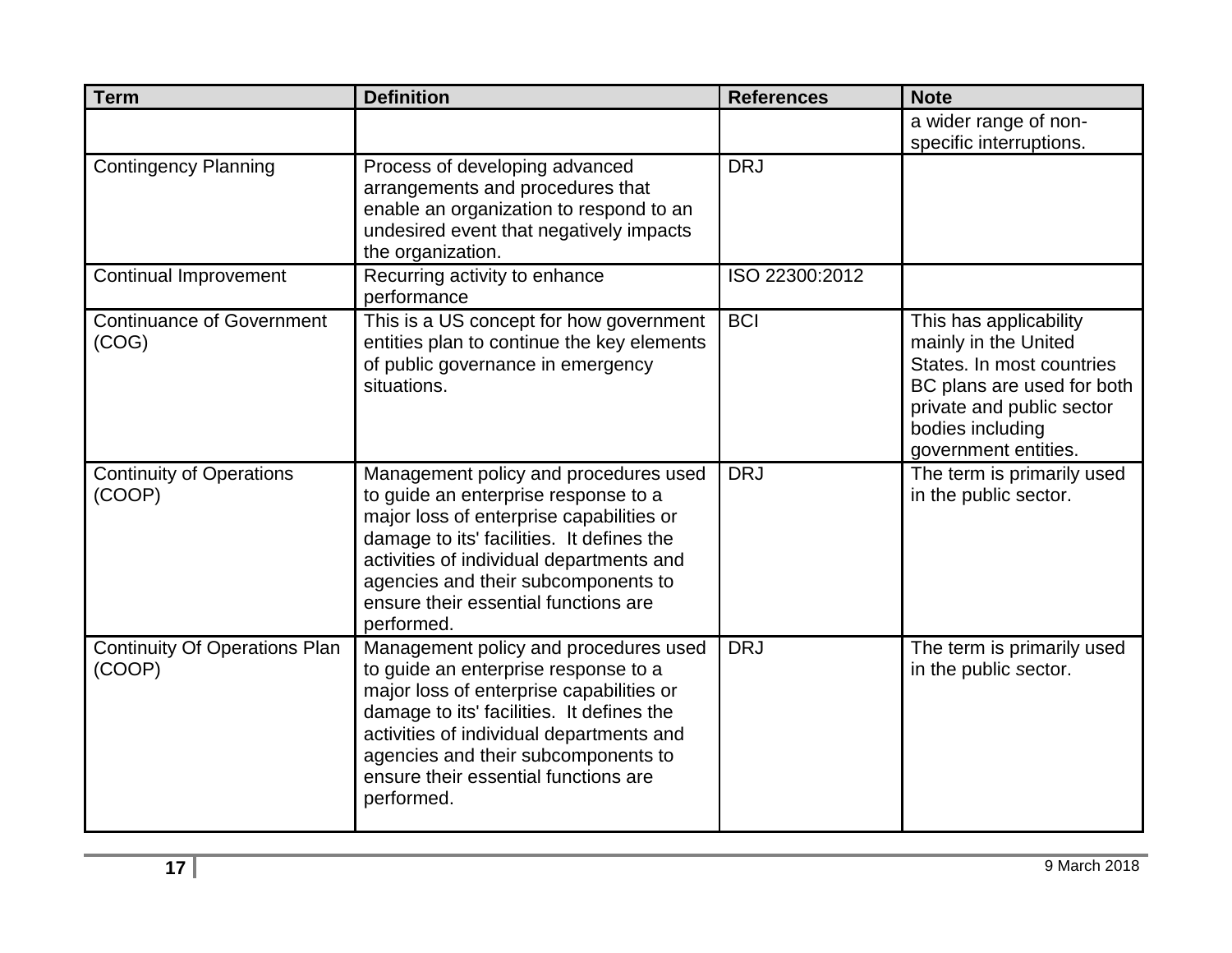| Term | Definition | References | Note |
| --- | --- | --- | --- |
| | | | a wider range of non-specific interruptions. |
| Contingency Planning | Process of developing advanced arrangements and procedures that enable an organization to respond to an undesired event that negatively impacts the organization. | DRJ | |
| Continual Improvement | Recurring activity to enhance performance | ISO 22300:2012 | |
| Continuance of Government (COG) | This is a US concept for how government entities plan to continue the key elements of public governance in emergency situations. | BCI | This has applicability mainly in the United States. In most countries BC plans are used for both private and public sector bodies including government entities. |
| Continuity of Operations (COOP) | Management policy and procedures used to guide an enterprise response to a major loss of enterprise capabilities or damage to its' facilities. It defines the activities of individual departments and agencies and their subcomponents to ensure their essential functions are performed. | DRJ | The term is primarily used in the public sector. |
| Continuity Of Operations Plan (COOP) | Management policy and procedures used to guide an enterprise response to a major loss of enterprise capabilities or damage to its' facilities. It defines the activities of individual departments and agencies and their subcomponents to ensure their essential functions are performed. | DRJ | The term is primarily used in the public sector. |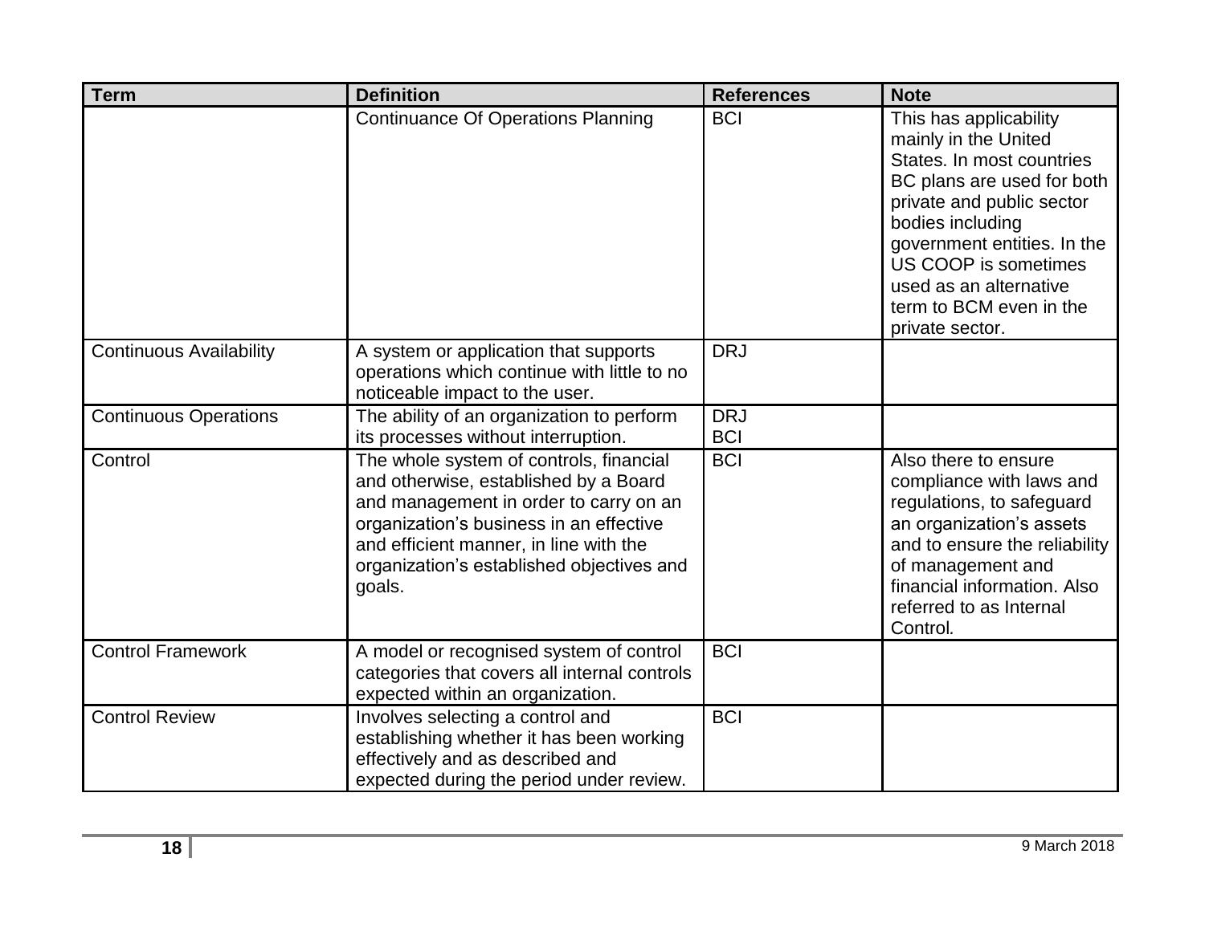| Term | Definition | References | Note |
| --- | --- | --- | --- |
| | Continuance Of Operations Planning | BCI | This has applicability mainly in the United States. In most countries BC plans are used for both private and public sector bodies including government entities. In the US COOP is sometimes used as an alternative term to BCM even in the private sector. |
| Continuous Availability | A system or application that supports operations which continue with little to no noticeable impact to the user. | DRJ | |
| Continuous Operations | The ability of an organization to perform its processes without interruption. | DRJ<br>BCI | |
| Control | The whole system of controls, financial and otherwise, established by a Board and management in order to carry on an organization's business in an effective and efficient manner, in line with the organization's established objectives and goals. | BCI | Also there to ensure compliance with laws and regulations, to safeguard an organization's assets and to ensure the reliability of management and financial information. Also referred to as Internal Control. |
| Control Framework | A model or recognised system of control categories that covers all internal controls expected within an organization. | BCI | |
| Control Review | Involves selecting a control and establishing whether it has been working effectively and as described and expected during the period under review. | BCI | |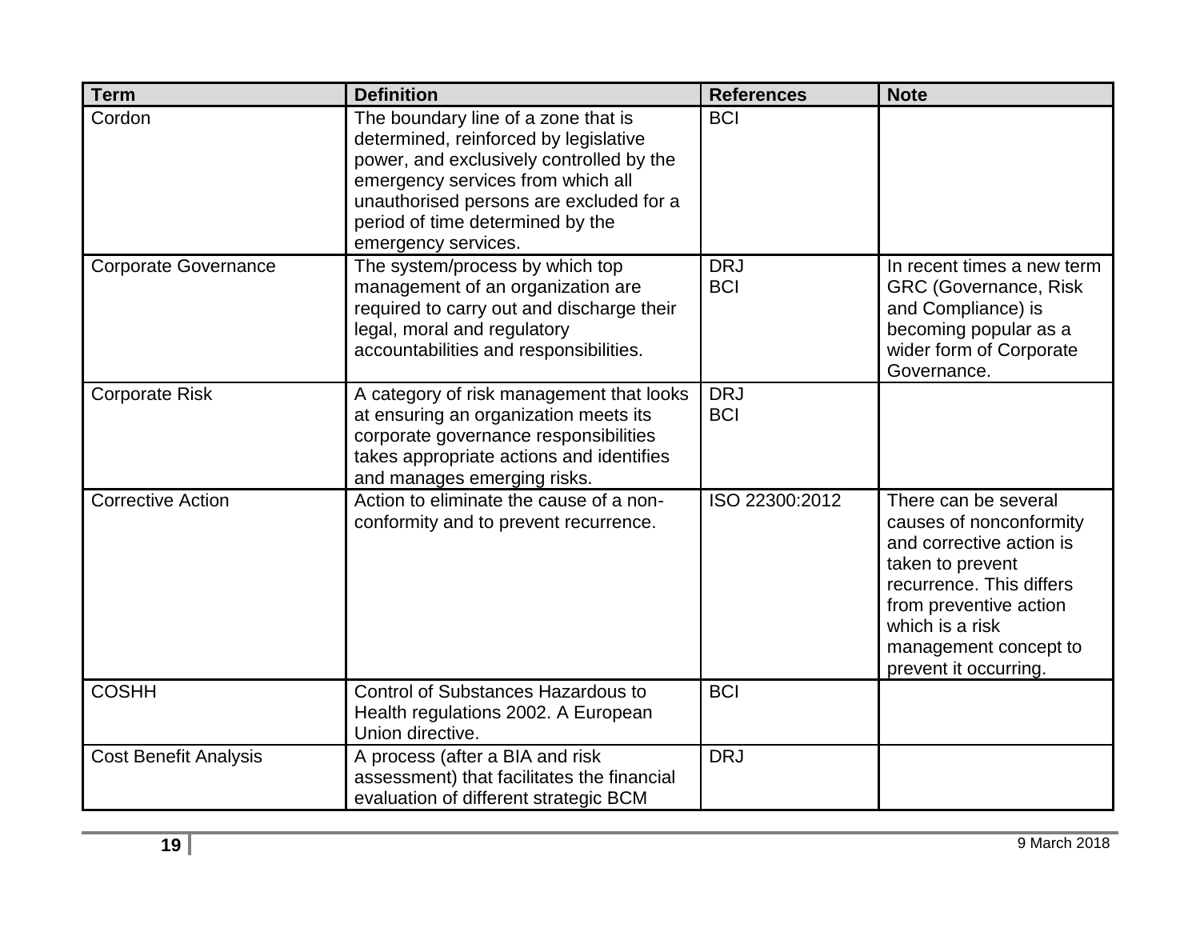| Term | Definition | References | Note |
| --- | --- | --- | --- |
| Cordon | The boundary line of a zone that is determined, reinforced by legislative power, and exclusively controlled by the emergency services from which all unauthorised persons are excluded for a period of time determined by the emergency services. | BCI | |
| Corporate Governance | The system/process by which top management of an organization are required to carry out and discharge their legal, moral and regulatory accountabilities and responsibilities. | DRJ<br>BCI | In recent times a new term GRC (Governance, Risk and Compliance) is becoming popular as a wider form of Corporate Governance. |
| Corporate Risk | A category of risk management that looks at ensuring an organization meets its corporate governance responsibilities takes appropriate actions and identifies and manages emerging risks. | DRJ<br>BCI | |
| Corrective Action | Action to eliminate the cause of a non-conformity and to prevent recurrence. | ISO 22300:2012 | There can be several causes of nonconformity and corrective action is taken to prevent recurrence. This differs from preventive action which is a risk management concept to prevent it occurring. |
| COSHH | Control of Substances Hazardous to Health regulations 2002. A European Union directive. | BCI | |
| Cost Benefit Analysis | A process (after a BIA and risk assessment) that facilitates the financial evaluation of different strategic BCM | DRJ | |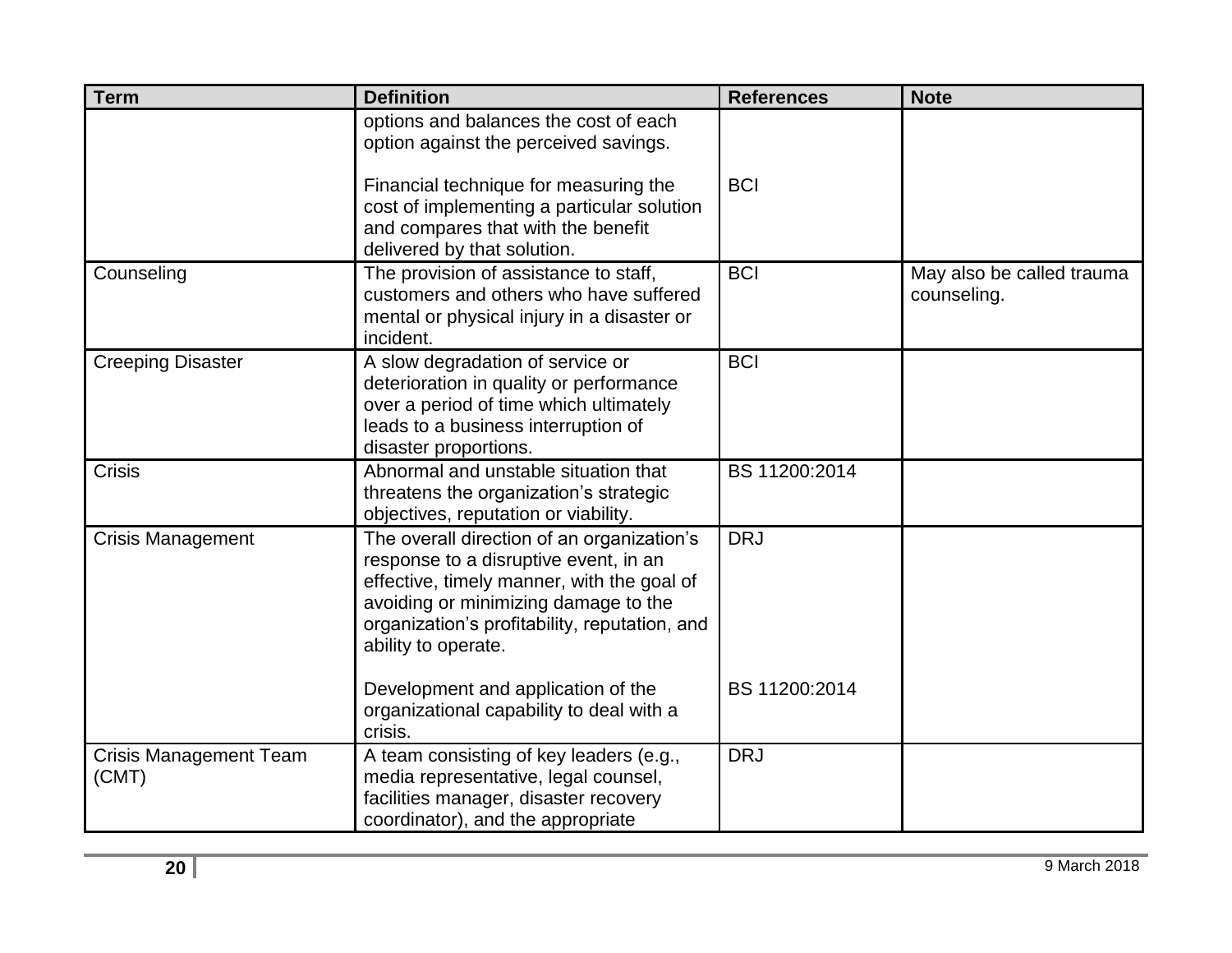| Term | Definition | References | Note |
|---|---|---|---|
| | options and balances the cost of each option against the perceived savings. | | |
| | Financial technique for measuring the cost of implementing a particular solution and compares that with the benefit delivered by that solution. | BCI | |
| Counseling | The provision of assistance to staff, customers and others who have suffered mental or physical injury in a disaster or incident. | BCI | May also be called trauma counseling. |
| Creeping Disaster | A slow degradation of service or deterioration in quality or performance over a period of time which ultimately leads to a business interruption of disaster proportions. | BCI | |
| Crisis | Abnormal and unstable situation that threatens the organization's strategic objectives, reputation or viability. | BS 11200:2014 | |
| Crisis Management | The overall direction of an organization's response to a disruptive event, in an effective, timely manner, with the goal of avoiding or minimizing damage to the organization's profitability, reputation, and ability to operate. | DRJ | |
| | Development and application of the organizational capability to deal with a crisis. | BS 11200:2014 | |
| Crisis Management Team (CMT) | A team consisting of key leaders (e.g., media representative, legal counsel, facilities manager, disaster recovery coordinator), and the appropriate | DRJ | |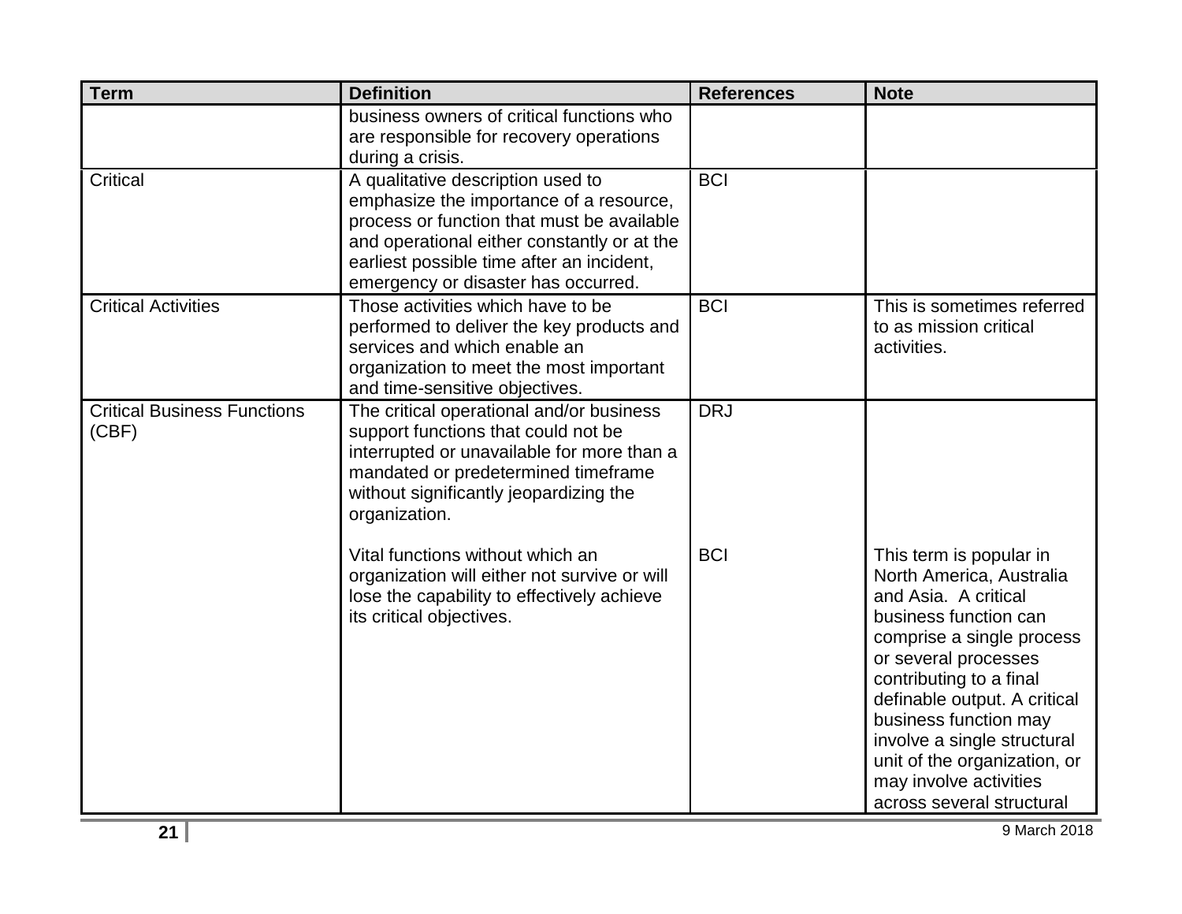| Term | Definition | References | Note |
|---|---|---|---|
| | business owners of critical functions who are responsible for recovery operations during a crisis. | | |
| Critical | A qualitative description used to emphasize the importance of a resource, process or function that must be available and operational either constantly or at the earliest possible time after an incident, emergency or disaster has occurred. | BCI | |
| Critical Activities | Those activities which have to be performed to deliver the key products and services and which enable an organization to meet the most important and time-sensitive objectives. | BCI | This is sometimes referred to as mission critical activities. |
| Critical Business Functions (CBF) | The critical operational and/or business support functions that could not be interrupted or unavailable for more than a mandated or predetermined timeframe without significantly jeopardizing the organization. | DRJ | |
| | Vital functions without which an organization will either not survive or will lose the capability to effectively achieve its critical objectives. | BCI | This term is popular in North America, Australia and Asia. A critical business function can comprise a single process or several processes contributing to a final definable output. A critical business function may involve a single structural unit of the organization, or may involve activities across several structural |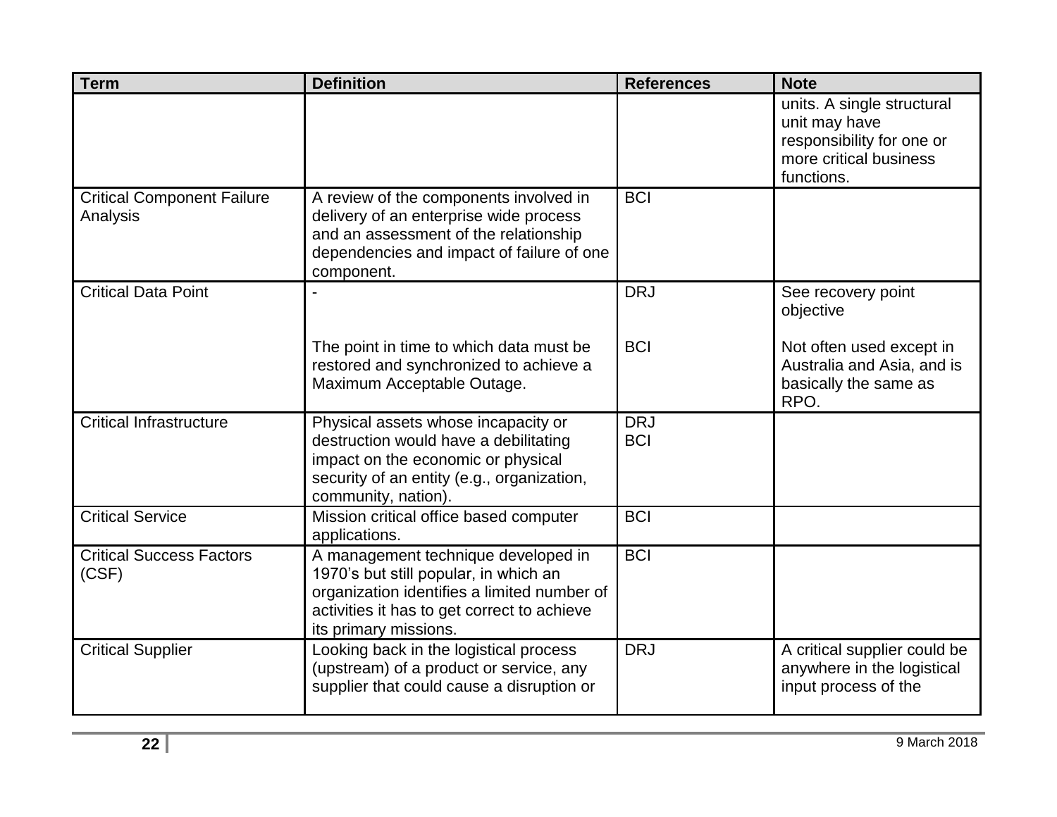| Term | Definition | References | Note |
|---|---|---|---|
| | | | units. A single structural unit may have responsibility for one or more critical business functions. |
| Critical Component Failure Analysis | A review of the components involved in delivery of an enterprise wide process and an assessment of the relationship dependencies and impact of failure of one component. | BCI | |
| Critical Data Point | - | DRJ | See recovery point objective |
| | The point in time to which data must be restored and synchronized to achieve a Maximum Acceptable Outage. | BCI | Not often used except in Australia and Asia, and is basically the same as RPO. |
| Critical Infrastructure | Physical assets whose incapacity or destruction would have a debilitating impact on the economic or physical security of an entity (e.g., organization, community, nation). | DRJ<br>BCI | |
| Critical Service | Mission critical office based computer applications. | BCI | |
| Critical Success Factors (CSF) | A management technique developed in 1970's but still popular, in which an organization identifies a limited number of activities it has to get correct to achieve its primary missions. | BCI | |
| Critical Supplier | Looking back in the logistical process (upstream) of a product or service, any supplier that could cause a disruption or | DRJ | A critical supplier could be anywhere in the logistical input process of the |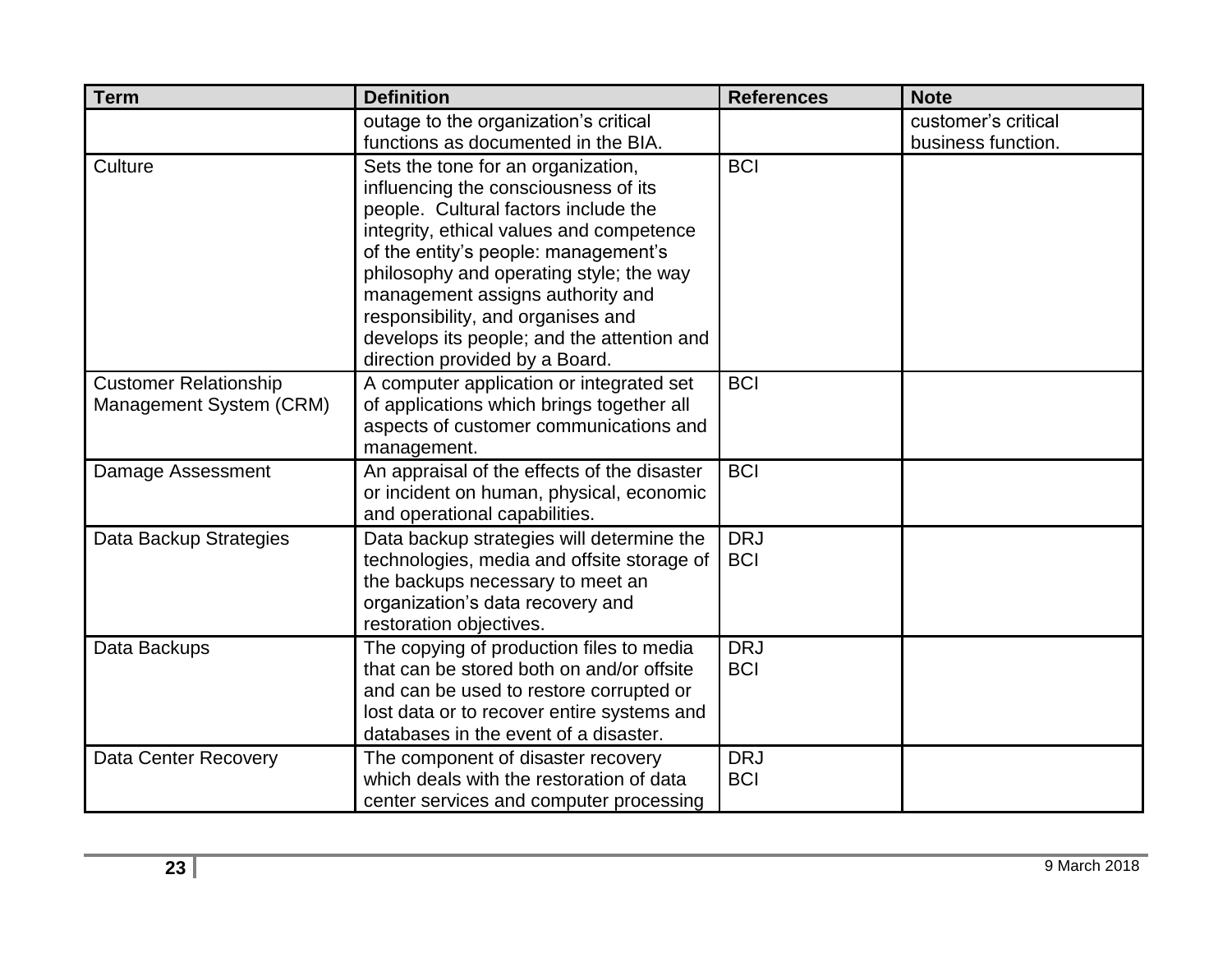| Term | Definition | References | Note |
| --- | --- | --- | --- |
| | outage to the organization's critical functions as documented in the BIA. | | customer's critical business function. |
| Culture | Sets the tone for an organization, influencing the consciousness of its people. Cultural factors include the integrity, ethical values and competence of the entity's people: management's philosophy and operating style; the way management assigns authority and responsibility, and organises and develops its people; and the attention and direction provided by a Board. | BCI | |
| Customer Relationship Management System (CRM) | A computer application or integrated set of applications which brings together all aspects of customer communications and management. | BCI | |
| Damage Assessment | An appraisal of the effects of the disaster or incident on human, physical, economic and operational capabilities. | BCI | |
| Data Backup Strategies | Data backup strategies will determine the technologies, media and offsite storage of the backups necessary to meet an organization's data recovery and restoration objectives. | DRJ<br>BCI | |
| Data Backups | The copying of production files to media that can be stored both on and/or offsite and can be used to restore corrupted or lost data or to recover entire systems and databases in the event of a disaster. | DRJ<br>BCI | |
| Data Center Recovery | The component of disaster recovery which deals with the restoration of data center services and computer processing | DRJ<br>BCI | |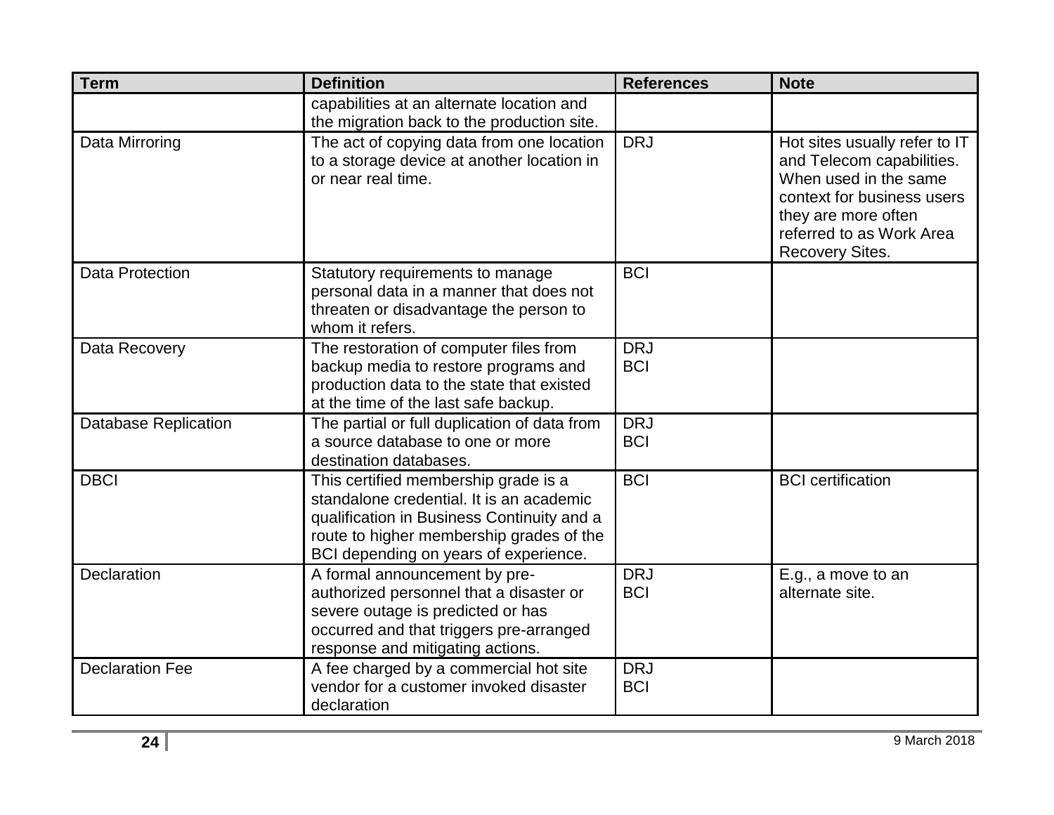| Term | Definition | References | Note |
|---|---|---|---|
| | capabilities at an alternate location and the migration back to the production site. | | |
| Data Mirroring | The act of copying data from one location to a storage device at another location in or near real time. | DRJ | Hot sites usually refer to IT and Telecom capabilities. When used in the same context for business users they are more often referred to as Work Area Recovery Sites. |
| Data Protection | Statutory requirements to manage personal data in a manner that does not threaten or disadvantage the person to whom it refers. | BCI | |
| Data Recovery | The restoration of computer files from backup media to restore programs and production data to the state that existed at the time of the last safe backup. | DRJ<br>BCI | |
| Database Replication | The partial or full duplication of data from a source database to one or more destination databases. | DRJ<br>BCI | |
| DBCI | This certified membership grade is a standalone credential. It is an academic qualification in Business Continuity and a route to higher membership grades of the BCI depending on years of experience. | BCI | BCI certification |
| Declaration | A formal announcement by pre-authorized personnel that a disaster or severe outage is predicted or has occurred and that triggers pre-arranged response and mitigating actions. | DRJ<br>BCI | E.g., a move to an alternate site. |
| Declaration Fee | A fee charged by a commercial hot site vendor for a customer invoked disaster declaration | DRJ<br>BCI | |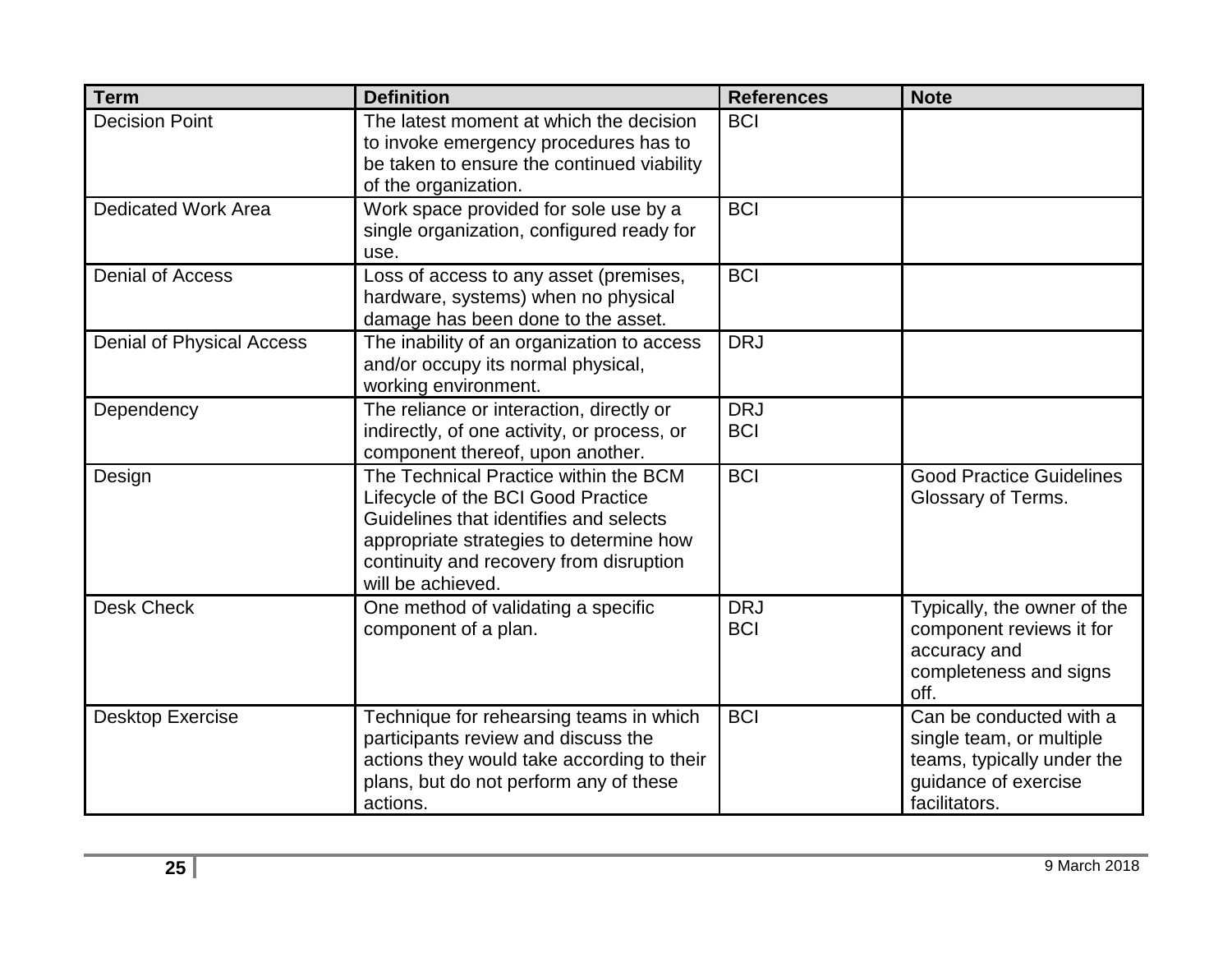| Term | Definition | References | Note |
|---|---|---|---|
| Decision Point | The latest moment at which the decision to invoke emergency procedures has to be taken to ensure the continued viability of the organization. | BCI | |
| Dedicated Work Area | Work space provided for sole use by a single organization, configured ready for use. | BCI | |
| Denial of Access | Loss of access to any asset (premises, hardware, systems) when no physical damage has been done to the asset. | BCI | |
| Denial of Physical Access | The inability of an organization to access and/or occupy its normal physical, working environment. | DRJ | |
| Dependency | The reliance or interaction, directly or indirectly, of one activity, or process, or component thereof, upon another. | DRJ<br>BCI | |
| Design | The Technical Practice within the BCM Lifecycle of the BCI Good Practice Guidelines that identifies and selects appropriate strategies to determine how continuity and recovery from disruption will be achieved. | BCI | Good Practice Guidelines Glossary of Terms. |
| Desk Check | One method of validating a specific component of a plan. | DRJ<br>BCI | Typically, the owner of the component reviews it for accuracy and completeness and signs off. |
| Desktop Exercise | Technique for rehearsing teams in which participants review and discuss the actions they would take according to their plans, but do not perform any of these actions. | BCI | Can be conducted with a single team, or multiple teams, typically under the guidance of exercise facilitators. |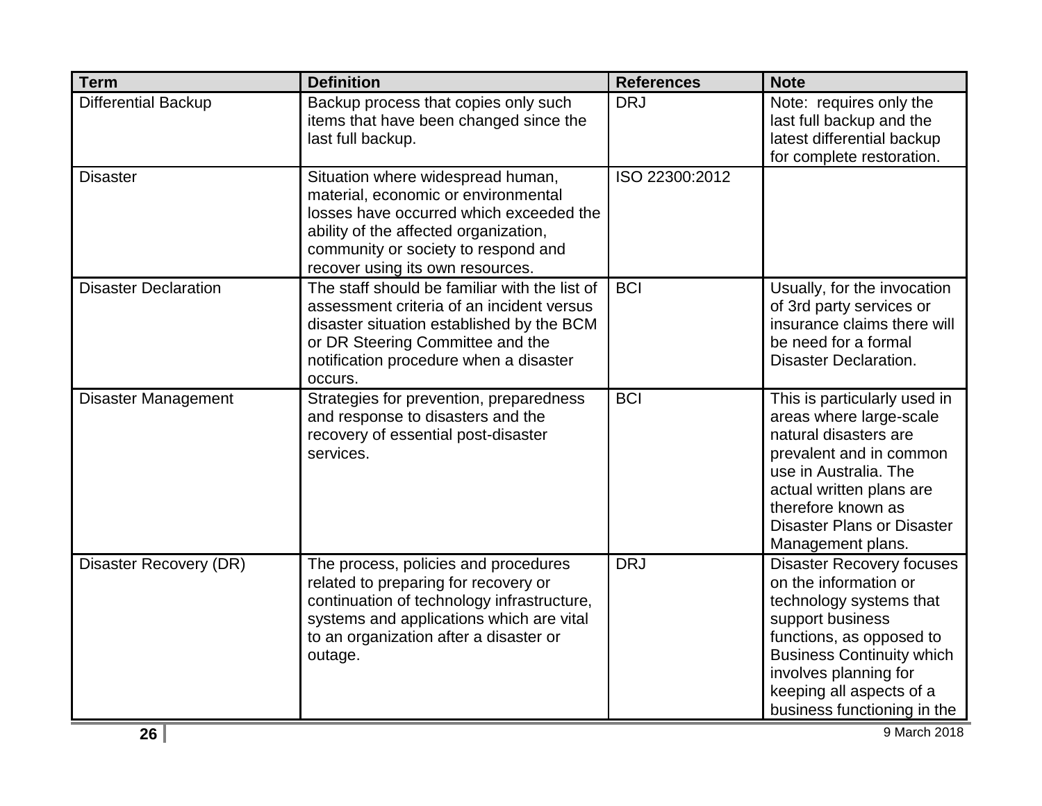| Term | Definition | References | Note |
| --- | --- | --- | --- |
| Differential Backup | Backup process that copies only such items that have been changed since the last full backup. | DRJ | Note: requires only the last full backup and the latest differential backup for complete restoration. |
| Disaster | Situation where widespread human, material, economic or environmental losses have occurred which exceeded the ability of the affected organization, community or society to respond and recover using its own resources. | ISO 22300:2012 | |
| Disaster Declaration | The staff should be familiar with the list of assessment criteria of an incident versus disaster situation established by the BCM or DR Steering Committee and the notification procedure when a disaster occurs. | BCI | Usually, for the invocation of 3rd party services or insurance claims there will be need for a formal Disaster Declaration. |
| Disaster Management | Strategies for prevention, preparedness and response to disasters and the recovery of essential post-disaster services. | BCI | This is particularly used in areas where large-scale natural disasters are prevalent and in common use in Australia. The actual written plans are therefore known as Disaster Plans or Disaster Management plans. |
| Disaster Recovery (DR) | The process, policies and procedures related to preparing for recovery or continuation of technology infrastructure, systems and applications which are vital to an organization after a disaster or outage. | DRJ | Disaster Recovery focuses on the information or technology systems that support business functions, as opposed to Business Continuity which involves planning for keeping all aspects of a business functioning in the |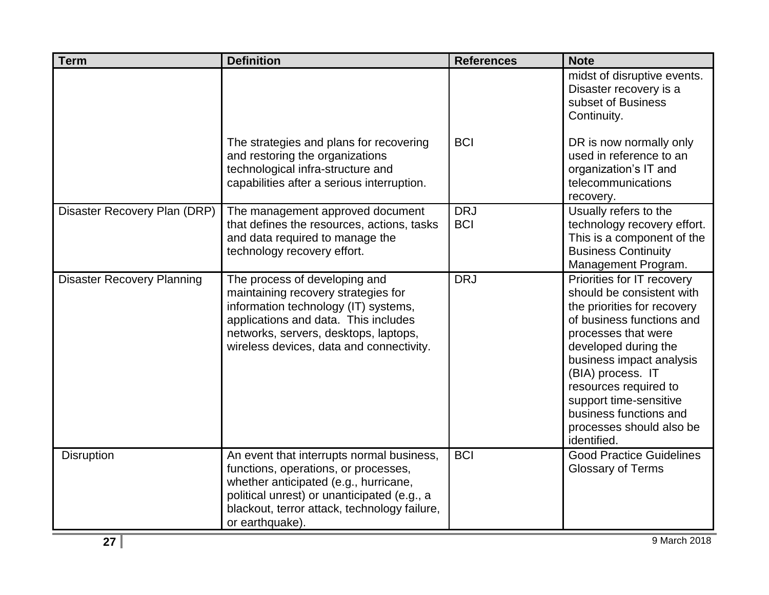| Term | Definition | References | Note |
| --- | --- | --- | --- |
| | | | midst of disruptive events. Disaster recovery is a subset of Business Continuity. |
| | The strategies and plans for recovering and restoring the organizations technological infra-structure and capabilities after a serious interruption. | BCI | DR is now normally only used in reference to an organization's IT and telecommunications recovery. |
| Disaster Recovery Plan (DRP) | The management approved document that defines the resources, actions, tasks and data required to manage the technology recovery effort. | DRJ<br>BCI | Usually refers to the technology recovery effort. This is a component of the Business Continuity Management Program. |
| Disaster Recovery Planning | The process of developing and maintaining recovery strategies for information technology (IT) systems, applications and data. This includes networks, servers, desktops, laptops, wireless devices, data and connectivity. | DRJ | Priorities for IT recovery should be consistent with the priorities for recovery of business functions and processes that were developed during the business impact analysis (BIA) process. IT resources required to support time-sensitive business functions and processes should also be identified. |
| Disruption | An event that interrupts normal business, functions, operations, or processes, whether anticipated (e.g., hurricane, political unrest) or unanticipated (e.g., a blackout, terror attack, technology failure, or earthquake). | BCI | Good Practice Guidelines Glossary of Terms |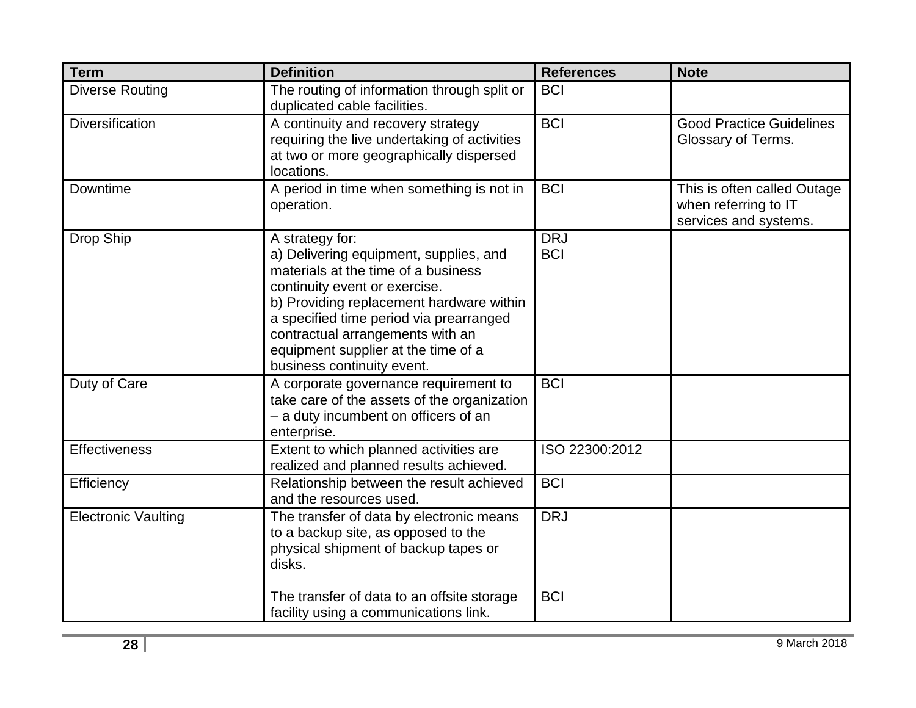| Term | Definition | References | Note |
|---|---|---|---|
| Diverse Routing | The routing of information through split or duplicated cable facilities. | BCI | |
| Diversification | A continuity and recovery strategy requiring the live undertaking of activities at two or more geographically dispersed locations. | BCI | Good Practice Guidelines Glossary of Terms. |
| Downtime | A period in time when something is not in operation. | BCI | This is often called Outage when referring to IT services and systems. |
| Drop Ship | A strategy for:<br>a) Delivering equipment, supplies, and materials at the time of a business continuity event or exercise.<br>b) Providing replacement hardware within a specified time period via prearranged contractual arrangements with an equipment supplier at the time of a business continuity event. | DRJ<br>BCI | |
| Duty of Care | A corporate governance requirement to take care of the assets of the organization – a duty incumbent on officers of an enterprise. | BCI | |
| Effectiveness | Extent to which planned activities are realized and planned results achieved. | ISO 22300:2012 | |
| Efficiency | Relationship between the result achieved and the resources used. | BCI | |
| Electronic Vaulting | The transfer of data by electronic means to a backup site, as opposed to the physical shipment of backup tapes or disks.<br><br>The transfer of data to an offsite storage facility using a communications link. | DRJ<br><br>BCI | |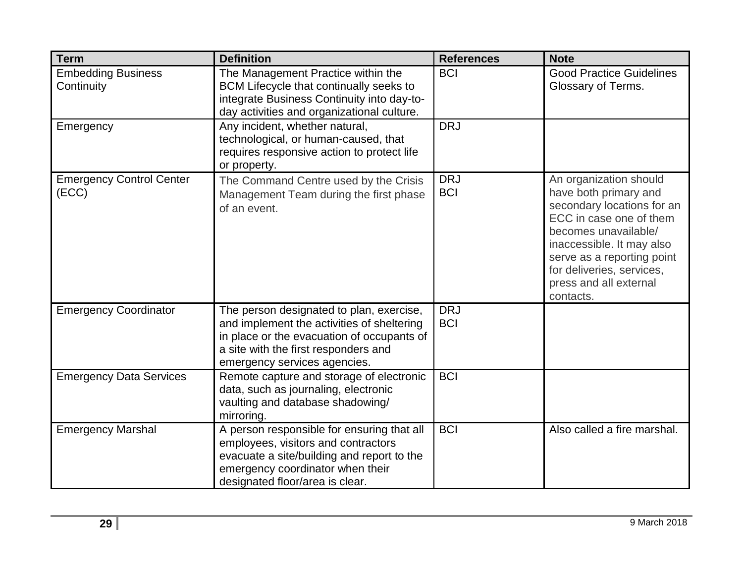| Term | Definition | References | Note |
|---|---|---|---|
| Embedding Business Continuity | The Management Practice within the BCM Lifecycle that continually seeks to integrate Business Continuity into day-to-day activities and organizational culture. | BCI | Good Practice Guidelines Glossary of Terms. |
| Emergency | Any incident, whether natural, technological, or human-caused, that requires responsive action to protect life or property. | DRJ | |
| Emergency Control Center (ECC) | The Command Centre used by the Crisis Management Team during the first phase of an event. | DRJ<br>BCI | An organization should have both primary and secondary locations for an ECC in case one of them becomes unavailable/ inaccessible. It may also serve as a reporting point for deliveries, services, press and all external contacts. |
| Emergency Coordinator | The person designated to plan, exercise, and implement the activities of sheltering in place or the evacuation of occupants of a site with the first responders and emergency services agencies. | DRJ<br>BCI | |
| Emergency Data Services | Remote capture and storage of electronic data, such as journaling, electronic vaulting and database shadowing/ mirroring. | BCI | |
| Emergency Marshal | A person responsible for ensuring that all employees, visitors and contractors evacuate a site/building and report to the emergency coordinator when their designated floor/area is clear. | BCI | Also called a fire marshal. |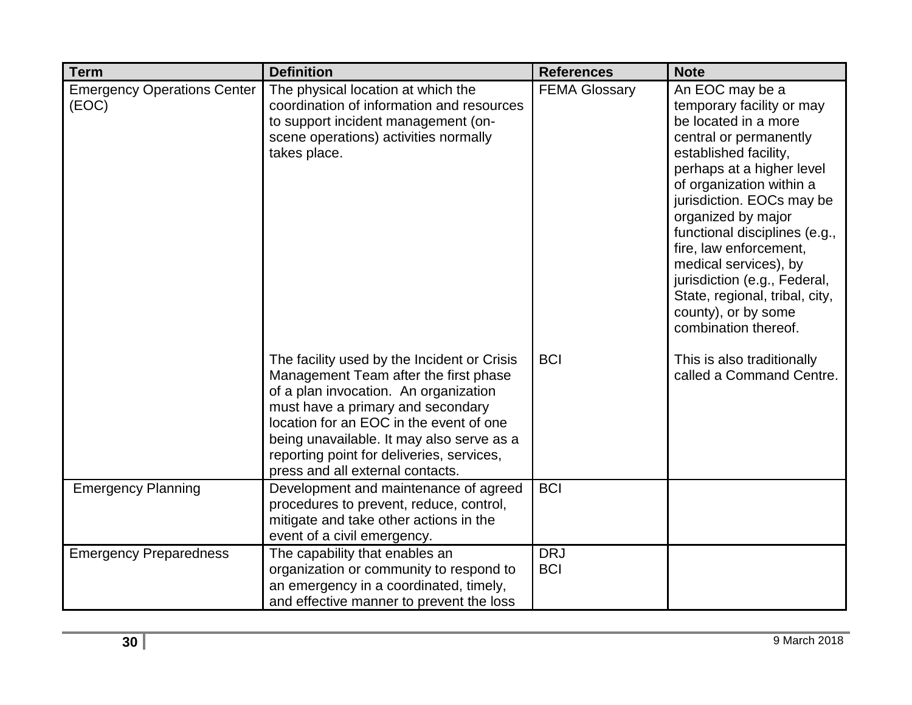| Term | Definition | References | Note |
| --- | --- | --- | --- |
| Emergency Operations Center (EOC) | The physical location at which the coordination of information and resources to support incident management (on-scene operations) activities normally takes place. | FEMA Glossary | An EOC may be a temporary facility or may be located in a more central or permanently established facility, perhaps at a higher level of organization within a jurisdiction. EOCs may be organized by major functional disciplines (e.g., fire, law enforcement, medical services), by jurisdiction (e.g., Federal, State, regional, tribal, city, county), or by some combination thereof. |
| | The facility used by the Incident or Crisis Management Team after the first phase of a plan invocation. An organization must have a primary and secondary location for an EOC in the event of one being unavailable. It may also serve as a reporting point for deliveries, services, press and all external contacts. | BCI | This is also traditionally called a Command Centre. |
| Emergency Planning | Development and maintenance of agreed procedures to prevent, reduce, control, mitigate and take other actions in the event of a civil emergency. | BCI | |
| Emergency Preparedness | The capability that enables an organization or community to respond to an emergency in a coordinated, timely, and effective manner to prevent the loss | DRJ<br>BCI | |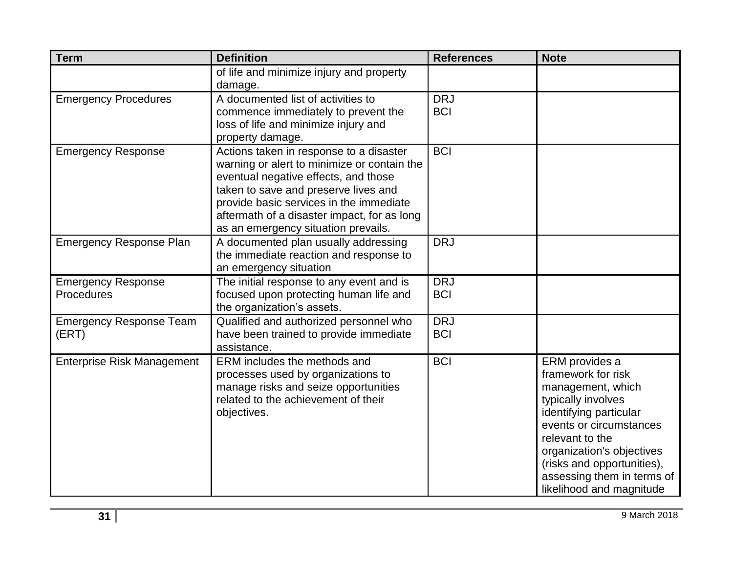| Term | Definition | References | Note |
|---|---|---|---|
| | of life and minimize injury and property damage. | | |
| Emergency Procedures | A documented list of activities to commence immediately to prevent the loss of life and minimize injury and property damage. | DRJ<br>BCI | |
| Emergency Response | Actions taken in response to a disaster warning or alert to minimize or contain the eventual negative effects, and those taken to save and preserve lives and provide basic services in the immediate aftermath of a disaster impact, for as long as an emergency situation prevails. | BCI | |
| Emergency Response Plan | A documented plan usually addressing the immediate reaction and response to an emergency situation | DRJ | |
| Emergency Response Procedures | The initial response to any event and is focused upon protecting human life and the organization's assets. | DRJ<br>BCI | |
| Emergency Response Team (ERT) | Qualified and authorized personnel who have been trained to provide immediate assistance. | DRJ<br>BCI | |
| Enterprise Risk Management | ERM includes the methods and processes used by organizations to manage risks and seize opportunities related to the achievement of their objectives. | BCI | ERM provides a framework for risk management, which typically involves identifying particular events or circumstances relevant to the organization's objectives (risks and opportunities), assessing them in terms of likelihood and magnitude |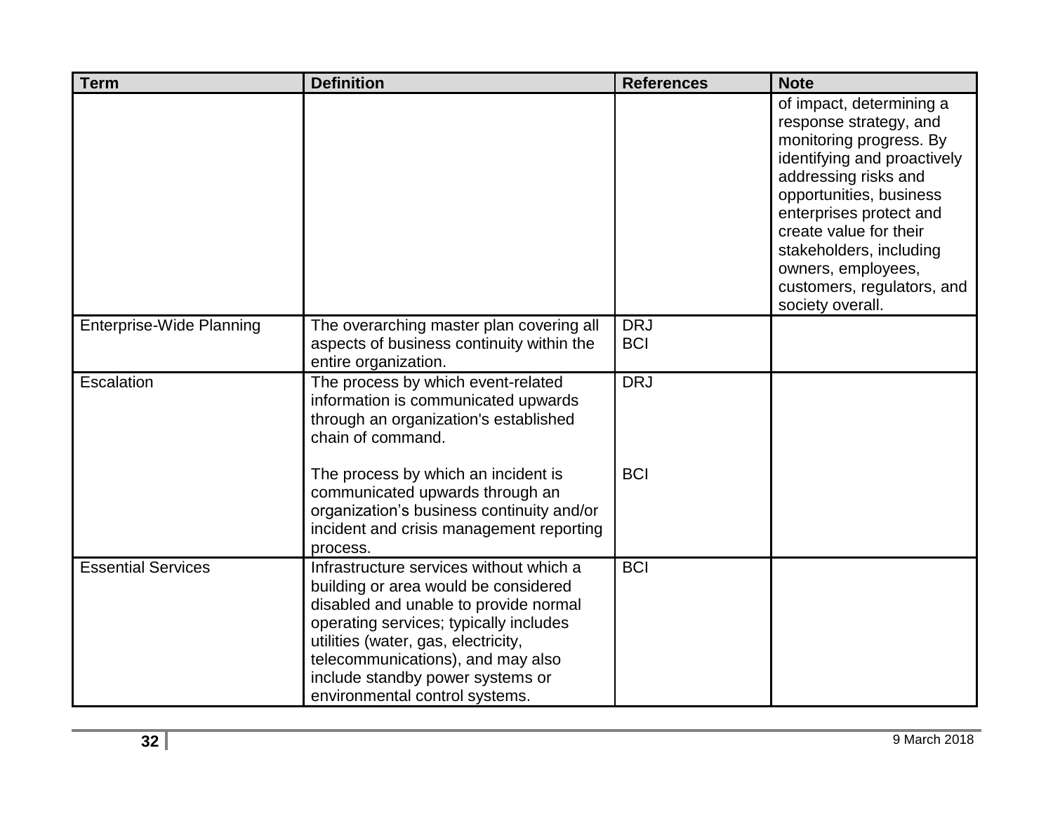| Term | Definition | References | Note |
|---|---|---|---|
| | | | of impact, determining a response strategy, and monitoring progress. By identifying and proactively addressing risks and opportunities, business enterprises protect and create value for their stakeholders, including owners, employees, customers, regulators, and society overall. |
| Enterprise-Wide Planning | The overarching master plan covering all aspects of business continuity within the entire organization. | DRJ<br>BCI | |
| Escalation | The process by which event-related information is communicated upwards through an organization's established chain of command.<br><br>The process by which an incident is communicated upwards through an organization's business continuity and/or incident and crisis management reporting process. | DRJ<br><br>BCI | |
| Essential Services | Infrastructure services without which a building or area would be considered disabled and unable to provide normal operating services; typically includes utilities (water, gas, electricity, telecommunications), and may also include standby power systems or environmental control systems. | BCI | |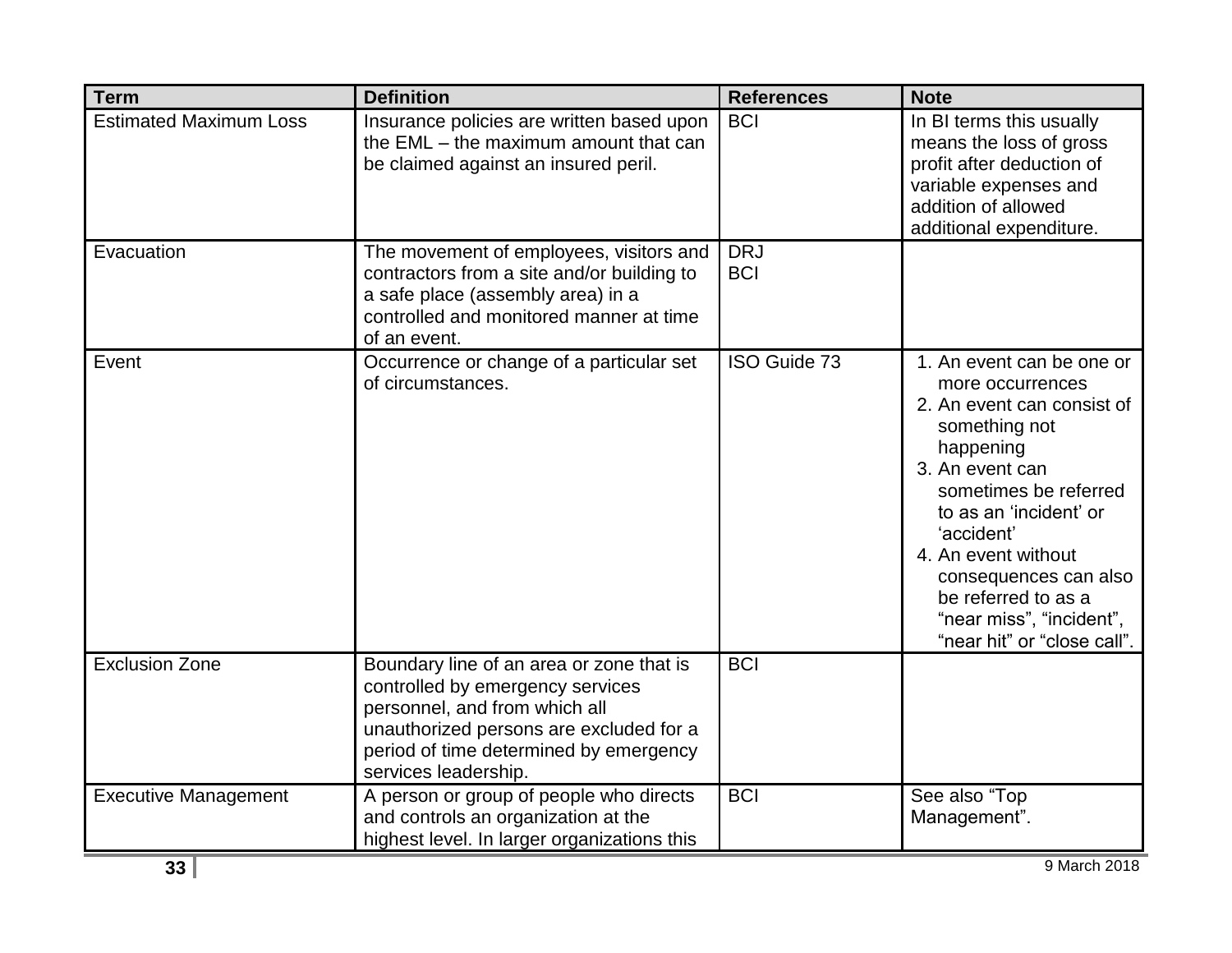| Term | Definition | References | Note |
| --- | --- | --- | --- |
| Estimated Maximum Loss | Insurance policies are written based upon the EML – the maximum amount that can be claimed against an insured peril. | BCI | In BI terms this usually means the loss of gross profit after deduction of variable expenses and addition of allowed additional expenditure. |
| Evacuation | The movement of employees, visitors and contractors from a site and/or building to a safe place (assembly area) in a controlled and monitored manner at time of an event. | DRJ<br>BCI | |
| Event | Occurrence or change of a particular set of circumstances. | ISO Guide 73 | 1. An event can be one or more occurrences<br>2. An event can consist of something not happening<br>3. An event can sometimes be referred to as an 'incident' or 'accident'<br>4. An event without consequences can also be referred to as a "near miss", "incident", "near hit" or "close call". |
| Exclusion Zone | Boundary line of an area or zone that is controlled by emergency services personnel, and from which all unauthorized persons are excluded for a period of time determined by emergency services leadership. | BCI | |
| Executive Management | A person or group of people who directs and controls an organization at the highest level. In larger organizations this | BCI | See also "Top Management". |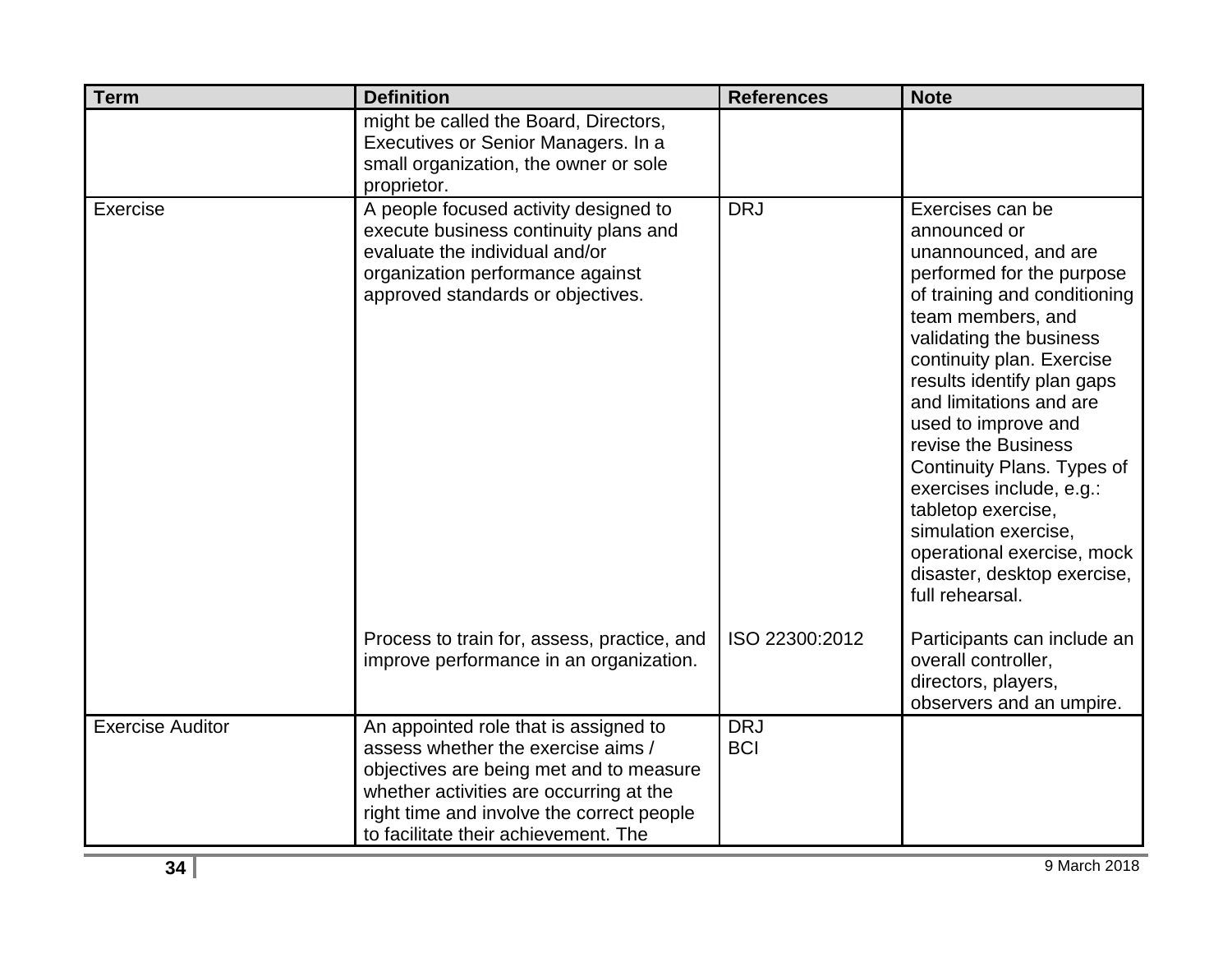| Term | Definition | References | Note |
|---|---|---|---|
| | might be called the Board, Directors, Executives or Senior Managers. In a small organization, the owner or sole proprietor. | | |
| Exercise | A people focused activity designed to execute business continuity plans and evaluate the individual and/or organization performance against approved standards or objectives. | DRJ | Exercises can be announced or unannounced, and are performed for the purpose of training and conditioning team members, and validating the business continuity plan. Exercise results identify plan gaps and limitations and are used to improve and revise the Business Continuity Plans. Types of exercises include, e.g.: tabletop exercise, simulation exercise, operational exercise, mock disaster, desktop exercise, full rehearsal. |
| | Process to train for, assess, practice, and improve performance in an organization. | ISO 22300:2012 | Participants can include an overall controller, directors, players, observers and an umpire. |
| Exercise Auditor | An appointed role that is assigned to assess whether the exercise aims / objectives are being met and to measure whether activities are occurring at the right time and involve the correct people to facilitate their achievement. The | DRJ<br>BCI | |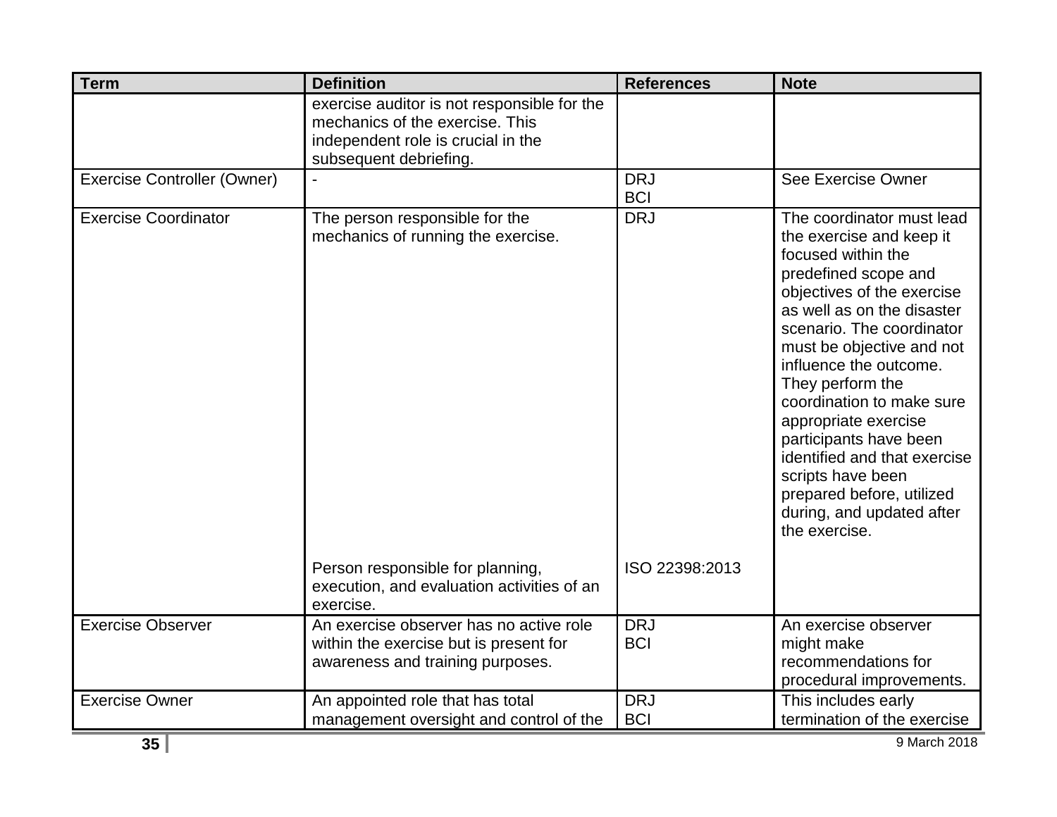| Term | Definition | References | Note |
| --- | --- | --- | --- |
| | exercise auditor is not responsible for the mechanics of the exercise. This independent role is crucial in the subsequent debriefing. | | |
| Exercise Controller (Owner) | - | DRJ<br>BCI | See Exercise Owner |
| Exercise Coordinator | The person responsible for the mechanics of running the exercise. | DRJ | The coordinator must lead the exercise and keep it focused within the predefined scope and objectives of the exercise as well as on the disaster scenario. The coordinator must be objective and not influence the outcome. They perform the coordination to make sure appropriate exercise participants have been identified and that exercise scripts have been prepared before, utilized during, and updated after the exercise. |
| | Person responsible for planning, execution, and evaluation activities of an exercise. | ISO 22398:2013 | |
| Exercise Observer | An exercise observer has no active role within the exercise but is present for awareness and training purposes. | DRJ<br>BCI | An exercise observer might make recommendations for procedural improvements. |
| Exercise Owner | An appointed role that has total management oversight and control of the | DRJ<br>BCI | This includes early termination of the exercise |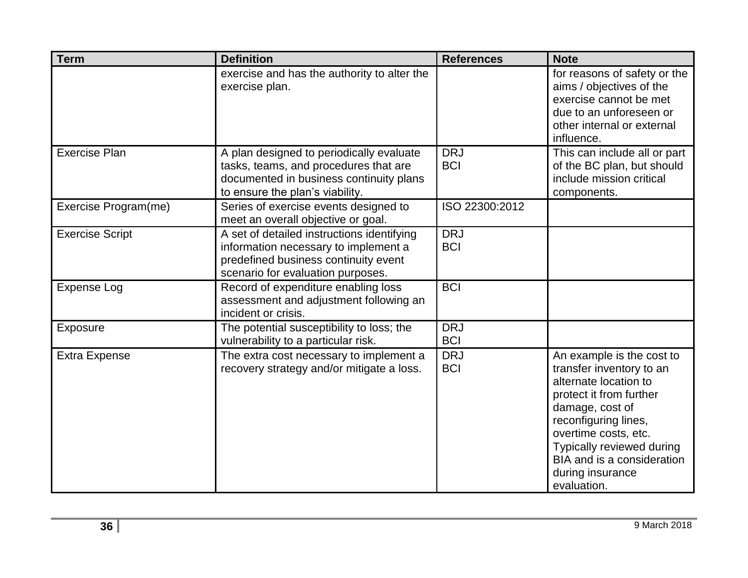| Term | Definition | References | Note |
|---|---|---|---|
| | exercise and has the authority to alter the exercise plan. | | for reasons of safety or the aims / objectives of the exercise cannot be met due to an unforeseen or other internal or external influence. |
| Exercise Plan | A plan designed to periodically evaluate tasks, teams, and procedures that are documented in business continuity plans to ensure the plan's viability. | DRJ<br>BCI | This can include all or part of the BC plan, but should include mission critical components. |
| Exercise Program(me) | Series of exercise events designed to meet an overall objective or goal. | ISO 22300:2012 | |
| Exercise Script | A set of detailed instructions identifying information necessary to implement a predefined business continuity event scenario for evaluation purposes. | DRJ<br>BCI | |
| Expense Log | Record of expenditure enabling loss assessment and adjustment following an incident or crisis. | BCI | |
| Exposure | The potential susceptibility to loss; the vulnerability to a particular risk. | DRJ<br>BCI | |
| Extra Expense | The extra cost necessary to implement a recovery strategy and/or mitigate a loss. | DRJ<br>BCI | An example is the cost to transfer inventory to an alternate location to protect it from further damage, cost of reconfiguring lines, overtime costs, etc. Typically reviewed during BIA and is a consideration during insurance evaluation. |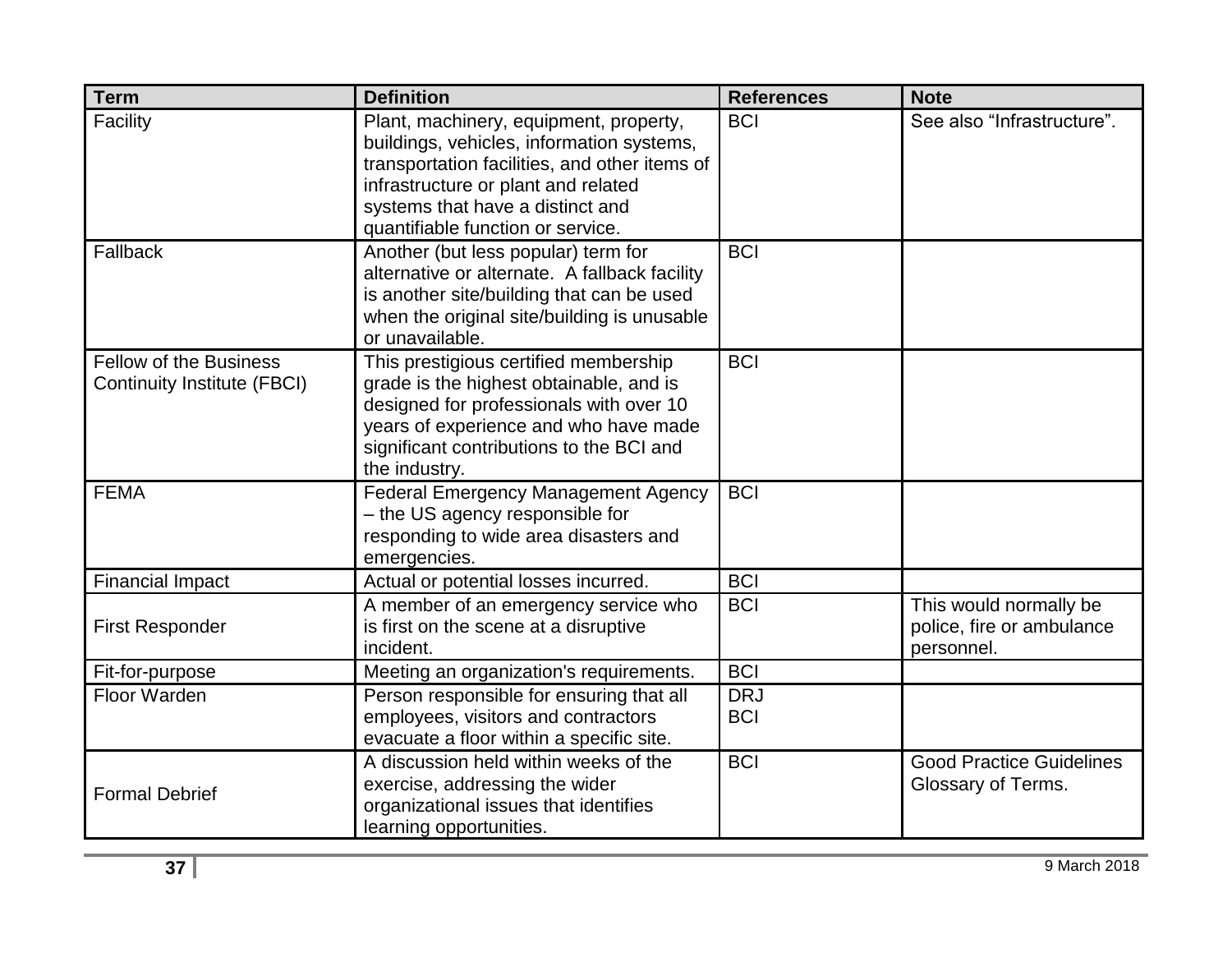| Term | Definition | References | Note |
| --- | --- | --- | --- |
| Facility | Plant, machinery, equipment, property, buildings, vehicles, information systems, transportation facilities, and other items of infrastructure or plant and related systems that have a distinct and quantifiable function or service. | BCI | See also "Infrastructure". |
| Fallback | Another (but less popular) term for alternative or alternate. A fallback facility is another site/building that can be used when the original site/building is unusable or unavailable. | BCI | |
| Fellow of the Business Continuity Institute (FBCI) | This prestigious certified membership grade is the highest obtainable, and is designed for professionals with over 10 years of experience and who have made significant contributions to the BCI and the industry. | BCI | |
| FEMA | Federal Emergency Management Agency – the US agency responsible for responding to wide area disasters and emergencies. | BCI | |
| Financial Impact | Actual or potential losses incurred. | BCI | |
| First Responder | A member of an emergency service who is first on the scene at a disruptive incident. | BCI | This would normally be police, fire or ambulance personnel. |
| Fit-for-purpose | Meeting an organization's requirements. | BCI | |
| Floor Warden | Person responsible for ensuring that all employees, visitors and contractors evacuate a floor within a specific site. | DRJ<br>BCI | |
| Formal Debrief | A discussion held within weeks of the exercise, addressing the wider organizational issues that identifies learning opportunities. | BCI | Good Practice Guidelines Glossary of Terms. |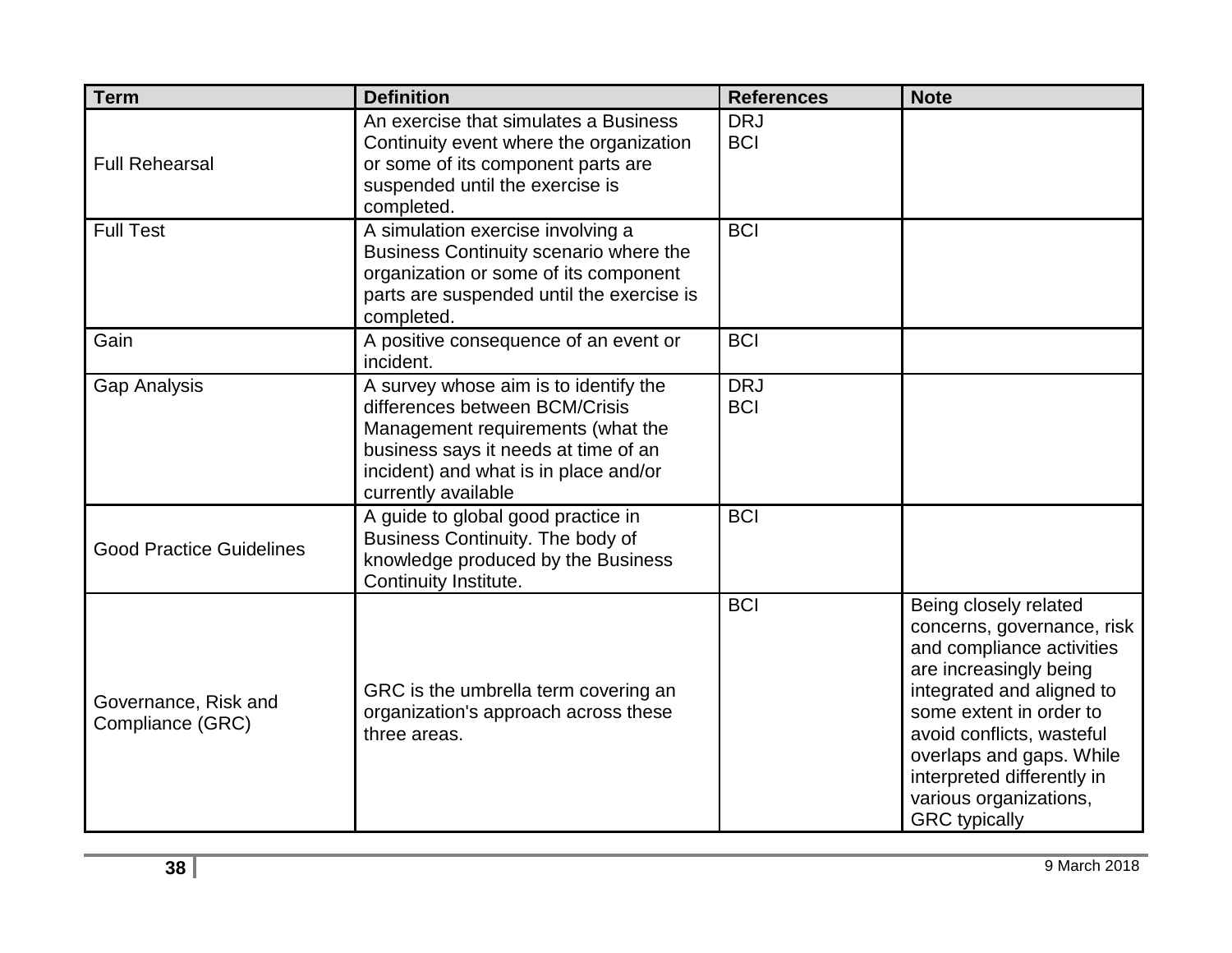| Term | Definition | References | Note |
| --- | --- | --- | --- |
| Full Rehearsal | An exercise that simulates a Business Continuity event where the organization or some of its component parts are suspended until the exercise is completed. | DRJ<br>BCI | |
| Full Test | A simulation exercise involving a Business Continuity scenario where the organization or some of its component parts are suspended until the exercise is completed. | BCI | |
| Gain | A positive consequence of an event or incident. | BCI | |
| Gap Analysis | A survey whose aim is to identify the differences between BCM/Crisis Management requirements (what the business says it needs at time of an incident) and what is in place and/or currently available | DRJ<br>BCI | |
| Good Practice Guidelines | A guide to global good practice in Business Continuity. The body of knowledge produced by the Business Continuity Institute. | BCI | |
| Governance, Risk and Compliance (GRC) | GRC is the umbrella term covering an organization's approach across these three areas. | BCI | Being closely related concerns, governance, risk and compliance activities are increasingly being integrated and aligned to some extent in order to avoid conflicts, wasteful overlaps and gaps. While interpreted differently in various organizations, GRC typically |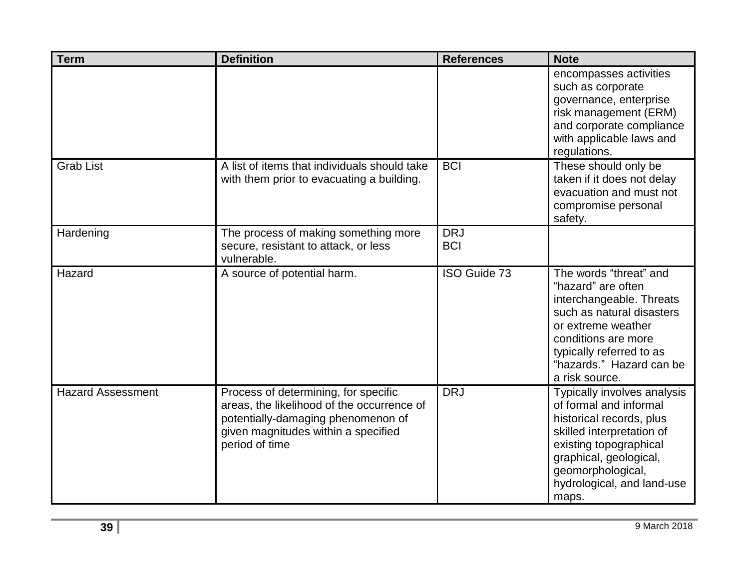| Term | Definition | References | Note |
|---|---|---|---|
| | | | encompasses activities such as corporate governance, enterprise risk management (ERM) and corporate compliance with applicable laws and regulations. |
| Grab List | A list of items that individuals should take with them prior to evacuating a building. | BCI | These should only be taken if it does not delay evacuation and must not compromise personal safety. |
| Hardening | The process of making something more secure, resistant to attack, or less vulnerable. | DRJ<br>BCI | |
| Hazard | A source of potential harm. | ISO Guide 73 | The words "threat" and "hazard" are often interchangeable. Threats such as natural disasters or extreme weather conditions are more typically referred to as "hazards." Hazard can be a risk source. |
| Hazard Assessment | Process of determining, for specific areas, the likelihood of the occurrence of potentially-damaging phenomenon of given magnitudes within a specified period of time | DRJ | Typically involves analysis of formal and informal historical records, plus skilled interpretation of existing topographical graphical, geological, geomorphological, hydrological, and land-use maps. |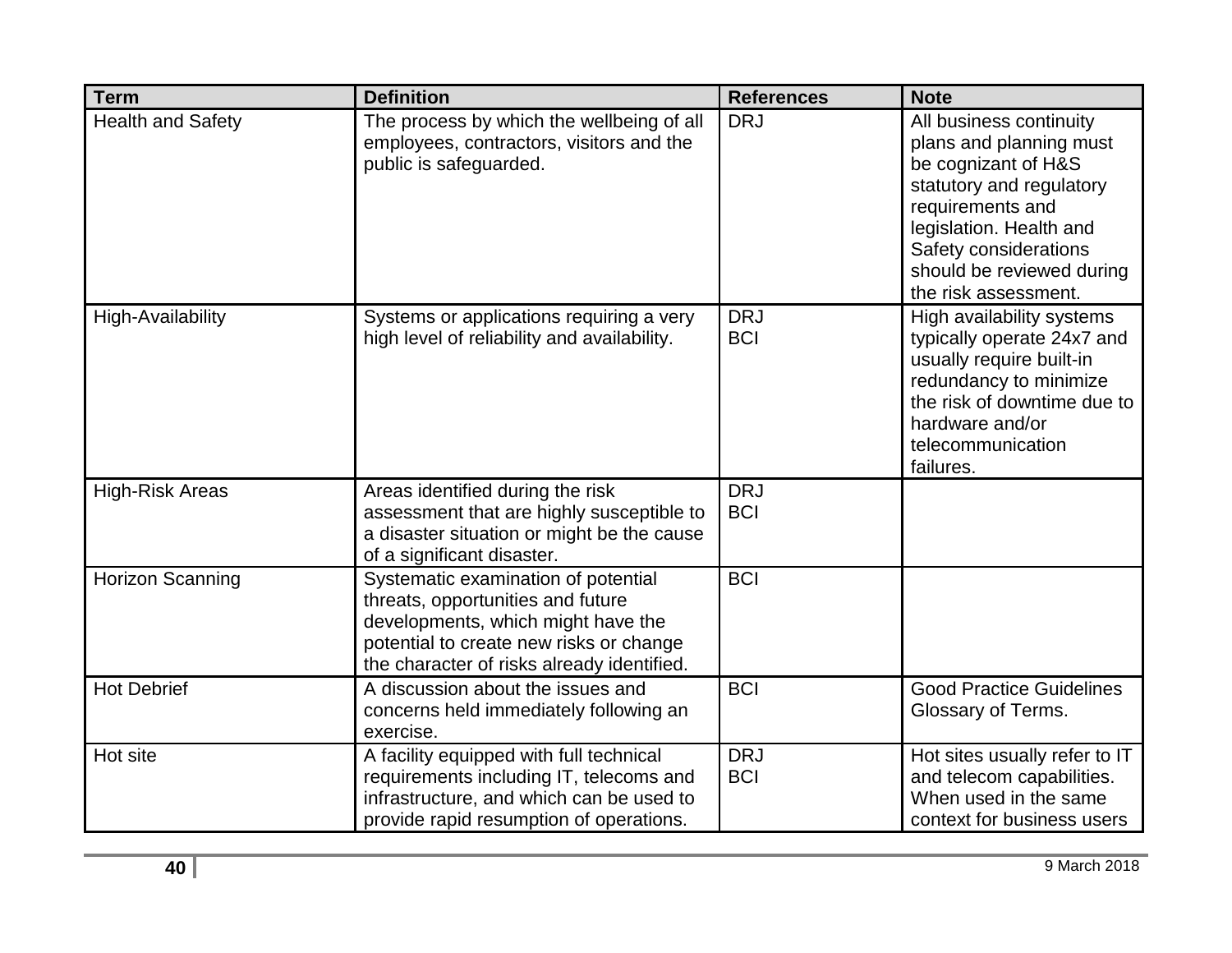| Term | Definition | References | Note |
| --- | --- | --- | --- |
| Health and Safety | The process by which the wellbeing of all employees, contractors, visitors and the public is safeguarded. | DRJ | All business continuity plans and planning must be cognizant of H&S statutory and regulatory requirements and legislation. Health and Safety considerations should be reviewed during the risk assessment. |
| High-Availability | Systems or applications requiring a very high level of reliability and availability. | DRJ<br>BCI | High availability systems typically operate 24x7 and usually require built-in redundancy to minimize the risk of downtime due to hardware and/or telecommunication failures. |
| High-Risk Areas | Areas identified during the risk assessment that are highly susceptible to a disaster situation or might be the cause of a significant disaster. | DRJ<br>BCI | |
| Horizon Scanning | Systematic examination of potential threats, opportunities and future developments, which might have the potential to create new risks or change the character of risks already identified. | BCI | |
| Hot Debrief | A discussion about the issues and concerns held immediately following an exercise. | BCI | Good Practice Guidelines Glossary of Terms. |
| Hot site | A facility equipped with full technical requirements including IT, telecoms and infrastructure, and which can be used to provide rapid resumption of operations. | DRJ<br>BCI | Hot sites usually refer to IT and telecom capabilities. When used in the same context for business users |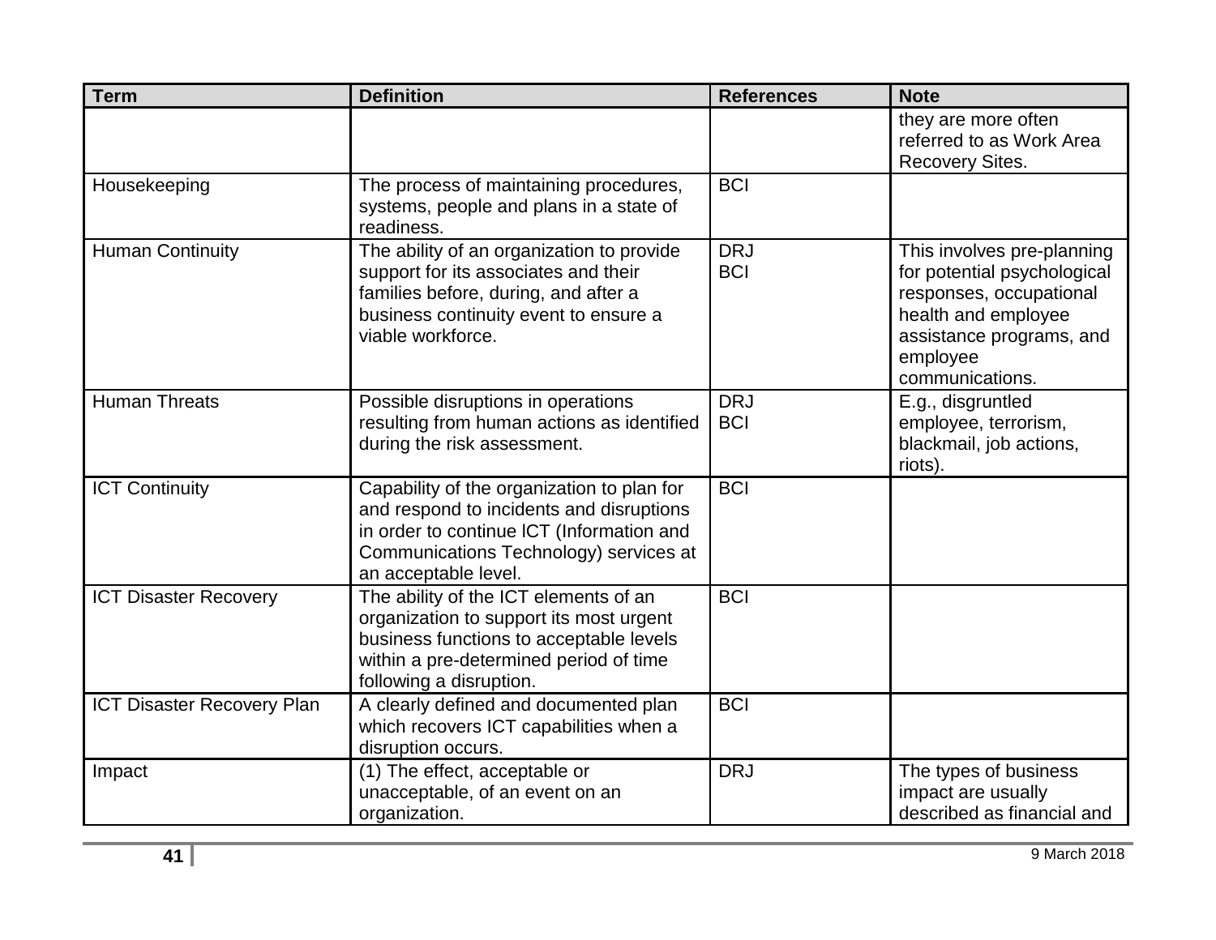| Term | Definition | References | Note |
|---|---|---|---|
| | | | they are more often referred to as Work Area Recovery Sites. |
| Housekeeping | The process of maintaining procedures, systems, people and plans in a state of readiness. | BCI | |
| Human Continuity | The ability of an organization to provide support for its associates and their families before, during, and after a business continuity event to ensure a viable workforce. | DRJ BCI | This involves pre-planning for potential psychological responses, occupational health and employee assistance programs, and employee communications. |
| Human Threats | Possible disruptions in operations resulting from human actions as identified during the risk assessment. | DRJ BCI | E.g., disgruntled employee, terrorism, blackmail, job actions, riots). |
| ICT Continuity | Capability of the organization to plan for and respond to incidents and disruptions in order to continue ICT (Information and Communications Technology) services at an acceptable level. | BCI | |
| ICT Disaster Recovery | The ability of the ICT elements of an organization to support its most urgent business functions to acceptable levels within a pre-determined period of time following a disruption. | BCI | |
| ICT Disaster Recovery Plan | A clearly defined and documented plan which recovers ICT capabilities when a disruption occurs. | BCI | |
| Impact | (1) The effect, acceptable or unacceptable, of an event on an organization. | DRJ | The types of business impact are usually described as financial and |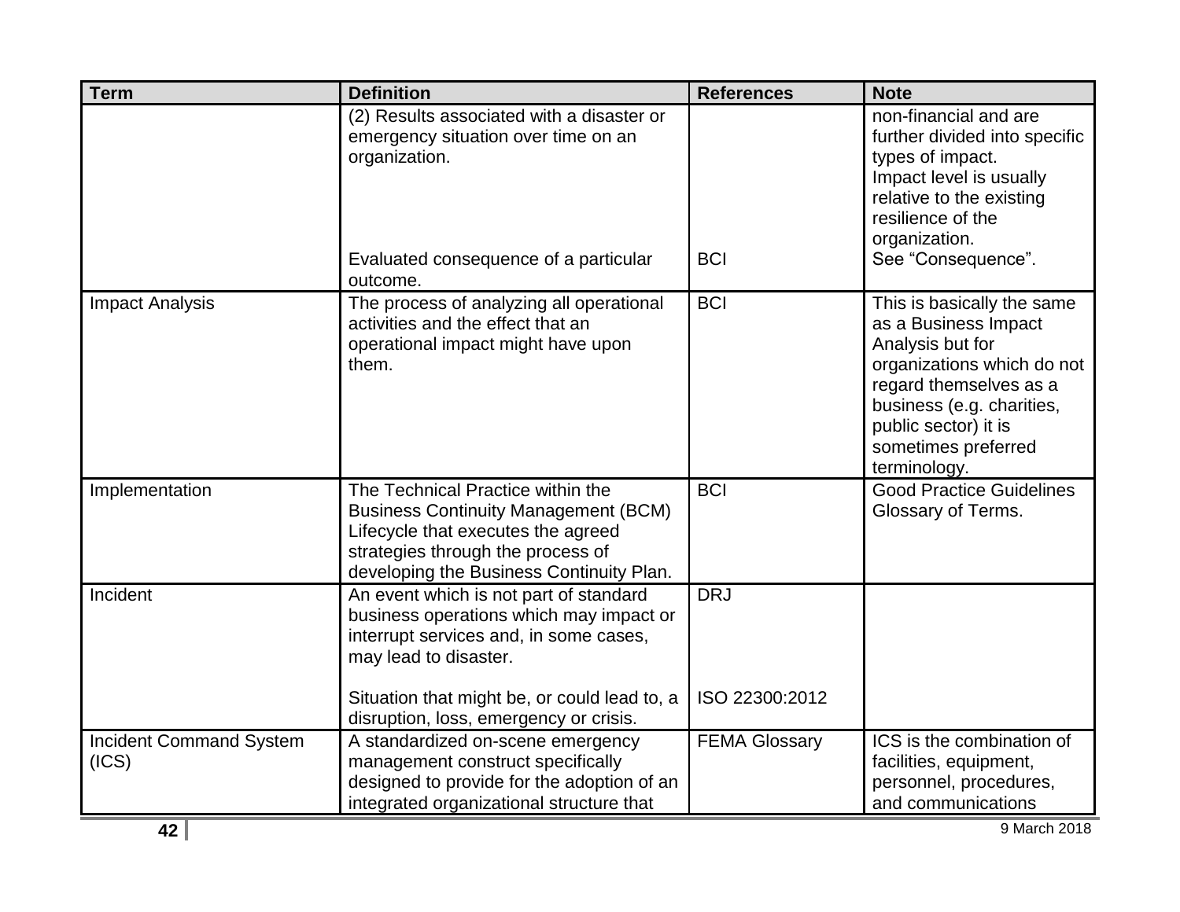| Term | Definition | References | Note |
|---|---|---|---|
| | (2) Results associated with a disaster or emergency situation over time on an organization.<br><br>Evaluated consequence of a particular outcome. | <br><br>BCI | non-financial and are further divided into specific types of impact. Impact level is usually relative to the existing resilience of the organization.<br>See "Consequence". |
| Impact Analysis | The process of analyzing all operational activities and the effect that an operational impact might have upon them. | BCI | This is basically the same as a Business Impact Analysis but for organizations which do not regard themselves as a business (e.g. charities, public sector) it is sometimes preferred terminology. |
| Implementation | The Technical Practice within the Business Continuity Management (BCM) Lifecycle that executes the agreed strategies through the process of developing the Business Continuity Plan. | BCI | Good Practice Guidelines Glossary of Terms. |
| Incident | An event which is not part of standard business operations which may impact or interrupt services and, in some cases, may lead to disaster.<br><br>Situation that might be, or could lead to, a disruption, loss, emergency or crisis. | DRJ<br><br>ISO 22300:2012 | |
| Incident Command System (ICS) | A standardized on-scene emergency management construct specifically designed to provide for the adoption of an integrated organizational structure that | FEMA Glossary | ICS is the combination of facilities, equipment, personnel, procedures, and communications |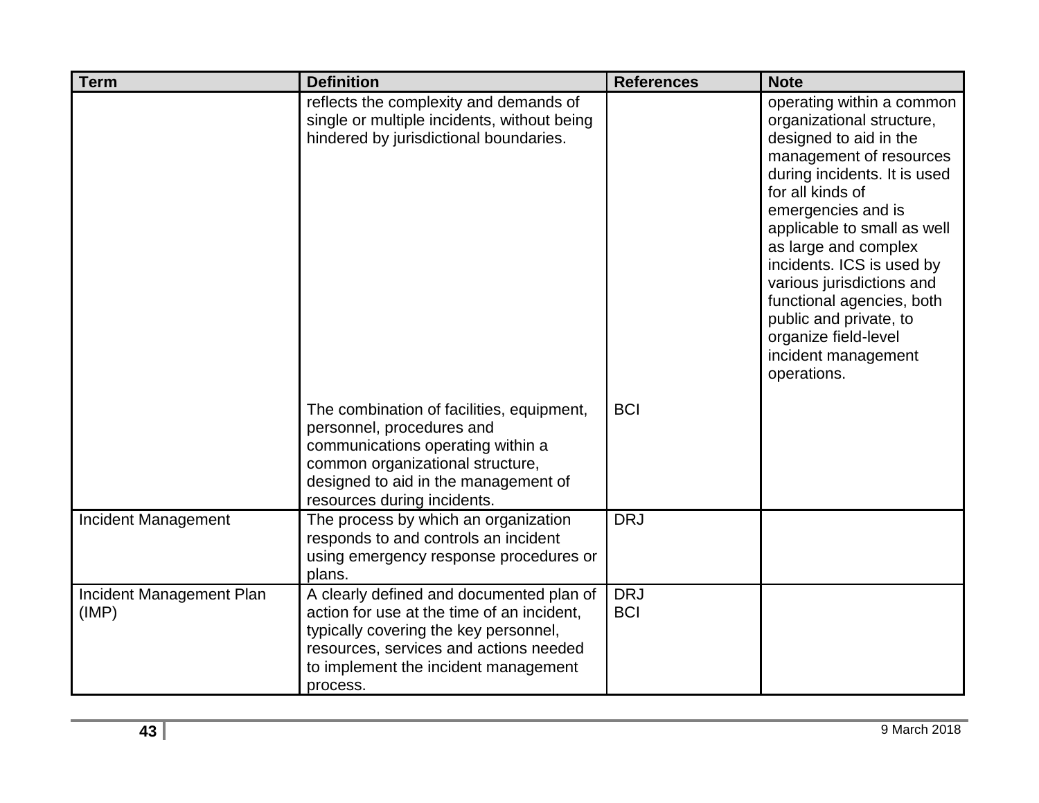| Term | Definition | References | Note |
| --- | --- | --- | --- |
| | reflects the complexity and demands of single or multiple incidents, without being hindered by jurisdictional boundaries. | | operating within a common organizational structure, designed to aid in the management of resources during incidents. It is used for all kinds of emergencies and is applicable to small as well as large and complex incidents. ICS is used by various jurisdictions and functional agencies, both public and private, to organize field-level incident management operations. |
| | The combination of facilities, equipment, personnel, procedures and communications operating within a common organizational structure, designed to aid in the management of resources during incidents. | BCI | |
| Incident Management | The process by which an organization responds to and controls an incident using emergency response procedures or plans. | DRJ | |
| Incident Management Plan (IMP) | A clearly defined and documented plan of action for use at the time of an incident, typically covering the key personnel, resources, services and actions needed to implement the incident management process. | DRJ<br>BCI | |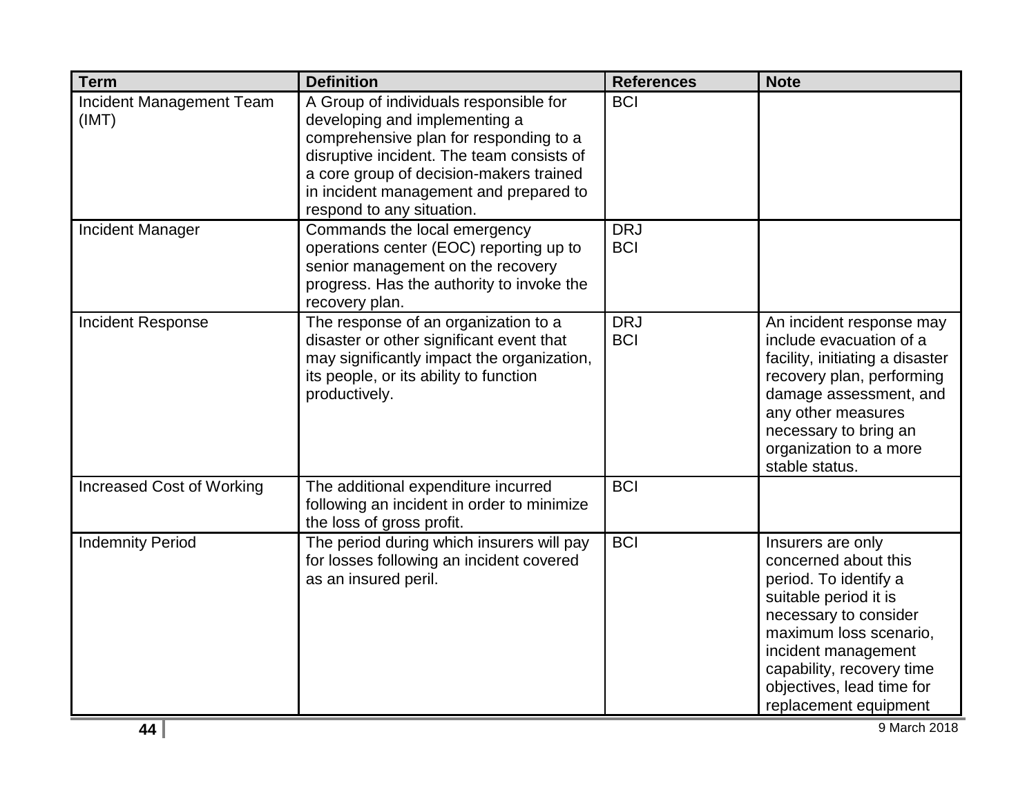| Term | Definition | References | Note |
|---|---|---|---|
| Incident Management Team (IMT) | A Group of individuals responsible for developing and implementing a comprehensive plan for responding to a disruptive incident. The team consists of a core group of decision-makers trained in incident management and prepared to respond to any situation. | BCI | |
| Incident Manager | Commands the local emergency operations center (EOC) reporting up to senior management on the recovery progress. Has the authority to invoke the recovery plan. | DRJ<br>BCI | |
| Incident Response | The response of an organization to a disaster or other significant event that may significantly impact the organization, its people, or its ability to function productively. | DRJ<br>BCI | An incident response may include evacuation of a facility, initiating a disaster recovery plan, performing damage assessment, and any other measures necessary to bring an organization to a more stable status. |
| Increased Cost of Working | The additional expenditure incurred following an incident in order to minimize the loss of gross profit. | BCI | |
| Indemnity Period | The period during which insurers will pay for losses following an incident covered as an insured peril. | BCI | Insurers are only concerned about this period. To identify a suitable period it is necessary to consider maximum loss scenario, incident management capability, recovery time objectives, lead time for replacement equipment |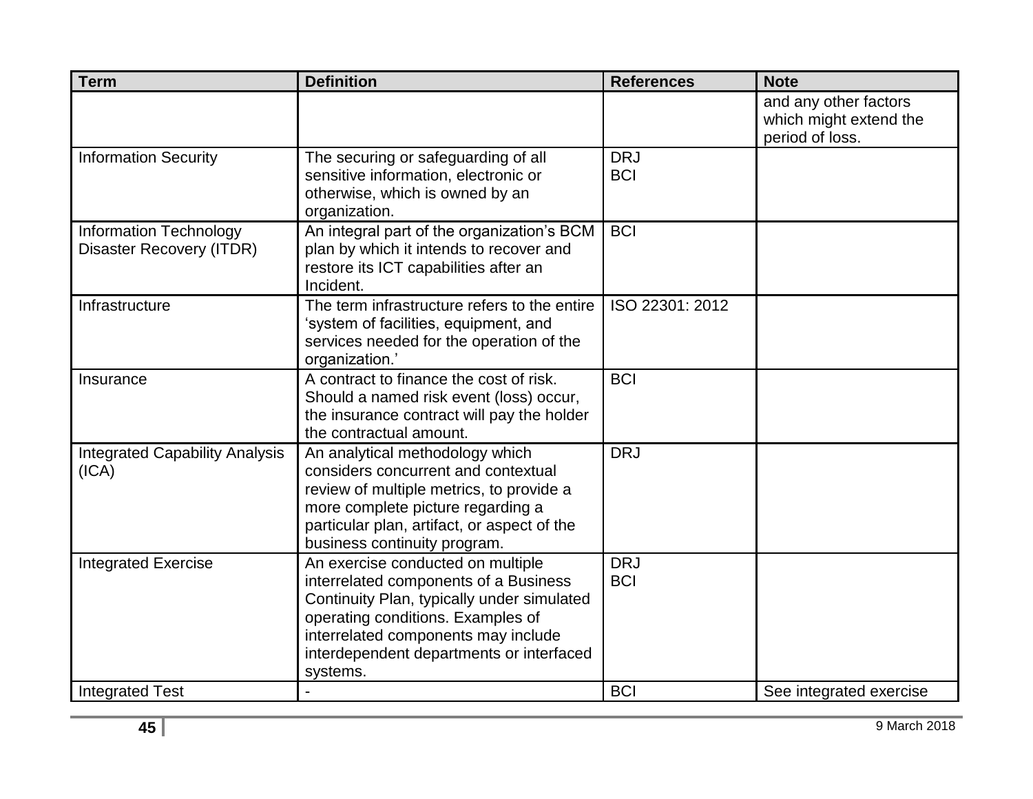| Term | Definition | References | Note |
|---|---|---|---|
| | | | and any other factors which might extend the period of loss. |
| Information Security | The securing or safeguarding of all sensitive information, electronic or otherwise, which is owned by an organization. | DRJ BCI | |
| Information Technology Disaster Recovery (ITDR) | An integral part of the organization's BCM plan by which it intends to recover and restore its ICT capabilities after an Incident. | BCI | |
| Infrastructure | The term infrastructure refers to the entire 'system of facilities, equipment, and services needed for the operation of the organization.' | ISO 22301: 2012 | |
| Insurance | A contract to finance the cost of risk. Should a named risk event (loss) occur, the insurance contract will pay the holder the contractual amount. | BCI | |
| Integrated Capability Analysis (ICA) | An analytical methodology which considers concurrent and contextual review of multiple metrics, to provide a more complete picture regarding a particular plan, artifact, or aspect of the business continuity program. | DRJ | |
| Integrated Exercise | An exercise conducted on multiple interrelated components of a Business Continuity Plan, typically under simulated operating conditions. Examples of interrelated components may include interdependent departments or interfaced systems. | DRJ BCI | |
| Integrated Test | - | BCI | See integrated exercise |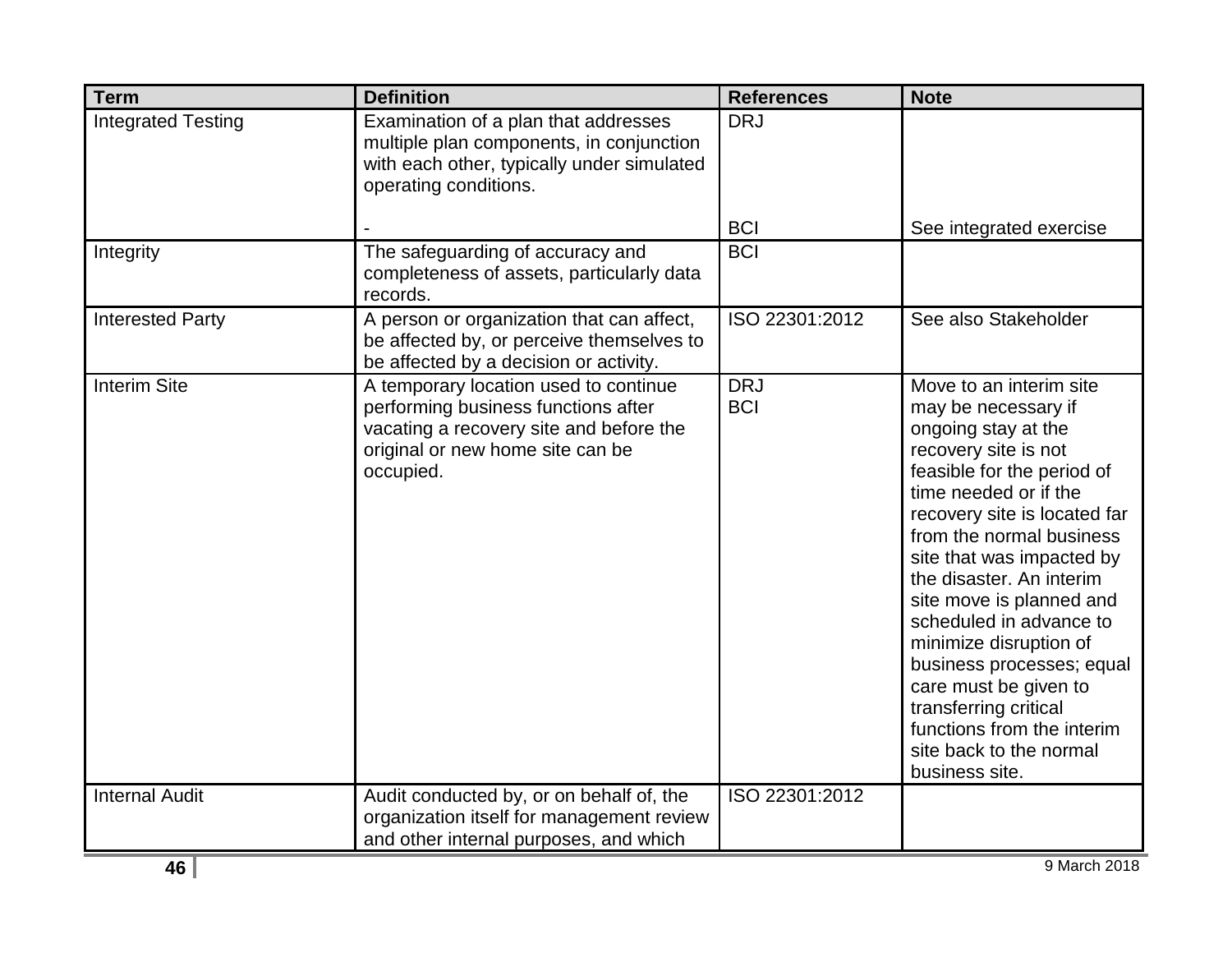| Term | Definition | References | Note |
|---|---|---|---|
| Integrated Testing | Examination of a plan that addresses multiple plan components, in conjunction with each other, typically under simulated operating conditions. | DRJ | |
| | - | BCI | See integrated exercise |
| Integrity | The safeguarding of accuracy and completeness of assets, particularly data records. | BCI | |
| Interested Party | A person or organization that can affect, be affected by, or perceive themselves to be affected by a decision or activity. | ISO 22301:2012 | See also Stakeholder |
| Interim Site | A temporary location used to continue performing business functions after vacating a recovery site and before the original or new home site can be occupied. | DRJ<br>BCI | Move to an interim site may be necessary if ongoing stay at the recovery site is not feasible for the period of time needed or if the recovery site is located far from the normal business site that was impacted by the disaster. An interim site move is planned and scheduled in advance to minimize disruption of business processes; equal care must be given to transferring critical functions from the interim site back to the normal business site. |
| Internal Audit | Audit conducted by, or on behalf of, the organization itself for management review and other internal purposes, and which | ISO 22301:2012 | |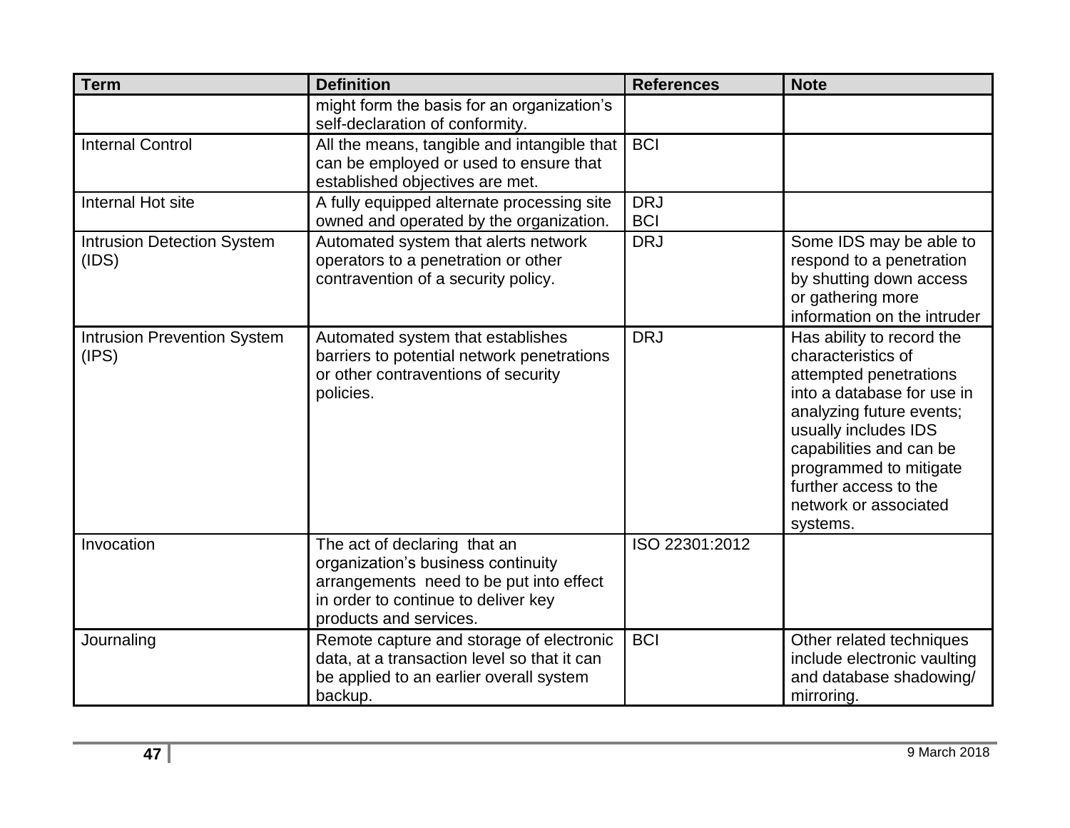| Term | Definition | References | Note |
|---|---|---|---|
| | might form the basis for an organization's self-declaration of conformity. | | |
| Internal Control | All the means, tangible and intangible that can be employed or used to ensure that established objectives are met. | BCI | |
| Internal Hot site | A fully equipped alternate processing site owned and operated by the organization. | DRJ<br>BCI | |
| Intrusion Detection System (IDS) | Automated system that alerts network operators to a penetration or other contravention of a security policy. | DRJ | Some IDS may be able to respond to a penetration by shutting down access or gathering more information on the intruder |
| Intrusion Prevention System (IPS) | Automated system that establishes barriers to potential network penetrations or other contraventions of security policies. | DRJ | Has ability to record the characteristics of attempted penetrations into a database for use in analyzing future events; usually includes IDS capabilities and can be programmed to mitigate further access to the network or associated systems. |
| Invocation | The act of declaring that an organization's business continuity arrangements need to be put into effect in order to continue to deliver key products and services. | ISO 22301:2012 | |
| Journaling | Remote capture and storage of electronic data, at a transaction level so that it can be applied to an earlier overall system backup. | BCI | Other related techniques include electronic vaulting and database shadowing/ mirroring. |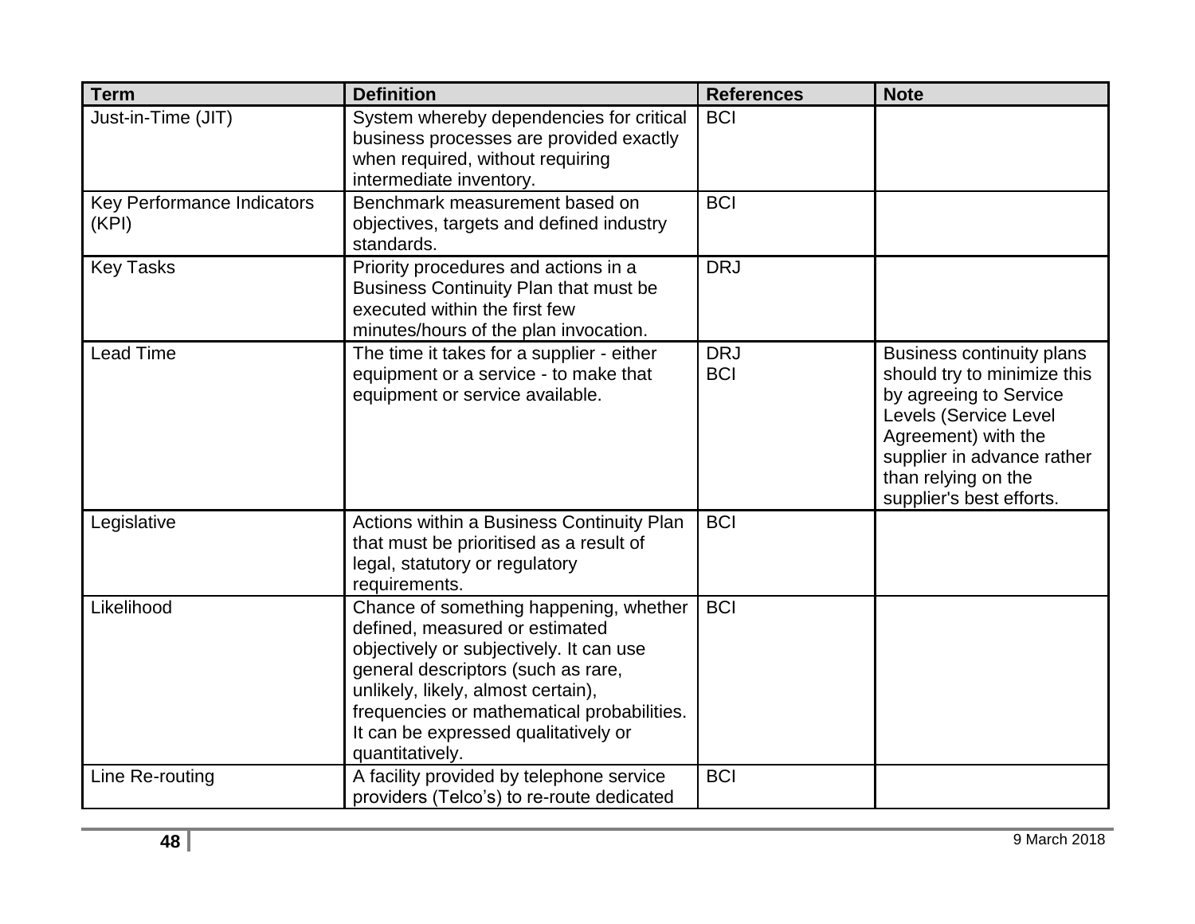| Term | Definition | References | Note |
|---|---|---|---|
| Just-in-Time (JIT) | System whereby dependencies for critical business processes are provided exactly when required, without requiring intermediate inventory. | BCI | |
| Key Performance Indicators (KPI) | Benchmark measurement based on objectives, targets and defined industry standards. | BCI | |
| Key Tasks | Priority procedures and actions in a Business Continuity Plan that must be executed within the first few minutes/hours of the plan invocation. | DRJ | |
| Lead Time | The time it takes for a supplier - either equipment or a service - to make that equipment or service available. | DRJ BCI | Business continuity plans should try to minimize this by agreeing to Service Levels (Service Level Agreement) with the supplier in advance rather than relying on the supplier's best efforts. |
| Legislative | Actions within a Business Continuity Plan that must be prioritised as a result of legal, statutory or regulatory requirements. | BCI | |
| Likelihood | Chance of something happening, whether defined, measured or estimated objectively or subjectively. It can use general descriptors (such as rare, unlikely, likely, almost certain), frequencies or mathematical probabilities. It can be expressed qualitatively or quantitatively. | BCI | |
| Line Re-routing | A facility provided by telephone service providers (Telco's) to re-route dedicated | BCI | |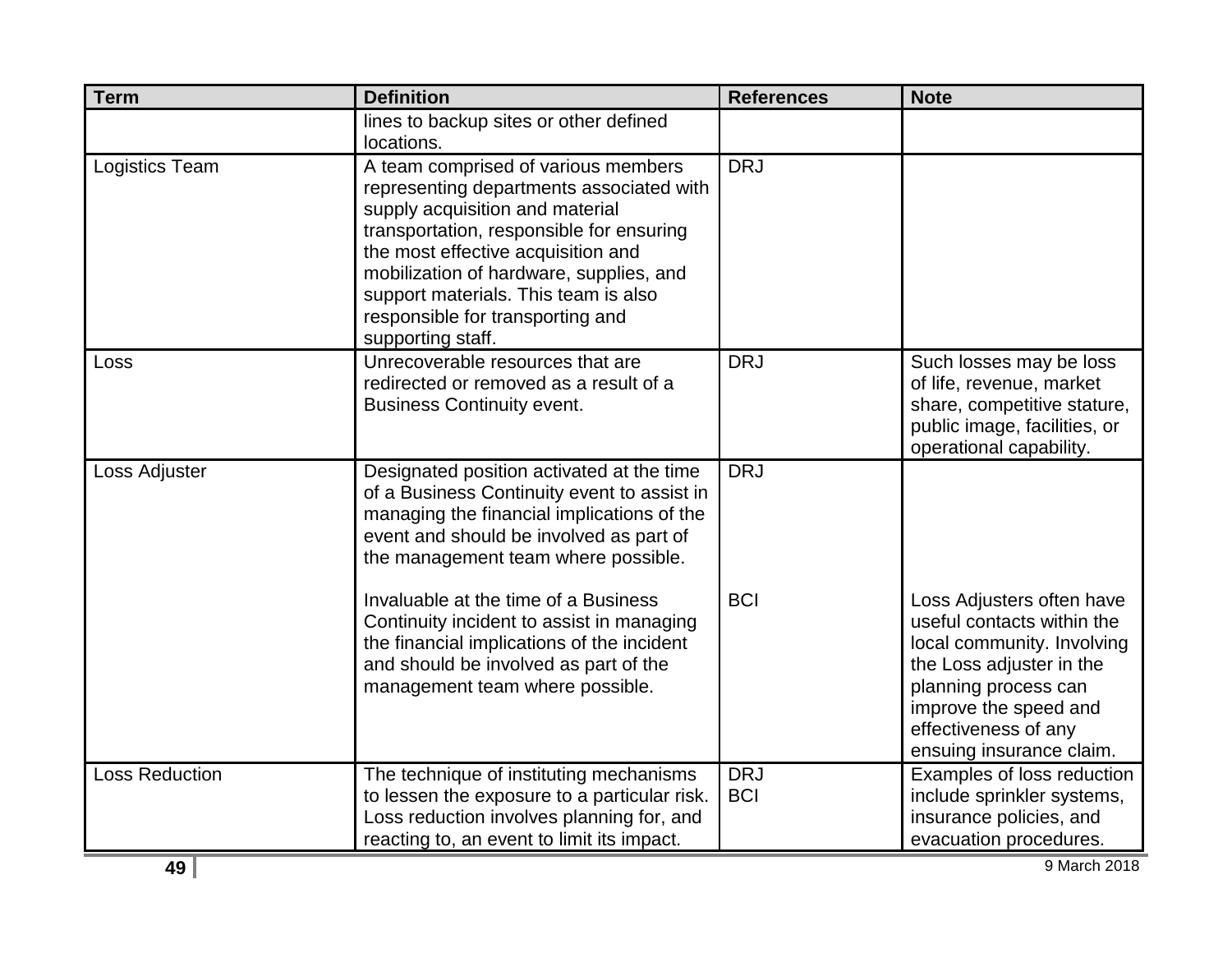| Term | Definition | References | Note |
|---|---|---|---|
| | lines to backup sites or other defined locations. | | |
| Logistics Team | A team comprised of various members representing departments associated with supply acquisition and material transportation, responsible for ensuring the most effective acquisition and mobilization of hardware, supplies, and support materials. This team is also responsible for transporting and supporting staff. | DRJ | |
| Loss | Unrecoverable resources that are redirected or removed as a result of a Business Continuity event. | DRJ | Such losses may be loss of life, revenue, market share, competitive stature, public image, facilities, or operational capability. |
| Loss Adjuster | Designated position activated at the time of a Business Continuity event to assist in managing the financial implications of the event and should be involved as part of the management team where possible. | DRJ | |
| | Invaluable at the time of a Business Continuity incident to assist in managing the financial implications of the incident and should be involved as part of the management team where possible. | BCI | Loss Adjusters often have useful contacts within the local community. Involving the Loss adjuster in the planning process can improve the speed and effectiveness of any ensuing insurance claim. |
| Loss Reduction | The technique of instituting mechanisms to lessen the exposure to a particular risk. Loss reduction involves planning for, and reacting to, an event to limit its impact. | DRJ<br>BCI | Examples of loss reduction include sprinkler systems, insurance policies, and evacuation procedures. |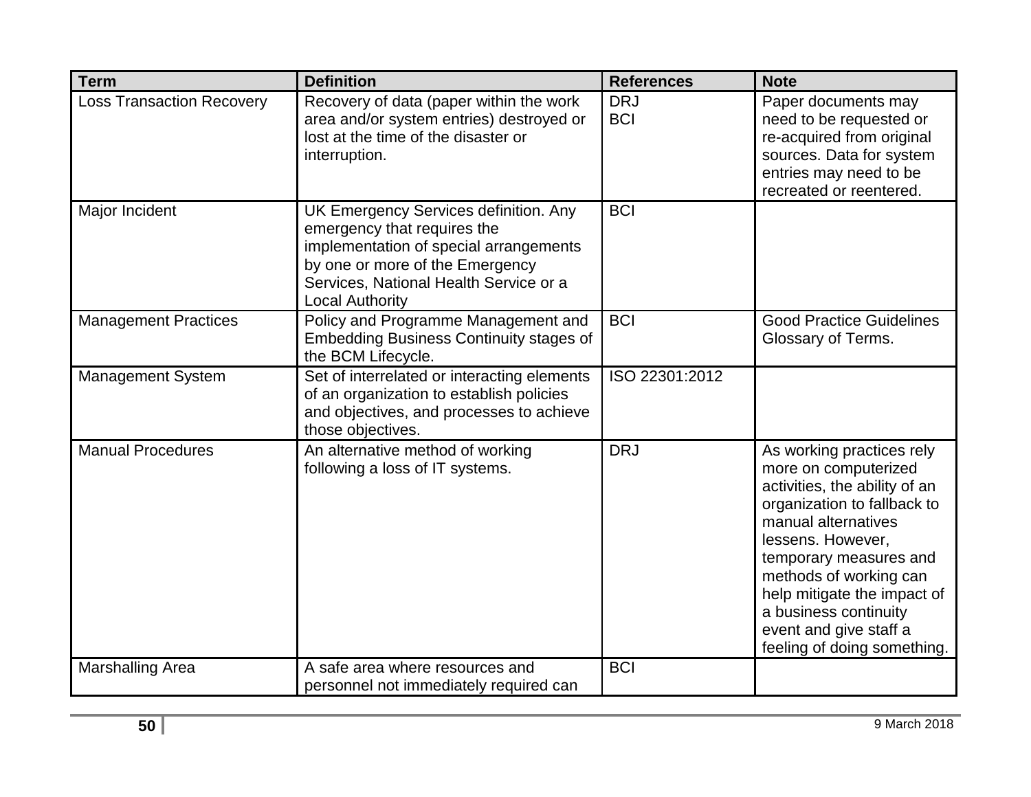| Term | Definition | References | Note |
| --- | --- | --- | --- |
| Loss Transaction Recovery | Recovery of data (paper within the work area and/or system entries) destroyed or lost at the time of the disaster or interruption. | DRJ<br>BCI | Paper documents may need to be requested or re-acquired from original sources. Data for system entries may need to be recreated or reentered. |
| Major Incident | UK Emergency Services definition. Any emergency that requires the implementation of special arrangements by one or more of the Emergency Services, National Health Service or a Local Authority | BCI | |
| Management Practices | Policy and Programme Management and Embedding Business Continuity stages of the BCM Lifecycle. | BCI | Good Practice Guidelines Glossary of Terms. |
| Management System | Set of interrelated or interacting elements of an organization to establish policies and objectives, and processes to achieve those objectives. | ISO 22301:2012 | |
| Manual Procedures | An alternative method of working following a loss of IT systems. | DRJ | As working practices rely more on computerized activities, the ability of an organization to fallback to manual alternatives lessens. However, temporary measures and methods of working can help mitigate the impact of a business continuity event and give staff a feeling of doing something. |
| Marshalling Area | A safe area where resources and personnel not immediately required can | BCI | |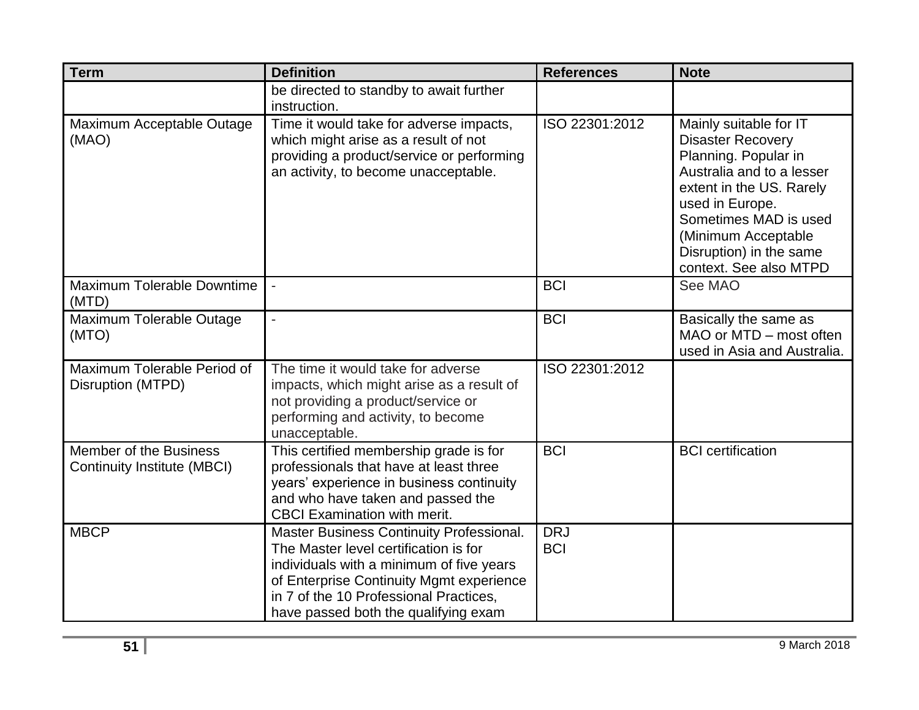| Term | Definition | References | Note |
|---|---|---|---|
| | be directed to standby to await further instruction. | | |
| Maximum Acceptable Outage (MAO) | Time it would take for adverse impacts, which might arise as a result of not providing a product/service or performing an activity, to become unacceptable. | ISO 22301:2012 | Mainly suitable for IT Disaster Recovery Planning. Popular in Australia and to a lesser extent in the US. Rarely used in Europe. Sometimes MAD is used (Minimum Acceptable Disruption) in the same context. See also MTPD |
| Maximum Tolerable Downtime (MTD) | - | BCI | See MAO |
| Maximum Tolerable Outage (MTO) | - | BCI | Basically the same as MAO or MTD – most often used in Asia and Australia. |
| Maximum Tolerable Period of Disruption (MTPD) | The time it would take for adverse impacts, which might arise as a result of not providing a product/service or performing and activity, to become unacceptable. | ISO 22301:2012 | |
| Member of the Business Continuity Institute (MBCI) | This certified membership grade is for professionals that have at least three years' experience in business continuity and who have taken and passed the CBCI Examination with merit. | BCI | BCI certification |
| MBCP | Master Business Continuity Professional. The Master level certification is for individuals with a minimum of five years of Enterprise Continuity Mgmt experience in 7 of the 10 Professional Practices, have passed both the qualifying exam | DRJ<br>BCI | |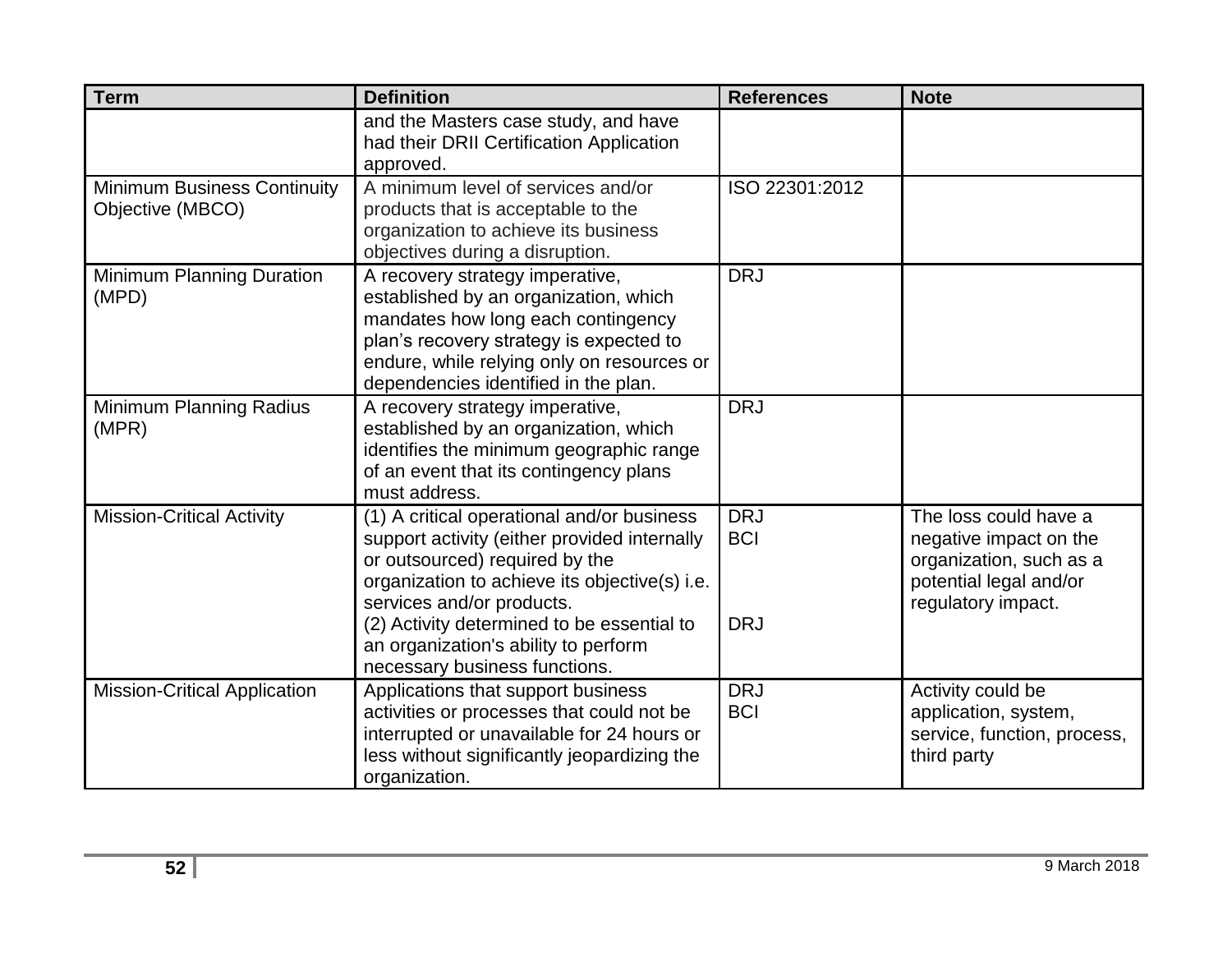| Term | Definition | References | Note |
|---|---|---|---|
| | and the Masters case study, and have had their DRII Certification Application approved. | | |
| Minimum Business Continuity Objective (MBCO) | A minimum level of services and/or products that is acceptable to the organization to achieve its business objectives during a disruption. | ISO 22301:2012 | |
| Minimum Planning Duration (MPD) | A recovery strategy imperative, established by an organization, which mandates how long each contingency plan's recovery strategy is expected to endure, while relying only on resources or dependencies identified in the plan. | DRJ | |
| Minimum Planning Radius (MPR) | A recovery strategy imperative, established by an organization, which identifies the minimum geographic range of an event that its contingency plans must address. | DRJ | |
| Mission-Critical Activity | (1) A critical operational and/or business support activity (either provided internally or outsourced) required by the organization to achieve its objective(s) i.e. services and/or products.<br>(2) Activity determined to be essential to an organization's ability to perform necessary business functions. | DRJ<br>BCI<br><br>DRJ | The loss could have a negative impact on the organization, such as a potential legal and/or regulatory impact. |
| Mission-Critical Application | Applications that support business activities or processes that could not be interrupted or unavailable for 24 hours or less without significantly jeopardizing the organization. | DRJ<br>BCI | Activity could be application, system, service, function, process, third party |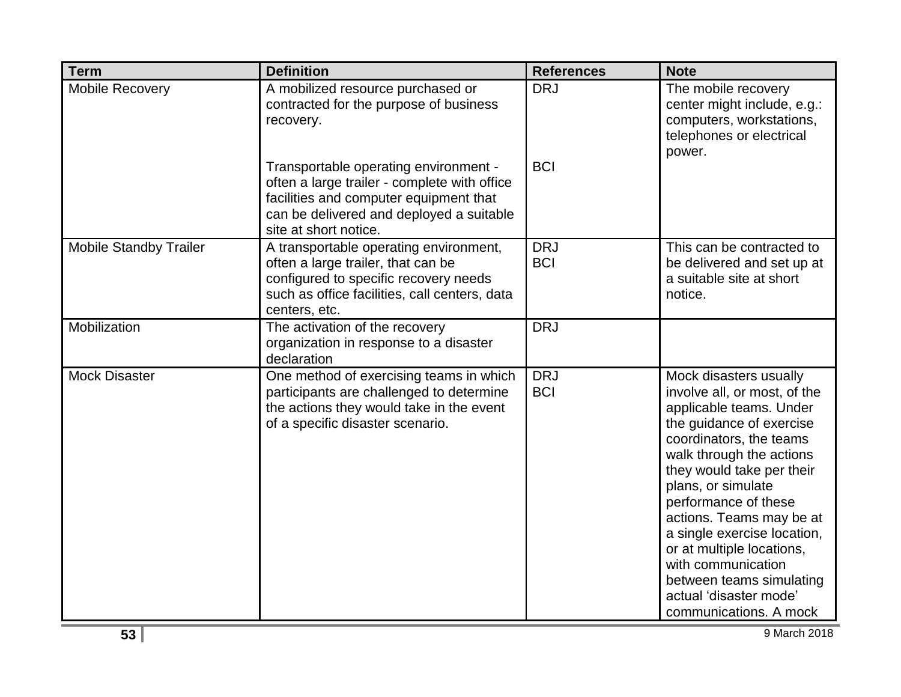| Term | Definition | References | Note |
| --- | --- | --- | --- |
| Mobile Recovery | A mobilized resource purchased or contracted for the purpose of business recovery.<br><br>Transportable operating environment - often a large trailer - complete with office facilities and computer equipment that can be delivered and deployed a suitable site at short notice. | DRJ<br><br>BCI | The mobile recovery center might include, e.g.: computers, workstations, telephones or electrical power. |
| Mobile Standby Trailer | A transportable operating environment, often a large trailer, that can be configured to specific recovery needs such as office facilities, call centers, data centers, etc. | DRJ<br>BCI | This can be contracted to be delivered and set up at a suitable site at short notice. |
| Mobilization | The activation of the recovery organization in response to a disaster declaration | DRJ | |
| Mock Disaster | One method of exercising teams in which participants are challenged to determine the actions they would take in the event of a specific disaster scenario. | DRJ<br>BCI | Mock disasters usually involve all, or most, of the applicable teams. Under the guidance of exercise coordinators, the teams walk through the actions they would take per their plans, or simulate performance of these actions. Teams may be at a single exercise location, or at multiple locations, with communication between teams simulating actual 'disaster mode' communications. A mock |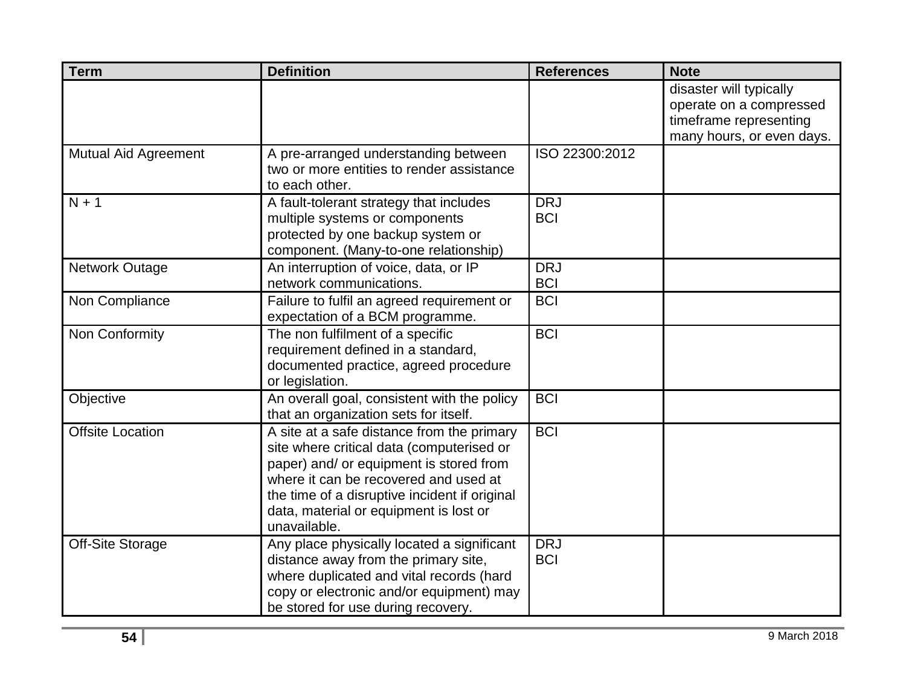| Term | Definition | References | Note |
| --- | --- | --- | --- |
| | | | disaster will typically operate on a compressed timeframe representing many hours, or even days. |
| Mutual Aid Agreement | A pre-arranged understanding between two or more entities to render assistance to each other. | ISO 22300:2012 | |
| N + 1 | A fault-tolerant strategy that includes multiple systems or components protected by one backup system or component. (Many-to-one relationship) | DRJ<br>BCI | |
| Network Outage | An interruption of voice, data, or IP network communications. | DRJ<br>BCI | |
| Non Compliance | Failure to fulfil an agreed requirement or expectation of a BCM programme. | BCI | |
| Non Conformity | The non fulfilment of a specific requirement defined in a standard, documented practice, agreed procedure or legislation. | BCI | |
| Objective | An overall goal, consistent with the policy that an organization sets for itself. | BCI | |
| Offsite Location | A site at a safe distance from the primary site where critical data (computerised or paper) and/ or equipment is stored from where it can be recovered and used at the time of a disruptive incident if original data, material or equipment is lost or unavailable. | BCI | |
| Off-Site Storage | Any place physically located a significant distance away from the primary site, where duplicated and vital records (hard copy or electronic and/or equipment) may be stored for use during recovery. | DRJ<br>BCI | |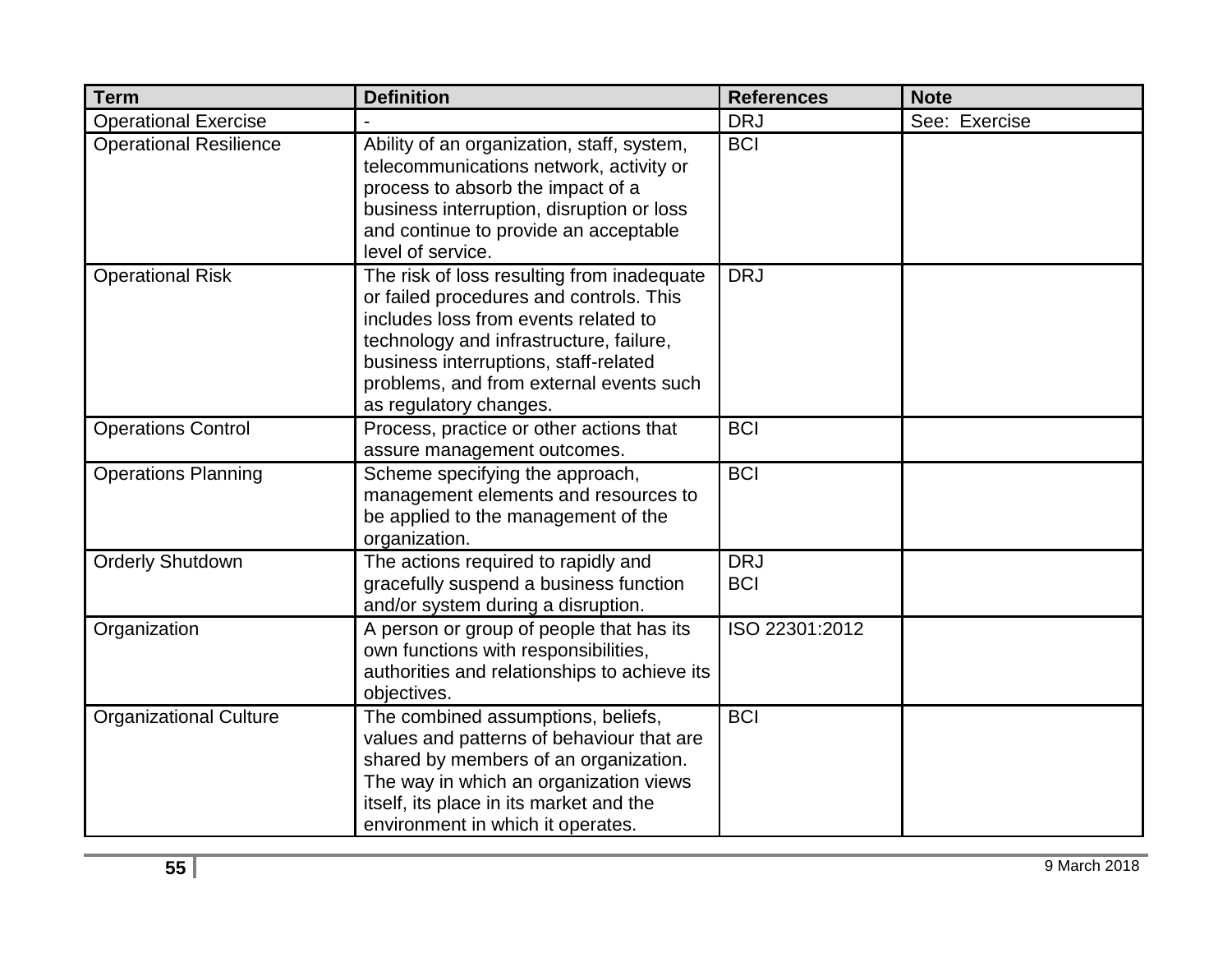| Term | Definition | References | Note |
|---|---|---|---|
| Operational Exercise | - | DRJ | See: Exercise |
| Operational Resilience | Ability of an organization, staff, system, telecommunications network, activity or process to absorb the impact of a business interruption, disruption or loss and continue to provide an acceptable level of service. | BCI | |
| Operational Risk | The risk of loss resulting from inadequate or failed procedures and controls. This includes loss from events related to technology and infrastructure, failure, business interruptions, staff-related problems, and from external events such as regulatory changes. | DRJ | |
| Operations Control | Process, practice or other actions that assure management outcomes. | BCI | |
| Operations Planning | Scheme specifying the approach, management elements and resources to be applied to the management of the organization. | BCI | |
| Orderly Shutdown | The actions required to rapidly and gracefully suspend a business function and/or system during a disruption. | DRJ<br>BCI | |
| Organization | A person or group of people that has its own functions with responsibilities, authorities and relationships to achieve its objectives. | ISO 22301:2012 | |
| Organizational Culture | The combined assumptions, beliefs, values and patterns of behaviour that are shared by members of an organization. The way in which an organization views itself, its place in its market and the environment in which it operates. | BCI | |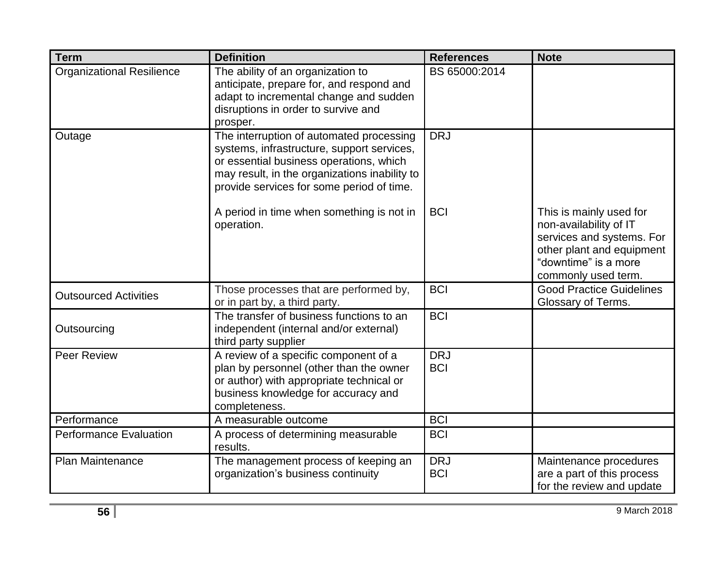| Term | Definition | References | Note |
| --- | --- | --- | --- |
| Organizational Resilience | The ability of an organization to anticipate, prepare for, and respond and adapt to incremental change and sudden disruptions in order to survive and prosper. | BS 65000:2014 | |
| Outage | The interruption of automated processing systems, infrastructure, support services, or essential business operations, which may result, in the organizations inability to provide services for some period of time. | DRJ | |
| | A period in time when something is not in operation. | BCI | This is mainly used for non-availability of IT services and systems. For other plant and equipment “downtime” is a more commonly used term. |
| Outsourced Activities | Those processes that are performed by, or in part by, a third party. | BCI | Good Practice Guidelines Glossary of Terms. |
| Outsourcing | The transfer of business functions to an independent (internal and/or external) third party supplier | BCI | |
| Peer Review | A review of a specific component of a plan by personnel (other than the owner or author) with appropriate technical or business knowledge for accuracy and completeness. | DRJ<br>BCI | |
| Performance | A measurable outcome | BCI | |
| Performance Evaluation | A process of determining measurable results. | BCI | |
| Plan Maintenance | The management process of keeping an organization’s business continuity | DRJ<br>BCI | Maintenance procedures are a part of this process for the review and update |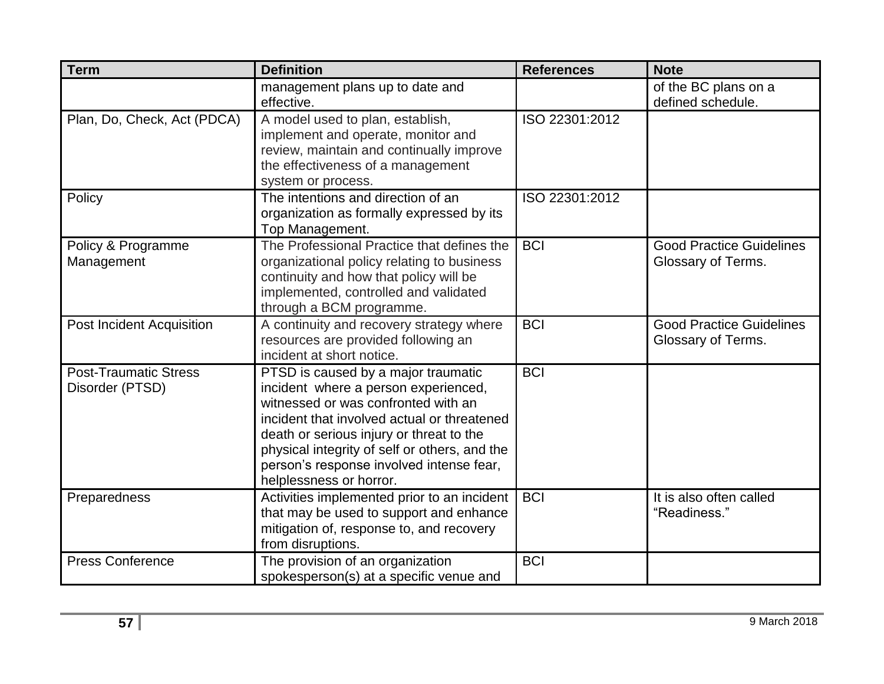| Term | Definition | References | Note |
|---|---|---|---|
| | management plans up to date and effective. | | of the BC plans on a defined schedule. |
| Plan, Do, Check, Act (PDCA) | A model used to plan, establish, implement and operate, monitor and review, maintain and continually improve the effectiveness of a management system or process. | ISO 22301:2012 | |
| Policy | The intentions and direction of an organization as formally expressed by its Top Management. | ISO 22301:2012 | |
| Policy & Programme Management | The Professional Practice that defines the organizational policy relating to business continuity and how that policy will be implemented, controlled and validated through a BCM programme. | BCI | Good Practice Guidelines Glossary of Terms. |
| Post Incident Acquisition | A continuity and recovery strategy where resources are provided following an incident at short notice. | BCI | Good Practice Guidelines Glossary of Terms. |
| Post-Traumatic Stress Disorder (PTSD) | PTSD is caused by a major traumatic incident where a person experienced, witnessed or was confronted with an incident that involved actual or threatened death or serious injury or threat to the physical integrity of self or others, and the person's response involved intense fear, helplessness or horror. | BCI | |
| Preparedness | Activities implemented prior to an incident that may be used to support and enhance mitigation of, response to, and recovery from disruptions. | BCI | It is also often called "Readiness." |
| Press Conference | The provision of an organization spokesperson(s) at a specific venue and | BCI | |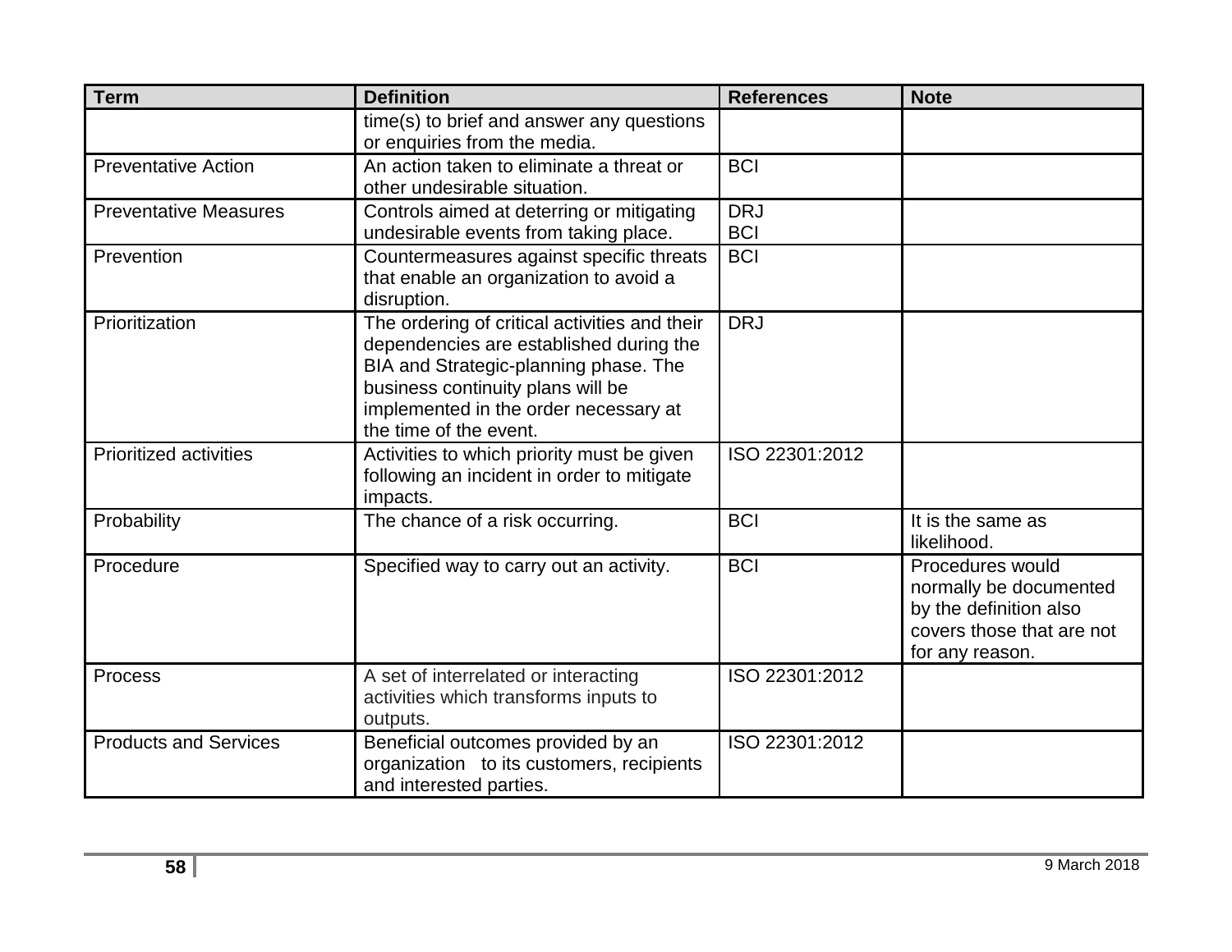| Term | Definition | References | Note |
|---|---|---|---|
| | time(s) to brief and answer any questions or enquiries from the media. | | |
| Preventative Action | An action taken to eliminate a threat or other undesirable situation. | BCI | |
| Preventative Measures | Controls aimed at deterring or mitigating undesirable events from taking place. | DRJ<br>BCI | |
| Prevention | Countermeasures against specific threats that enable an organization to avoid a disruption. | BCI | |
| Prioritization | The ordering of critical activities and their dependencies are established during the BIA and Strategic-planning phase. The business continuity plans will be implemented in the order necessary at the time of the event. | DRJ | |
| Prioritized activities | Activities to which priority must be given following an incident in order to mitigate impacts. | ISO 22301:2012 | |
| Probability | The chance of a risk occurring. | BCI | It is the same as likelihood. |
| Procedure | Specified way to carry out an activity. | BCI | Procedures would normally be documented by the definition also covers those that are not for any reason. |
| Process | A set of interrelated or interacting activities which transforms inputs to outputs. | ISO 22301:2012 | |
| Products and Services | Beneficial outcomes provided by an organization to its customers, recipients and interested parties. | ISO 22301:2012 | |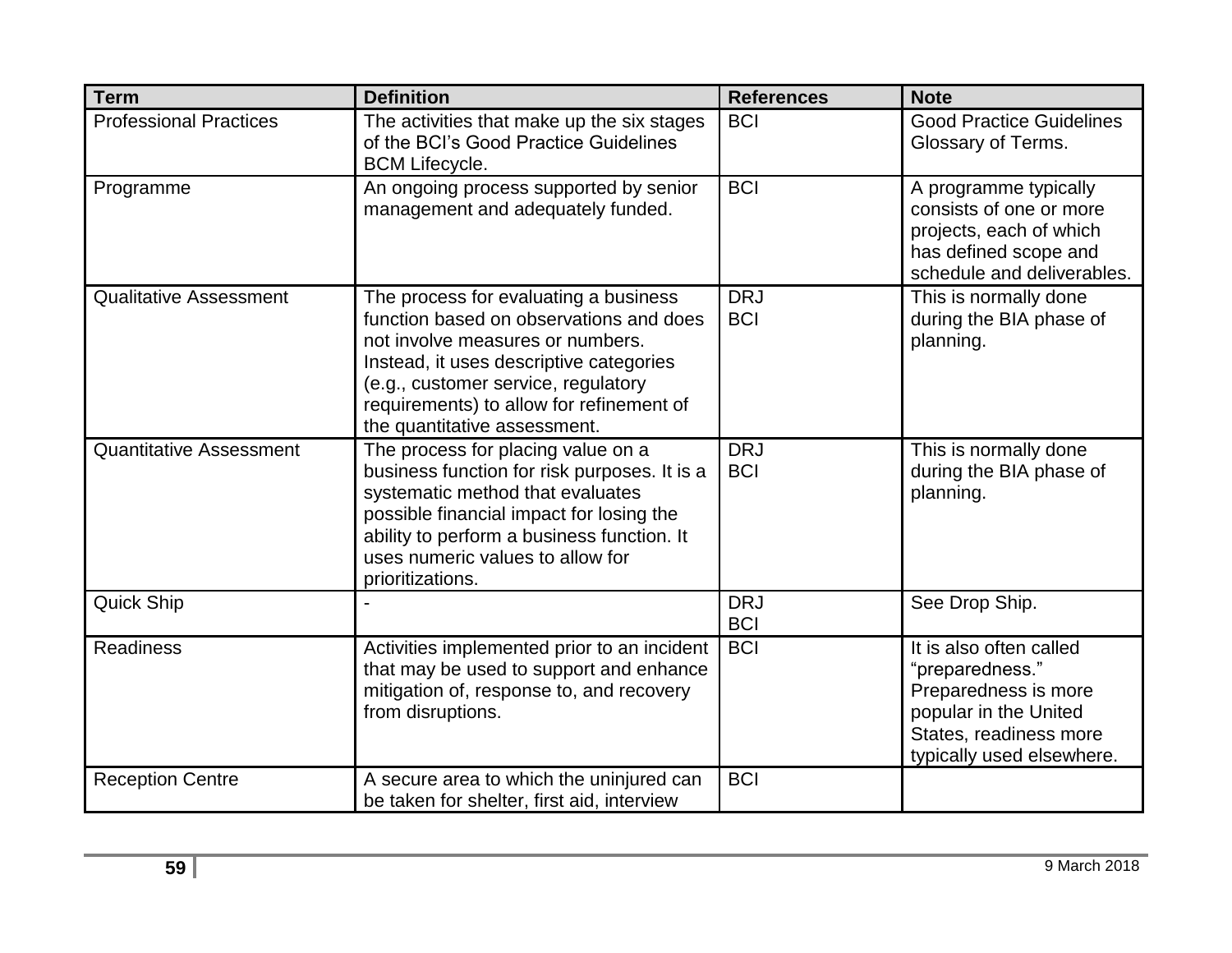| Term | Definition | References | Note |
|---|---|---|---|
| Professional Practices | The activities that make up the six stages of the BCI's Good Practice Guidelines BCM Lifecycle. | BCI | Good Practice Guidelines Glossary of Terms. |
| Programme | An ongoing process supported by senior management and adequately funded. | BCI | A programme typically consists of one or more projects, each of which has defined scope and schedule and deliverables. |
| Qualitative Assessment | The process for evaluating a business function based on observations and does not involve measures or numbers. Instead, it uses descriptive categories (e.g., customer service, regulatory requirements) to allow for refinement of the quantitative assessment. | DRJ<br>BCI | This is normally done during the BIA phase of planning. |
| Quantitative Assessment | The process for placing value on a business function for risk purposes. It is a systematic method that evaluates possible financial impact for losing the ability to perform a business function. It uses numeric values to allow for prioritizations. | DRJ<br>BCI | This is normally done during the BIA phase of planning. |
| Quick Ship | - | DRJ<br>BCI | See Drop Ship. |
| Readiness | Activities implemented prior to an incident that may be used to support and enhance mitigation of, response to, and recovery from disruptions. | BCI | It is also often called "preparedness." Preparedness is more popular in the United States, readiness more typically used elsewhere. |
| Reception Centre | A secure area to which the uninjured can be taken for shelter, first aid, interview | BCI | |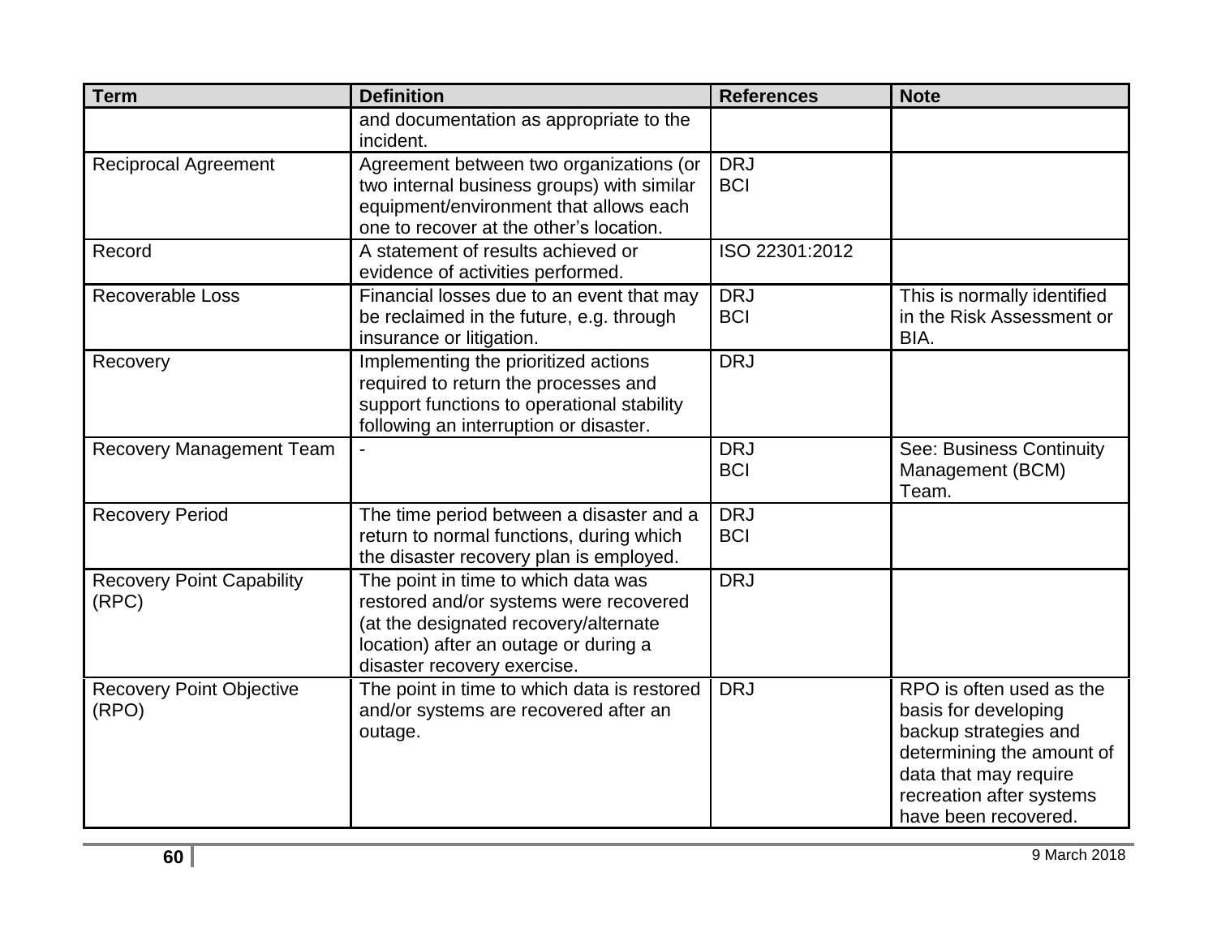| Term | Definition | References | Note |
|---|---|---|---|
| | and documentation as appropriate to the incident. | | |
| Reciprocal Agreement | Agreement between two organizations (or two internal business groups) with similar equipment/environment that allows each one to recover at the other's location. | DRJ<br>BCI | |
| Record | A statement of results achieved or evidence of activities performed. | ISO 22301:2012 | |
| Recoverable Loss | Financial losses due to an event that may be reclaimed in the future, e.g. through insurance or litigation. | DRJ<br>BCI | This is normally identified in the Risk Assessment or BIA. |
| Recovery | Implementing the prioritized actions required to return the processes and support functions to operational stability following an interruption or disaster. | DRJ | |
| Recovery Management Team | - | DRJ<br>BCI | See: Business Continuity Management (BCM) Team. |
| Recovery Period | The time period between a disaster and a return to normal functions, during which the disaster recovery plan is employed. | DRJ<br>BCI | |
| Recovery Point Capability (RPC) | The point in time to which data was restored and/or systems were recovered (at the designated recovery/alternate location) after an outage or during a disaster recovery exercise. | DRJ | |
| Recovery Point Objective (RPO) | The point in time to which data is restored and/or systems are recovered after an outage. | DRJ | RPO is often used as the basis for developing backup strategies and determining the amount of data that may require recreation after systems have been recovered. |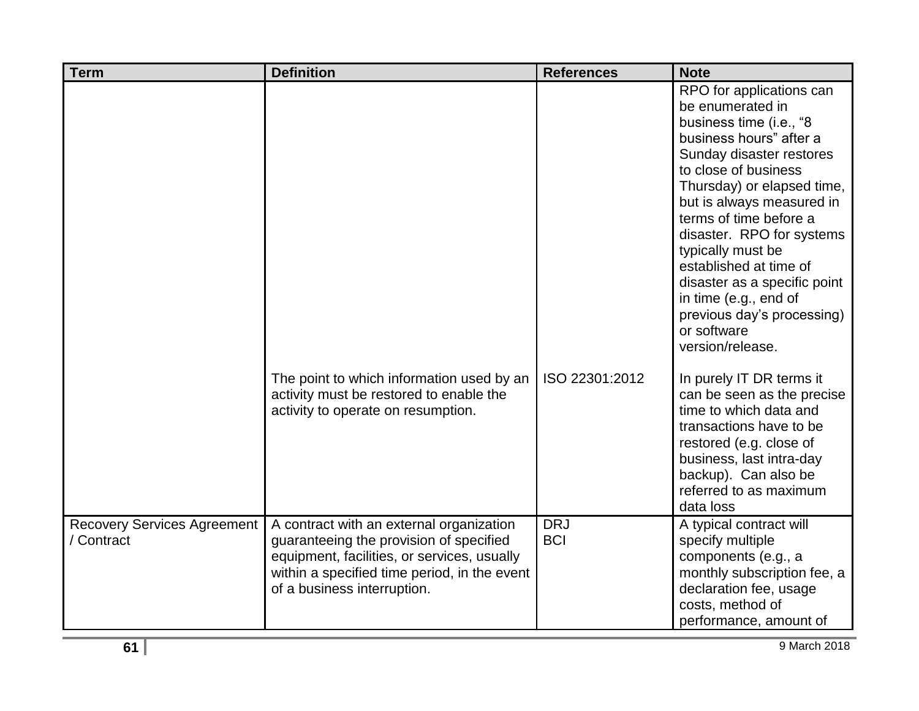| Term | Definition | References | Note |
| --- | --- | --- | --- |
| | | | RPO for applications can be enumerated in business time (i.e., "8 business hours" after a Sunday disaster restores to close of business Thursday) or elapsed time, but is always measured in terms of time before a disaster. RPO for systems typically must be established at time of disaster as a specific point in time (e.g., end of previous day's processing) or software version/release. |
| | The point to which information used by an activity must be restored to enable the activity to operate on resumption. | ISO 22301:2012 | In purely IT DR terms it can be seen as the precise time to which data and transactions have to be restored (e.g. close of business, last intra-day backup). Can also be referred to as maximum data loss |
| Recovery Services Agreement / Contract | A contract with an external organization guaranteeing the provision of specified equipment, facilities, or services, usually within a specified time period, in the event of a business interruption. | DRJ<br>BCI | A typical contract will specify multiple components (e.g., a monthly subscription fee, a declaration fee, usage costs, method of performance, amount of |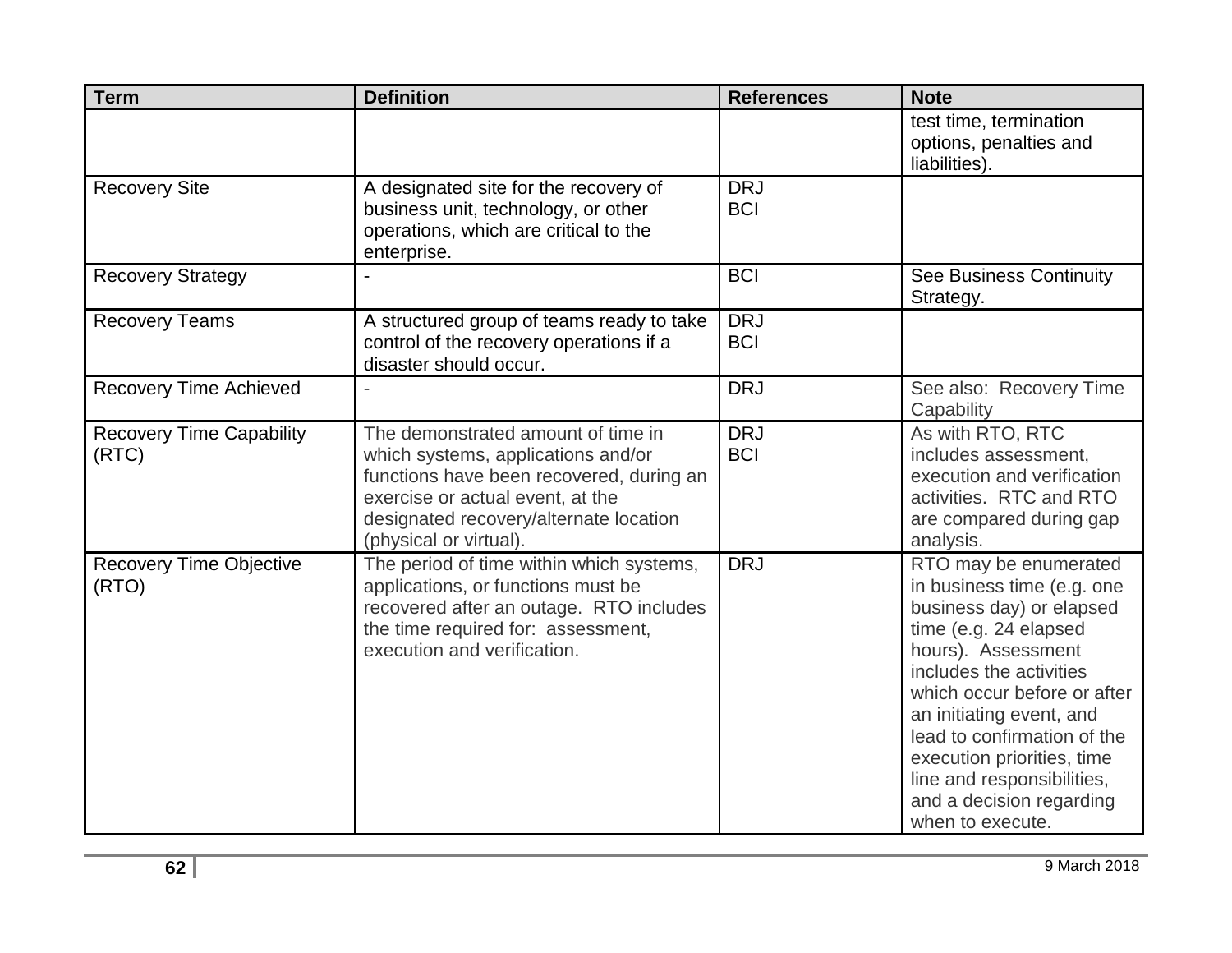| Term | Definition | References | Note |
|---|---|---|---|
| | | | test time, termination options, penalties and liabilities). |
| Recovery Site | A designated site for the recovery of business unit, technology, or other operations, which are critical to the enterprise. | DRJ<br>BCI | |
| Recovery Strategy | - | BCI | See Business Continuity Strategy. |
| Recovery Teams | A structured group of teams ready to take control of the recovery operations if a disaster should occur. | DRJ<br>BCI | |
| Recovery Time Achieved | - | DRJ | See also: Recovery Time Capability |
| Recovery Time Capability (RTC) | The demonstrated amount of time in which systems, applications and/or functions have been recovered, during an exercise or actual event, at the designated recovery/alternate location (physical or virtual). | DRJ<br>BCI | As with RTO, RTC includes assessment, execution and verification activities. RTC and RTO are compared during gap analysis. |
| Recovery Time Objective (RTO) | The period of time within which systems, applications, or functions must be recovered after an outage. RTO includes the time required for: assessment, execution and verification. | DRJ | RTO may be enumerated in business time (e.g. one business day) or elapsed time (e.g. 24 elapsed hours). Assessment includes the activities which occur before or after an initiating event, and lead to confirmation of the execution priorities, time line and responsibilities, and a decision regarding when to execute. |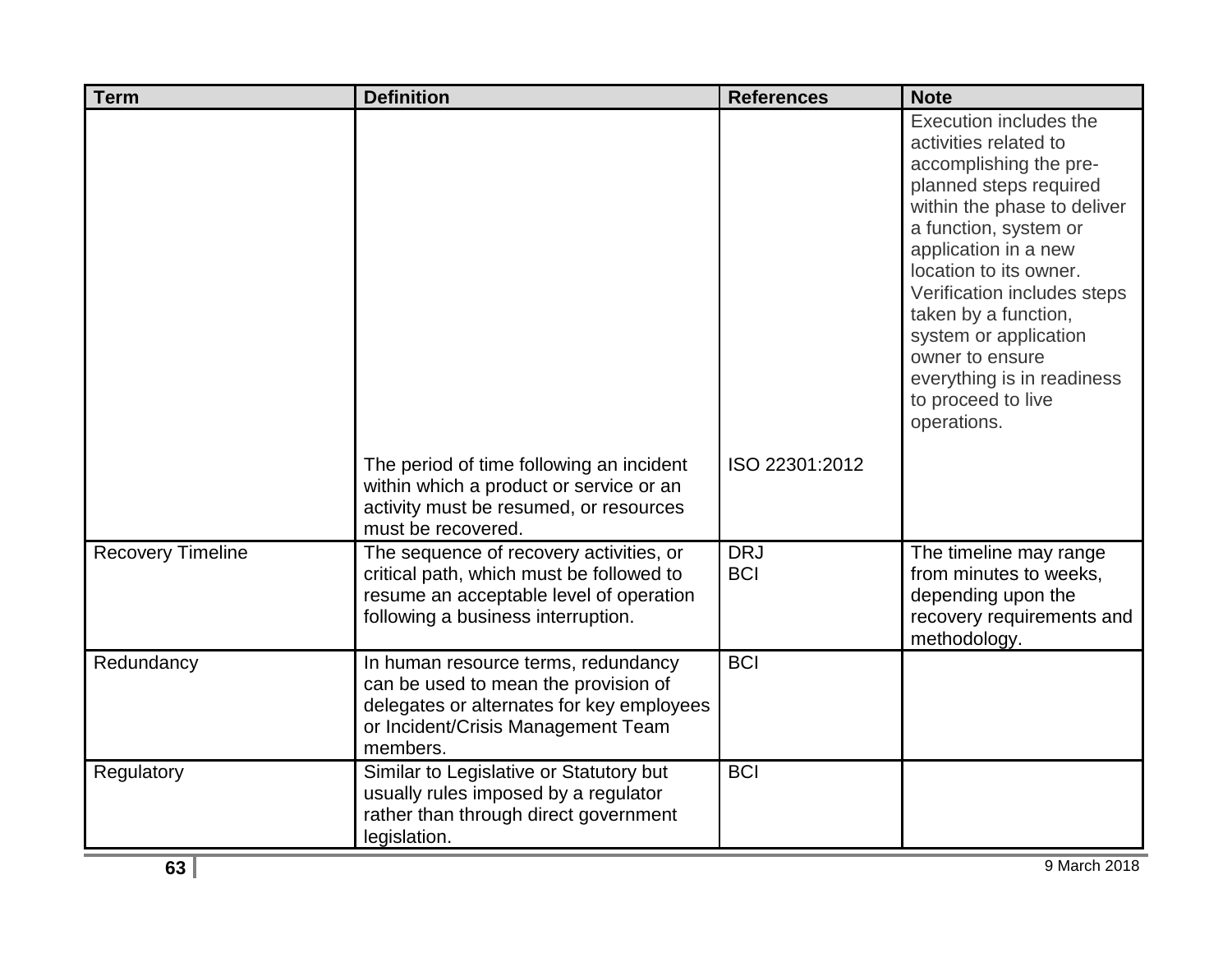| Term | Definition | References | Note |
| --- | --- | --- | --- |
| | | | Execution includes the activities related to accomplishing the pre-planned steps required within the phase to deliver a function, system or application in a new location to its owner. Verification includes steps taken by a function, system or application owner to ensure everything is in readiness to proceed to live operations. |
| | The period of time following an incident within which a product or service or an activity must be resumed, or resources must be recovered. | ISO 22301:2012 | |
| Recovery Timeline | The sequence of recovery activities, or critical path, which must be followed to resume an acceptable level of operation following a business interruption. | DRJ<br>BCI | The timeline may range from minutes to weeks, depending upon the recovery requirements and methodology. |
| Redundancy | In human resource terms, redundancy can be used to mean the provision of delegates or alternates for key employees or Incident/Crisis Management Team members. | BCI | |
| Regulatory | Similar to Legislative or Statutory but usually rules imposed by a regulator rather than through direct government legislation. | BCI | |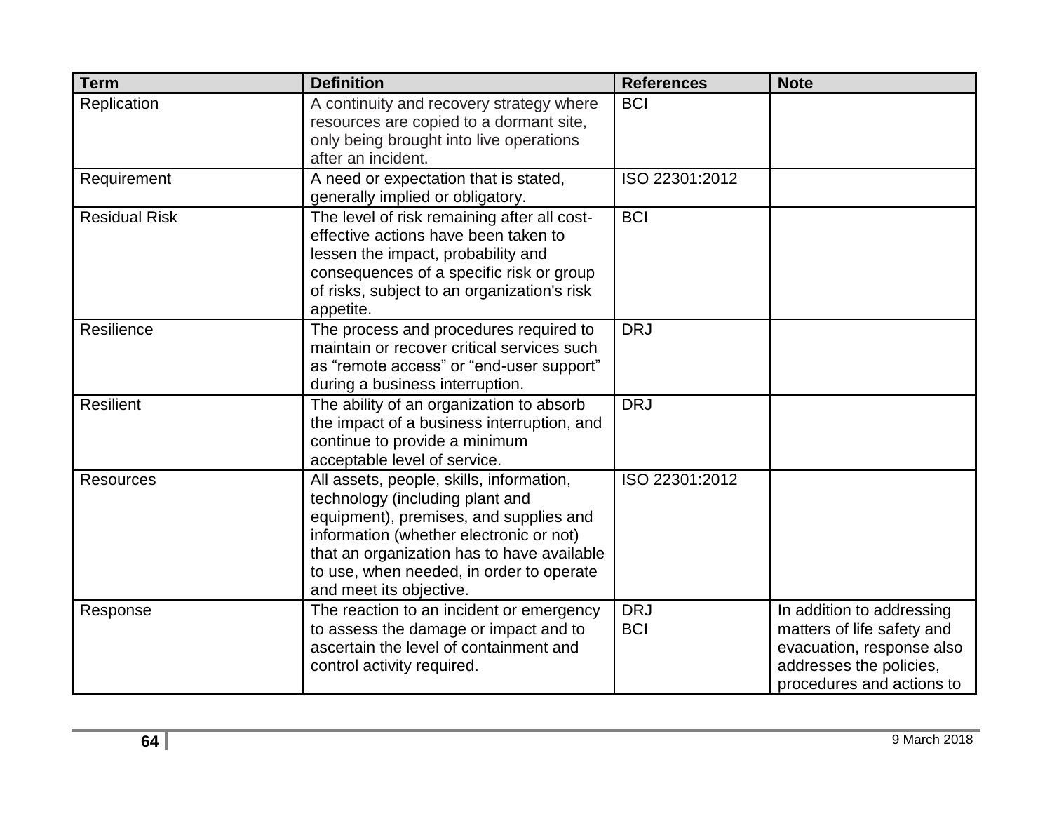| Term | Definition | References | Note |
| --- | --- | --- | --- |
| Replication | A continuity and recovery strategy where resources are copied to a dormant site, only being brought into live operations after an incident. | BCI | |
| Requirement | A need or expectation that is stated, generally implied or obligatory. | ISO 22301:2012 | |
| Residual Risk | The level of risk remaining after all cost-effective actions have been taken to lessen the impact, probability and consequences of a specific risk or group of risks, subject to an organization's risk appetite. | BCI | |
| Resilience | The process and procedures required to maintain or recover critical services such as “remote access” or “end-user support” during a business interruption. | DRJ | |
| Resilient | The ability of an organization to absorb the impact of a business interruption, and continue to provide a minimum acceptable level of service. | DRJ | |
| Resources | All assets, people, skills, information, technology (including plant and equipment), premises, and supplies and information (whether electronic or not) that an organization has to have available to use, when needed, in order to operate and meet its objective. | ISO 22301:2012 | |
| Response | The reaction to an incident or emergency to assess the damage or impact and to ascertain the level of containment and control activity required. | DRJ<br>BCI | In addition to addressing matters of life safety and evacuation, response also addresses the policies, procedures and actions to |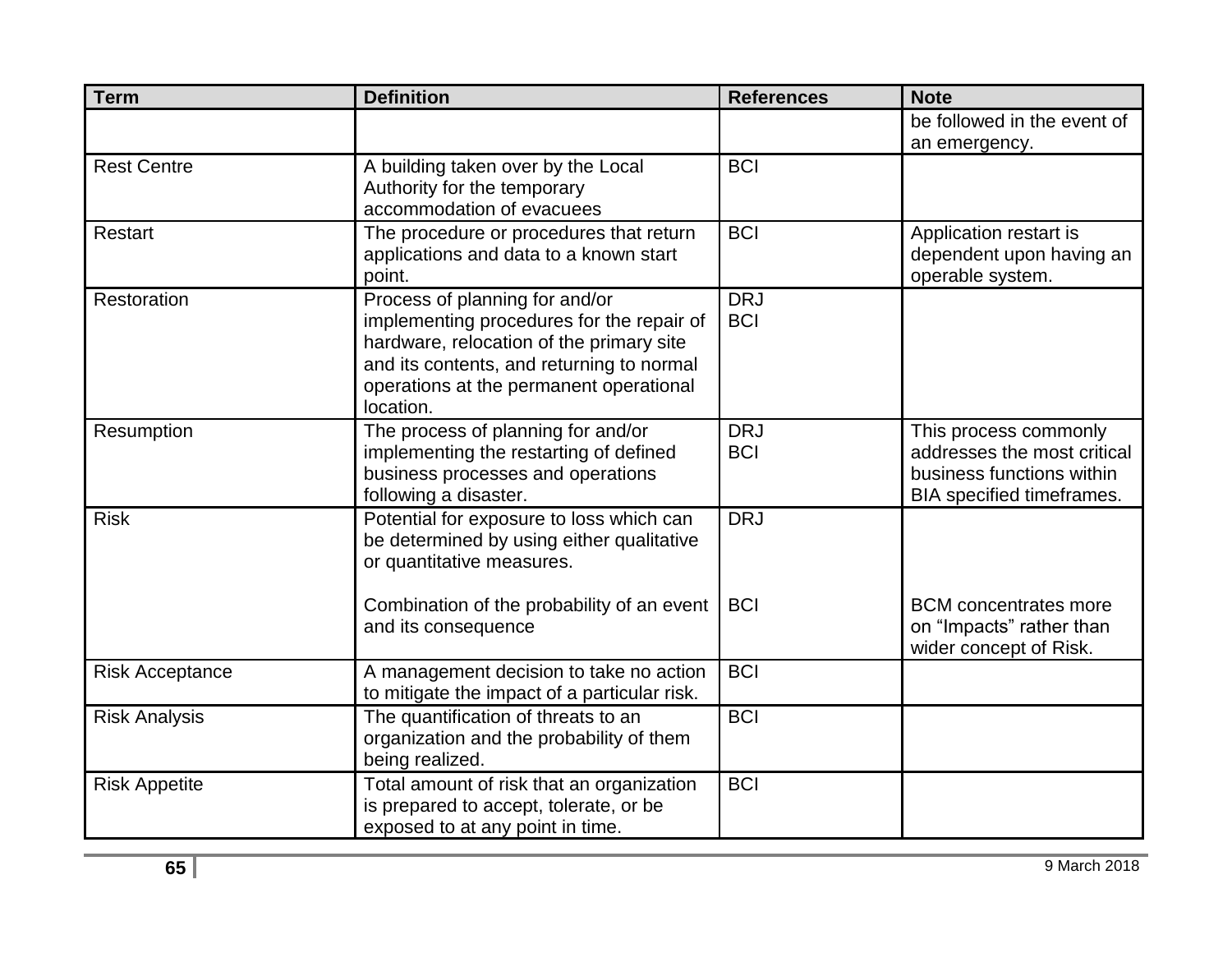| Term | Definition | References | Note |
|---|---|---|---|
| | | | be followed in the event of an emergency. |
| Rest Centre | A building taken over by the Local Authority for the temporary accommodation of evacuees | BCI | |
| Restart | The procedure or procedures that return applications and data to a known start point. | BCI | Application restart is dependent upon having an operable system. |
| Restoration | Process of planning for and/or implementing procedures for the repair of hardware, relocation of the primary site and its contents, and returning to normal operations at the permanent operational location. | DRJ<br>BCI | |
| Resumption | The process of planning for and/or implementing the restarting of defined business processes and operations following a disaster. | DRJ<br>BCI | This process commonly addresses the most critical business functions within BIA specified timeframes. |
| Risk | Potential for exposure to loss which can be determined by using either qualitative or quantitative measures.<br><br>Combination of the probability of an event and its consequence | DRJ<br><br>BCI | <br><br>BCM concentrates more on "Impacts" rather than wider concept of Risk. |
| Risk Acceptance | A management decision to take no action to mitigate the impact of a particular risk. | BCI | |
| Risk Analysis | The quantification of threats to an organization and the probability of them being realized. | BCI | |
| Risk Appetite | Total amount of risk that an organization is prepared to accept, tolerate, or be exposed to at any point in time. | BCI | |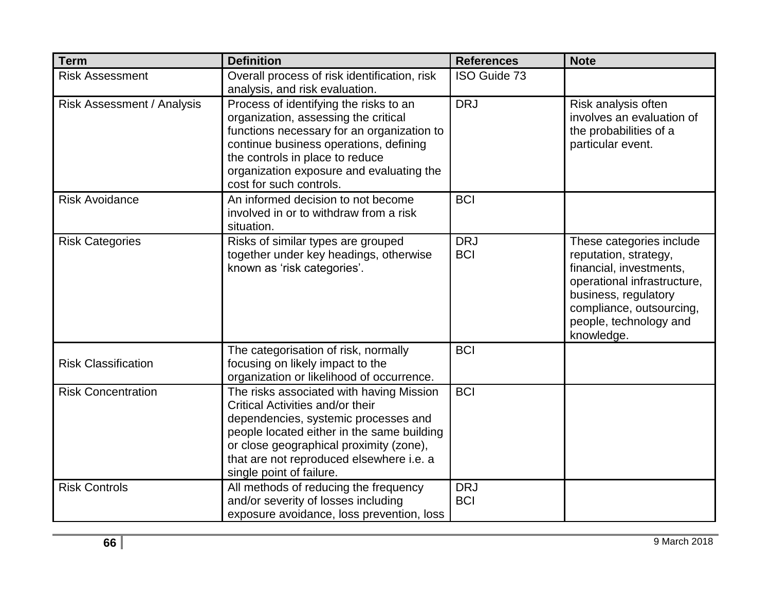| Term | Definition | References | Note |
|---|---|---|---|
| Risk Assessment | Overall process of risk identification, risk analysis, and risk evaluation. | ISO Guide 73 | |
| Risk Assessment / Analysis | Process of identifying the risks to an organization, assessing the critical functions necessary for an organization to continue business operations, defining the controls in place to reduce organization exposure and evaluating the cost for such controls. | DRJ | Risk analysis often involves an evaluation of the probabilities of a particular event. |
| Risk Avoidance | An informed decision to not become involved in or to withdraw from a risk situation. | BCI | |
| Risk Categories | Risks of similar types are grouped together under key headings, otherwise known as 'risk categories'. | DRJ<br>BCI | These categories include reputation, strategy, financial, investments, operational infrastructure, business, regulatory compliance, outsourcing, people, technology and knowledge. |
| Risk Classification | The categorisation of risk, normally focusing on likely impact to the organization or likelihood of occurrence. | BCI | |
| Risk Concentration | The risks associated with having Mission Critical Activities and/or their dependencies, systemic processes and people located either in the same building or close geographical proximity (zone), that are not reproduced elsewhere i.e. a single point of failure. | BCI | |
| Risk Controls | All methods of reducing the frequency and/or severity of losses including exposure avoidance, loss prevention, loss | DRJ<br>BCI | |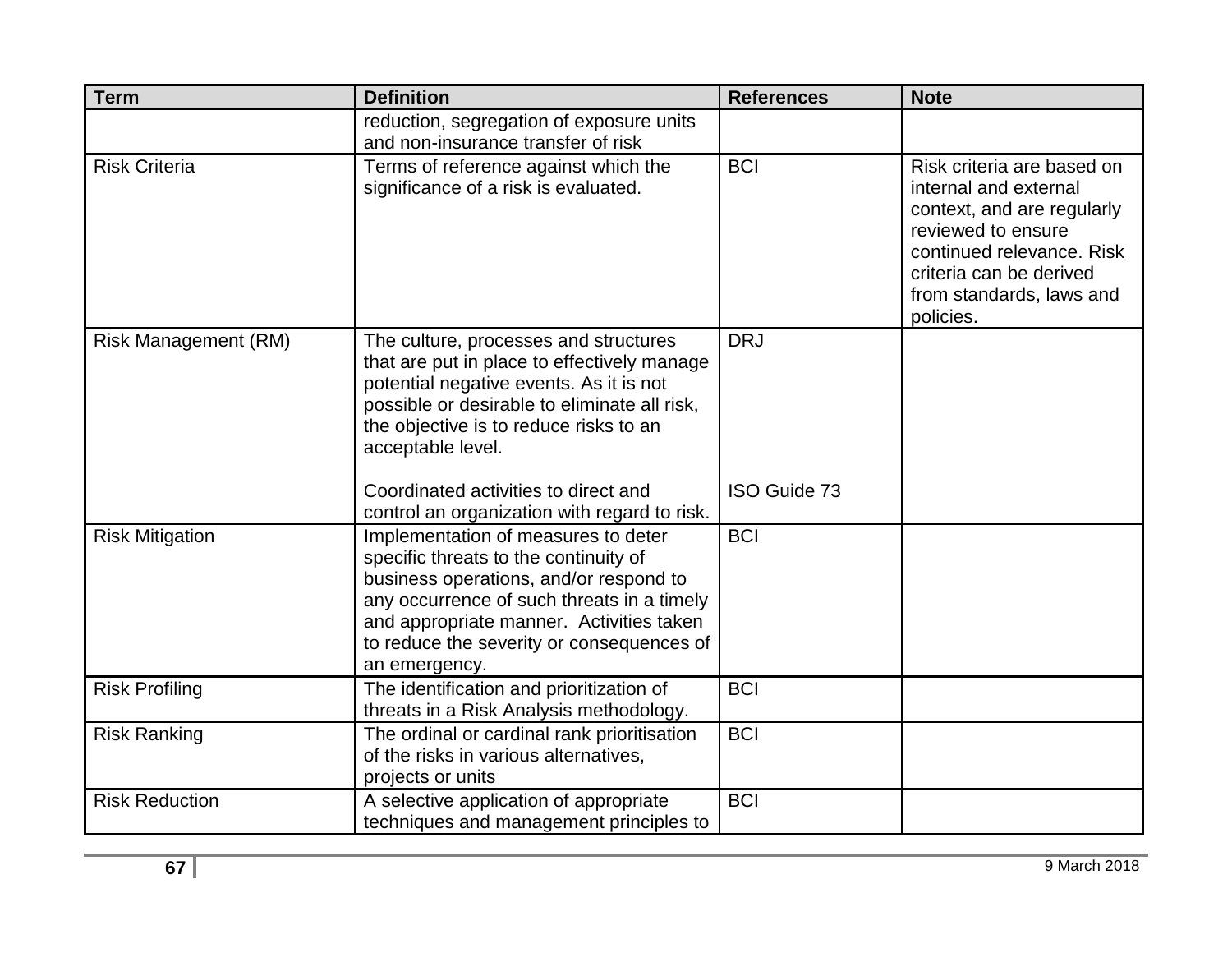| Term | Definition | References | Note |
|---|---|---|---|
| | reduction, segregation of exposure units and non-insurance transfer of risk | | |
| Risk Criteria | Terms of reference against which the significance of a risk is evaluated. | BCI | Risk criteria are based on internal and external context, and are regularly reviewed to ensure continued relevance. Risk criteria can be derived from standards, laws and policies. |
| Risk Management (RM) | The culture, processes and structures that are put in place to effectively manage potential negative events. As it is not possible or desirable to eliminate all risk, the objective is to reduce risks to an acceptable level.<br><br>Coordinated activities to direct and control an organization with regard to risk. | DRJ<br><br>ISO Guide 73 | |
| Risk Mitigation | Implementation of measures to deter specific threats to the continuity of business operations, and/or respond to any occurrence of such threats in a timely and appropriate manner. Activities taken to reduce the severity or consequences of an emergency. | BCI | |
| Risk Profiling | The identification and prioritization of threats in a Risk Analysis methodology. | BCI | |
| Risk Ranking | The ordinal or cardinal rank prioritisation of the risks in various alternatives, projects or units | BCI | |
| Risk Reduction | A selective application of appropriate techniques and management principles to | BCI | |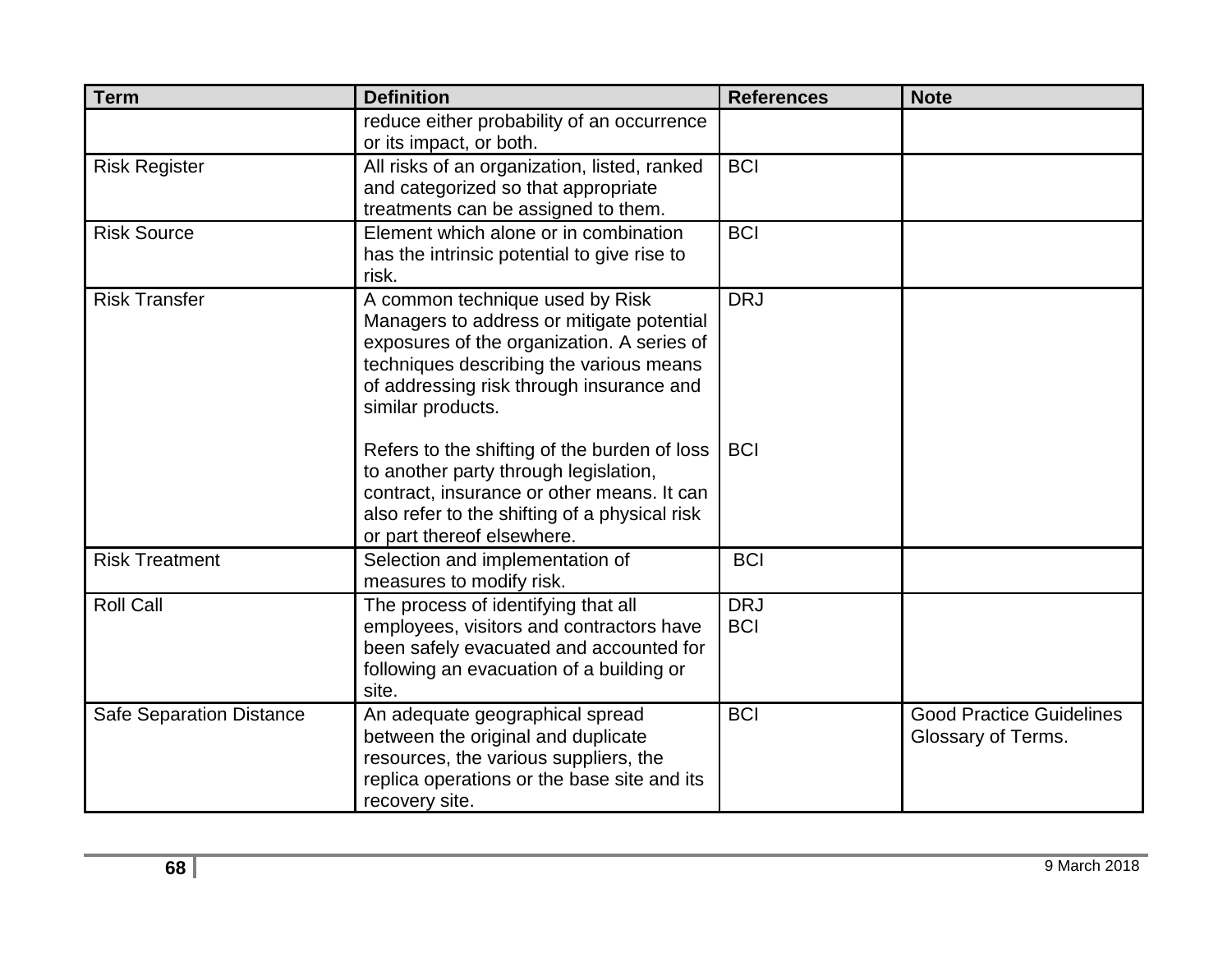| Term | Definition | References | Note |
|---|---|---|---|
| | reduce either probability of an occurrence or its impact, or both. | | |
| Risk Register | All risks of an organization, listed, ranked and categorized so that appropriate treatments can be assigned to them. | BCI | |
| Risk Source | Element which alone or in combination has the intrinsic potential to give rise to risk. | BCI | |
| Risk Transfer | A common technique used by Risk Managers to address or mitigate potential exposures of the organization. A series of techniques describing the various means of addressing risk through insurance and similar products.<br><br>Refers to the shifting of the burden of loss to another party through legislation, contract, insurance or other means. It can also refer to the shifting of a physical risk or part thereof elsewhere. | DRJ<br><br>BCI | |
| Risk Treatment | Selection and implementation of measures to modify risk. | BCI | |
| Roll Call | The process of identifying that all employees, visitors and contractors have been safely evacuated and accounted for following an evacuation of a building or site. | DRJ<br>BCI | |
| Safe Separation Distance | An adequate geographical spread between the original and duplicate resources, the various suppliers, the replica operations or the base site and its recovery site. | BCI | Good Practice Guidelines Glossary of Terms. |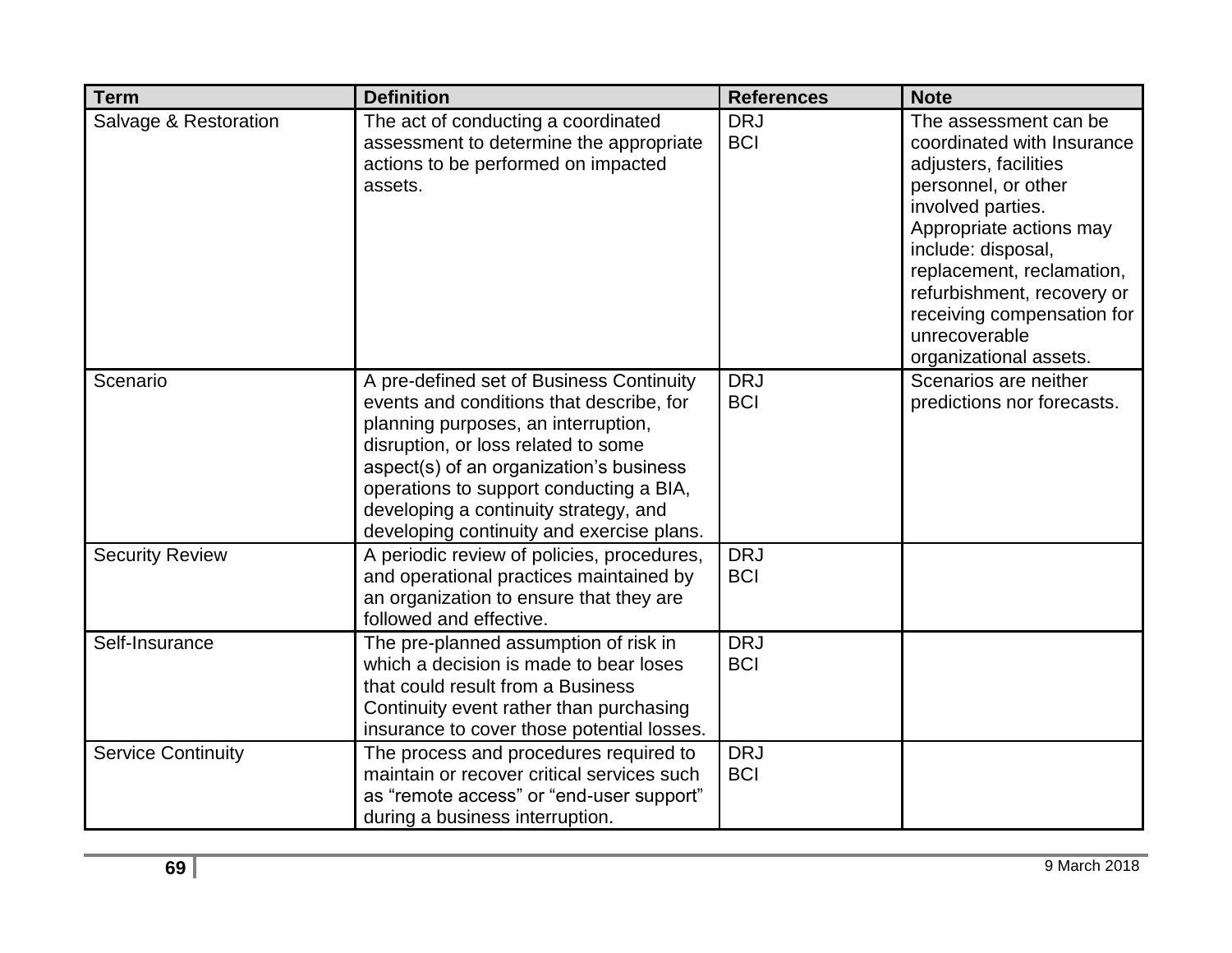| Term | Definition | References | Note |
| --- | --- | --- | --- |
| Salvage & Restoration | The act of conducting a coordinated assessment to determine the appropriate actions to be performed on impacted assets. | DRJ<br>BCI | The assessment can be coordinated with Insurance adjusters, facilities personnel, or other involved parties. Appropriate actions may include: disposal, replacement, reclamation, refurbishment, recovery or receiving compensation for unrecoverable organizational assets. |
| Scenario | A pre-defined set of Business Continuity events and conditions that describe, for planning purposes, an interruption, disruption, or loss related to some aspect(s) of an organization's business operations to support conducting a BIA, developing a continuity strategy, and developing continuity and exercise plans. | DRJ<br>BCI | Scenarios are neither predictions nor forecasts. |
| Security Review | A periodic review of policies, procedures, and operational practices maintained by an organization to ensure that they are followed and effective. | DRJ<br>BCI | |
| Self-Insurance | The pre-planned assumption of risk in which a decision is made to bear loses that could result from a Business Continuity event rather than purchasing insurance to cover those potential losses. | DRJ<br>BCI | |
| Service Continuity | The process and procedures required to maintain or recover critical services such as "remote access" or "end-user support" during a business interruption. | DRJ<br>BCI | |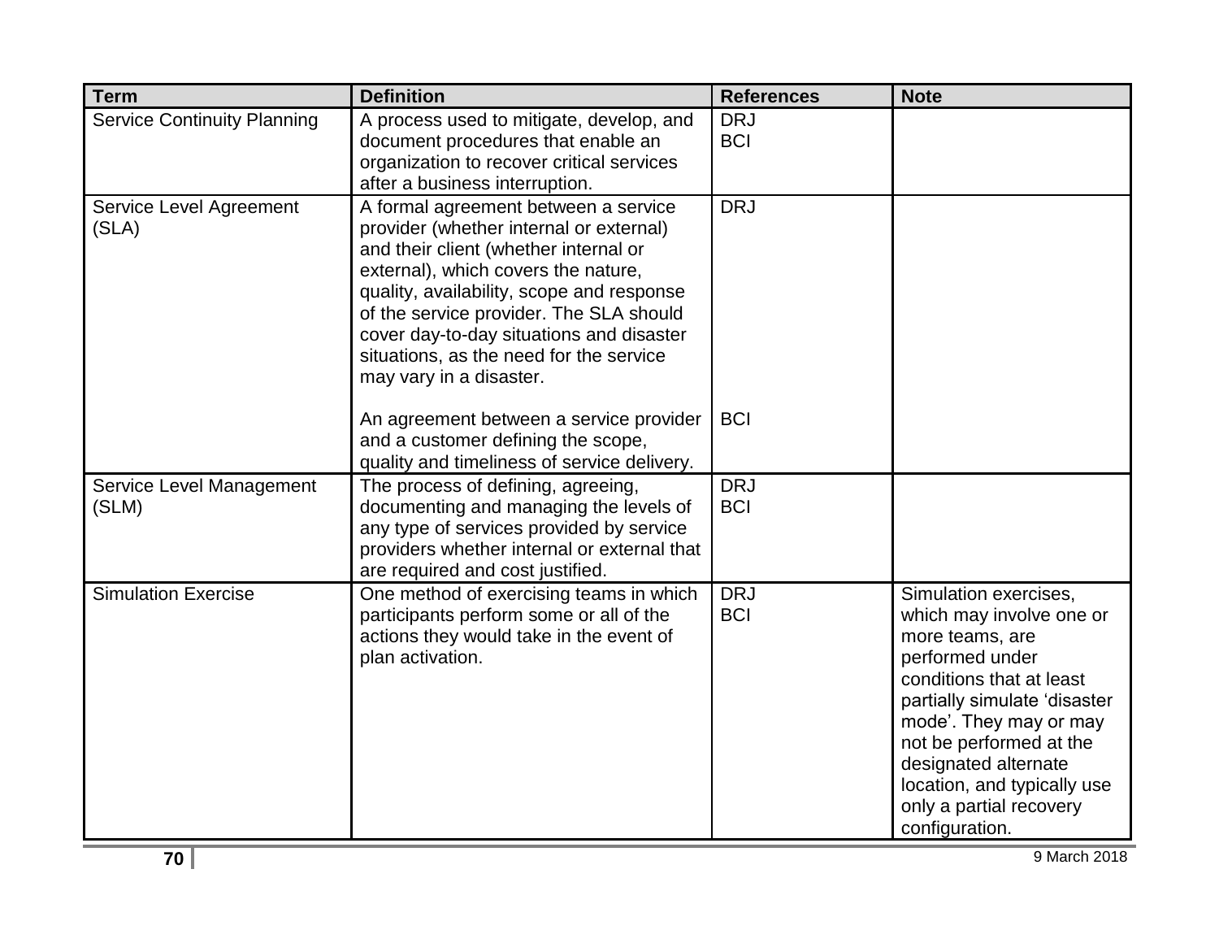| Term | Definition | References | Note |
|---|---|---|---|
| Service Continuity Planning | A process used to mitigate, develop, and document procedures that enable an organization to recover critical services after a business interruption. | DRJ<br>BCI | |
| Service Level Agreement (SLA) | A formal agreement between a service provider (whether internal or external) and their client (whether internal or external), which covers the nature, quality, availability, scope and response of the service provider. The SLA should cover day-to-day situations and disaster situations, as the need for the service may vary in a disaster.<br><br>An agreement between a service provider and a customer defining the scope, quality and timeliness of service delivery. | DRJ<br><br>BCI | |
| Service Level Management (SLM) | The process of defining, agreeing, documenting and managing the levels of any type of services provided by service providers whether internal or external that are required and cost justified. | DRJ<br>BCI | |
| Simulation Exercise | One method of exercising teams in which participants perform some or all of the actions they would take in the event of plan activation. | DRJ<br>BCI | Simulation exercises, which may involve one or more teams, are performed under conditions that at least partially simulate 'disaster mode'. They may or may not be performed at the designated alternate location, and typically use only a partial recovery configuration. |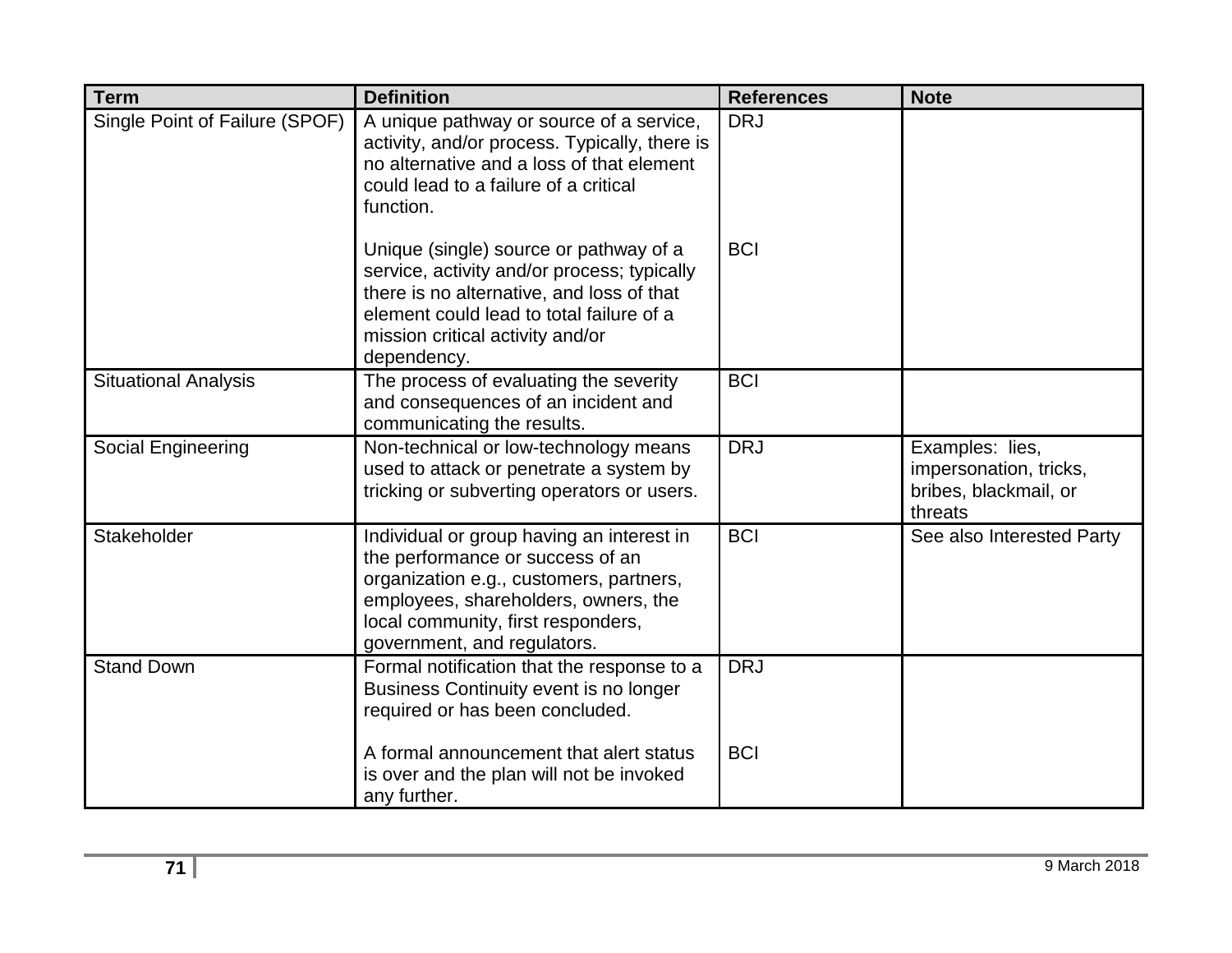| Term | Definition | References | Note |
|---|---|---|---|
| Single Point of Failure (SPOF) | A unique pathway or source of a service, activity, and/or process. Typically, there is no alternative and a loss of that element could lead to a failure of a critical function. | DRJ | |
| | Unique (single) source or pathway of a service, activity and/or process; typically there is no alternative, and loss of that element could lead to total failure of a mission critical activity and/or dependency. | BCI | |
| Situational Analysis | The process of evaluating the severity and consequences of an incident and communicating the results. | BCI | |
| Social Engineering | Non-technical or low-technology means used to attack or penetrate a system by tricking or subverting operators or users. | DRJ | Examples: lies, impersonation, tricks, bribes, blackmail, or threats |
| Stakeholder | Individual or group having an interest in the performance or success of an organization e.g., customers, partners, employees, shareholders, owners, the local community, first responders, government, and regulators. | BCI | See also Interested Party |
| Stand Down | Formal notification that the response to a Business Continuity event is no longer required or has been concluded. | DRJ | |
| | A formal announcement that alert status is over and the plan will not be invoked any further. | BCI | |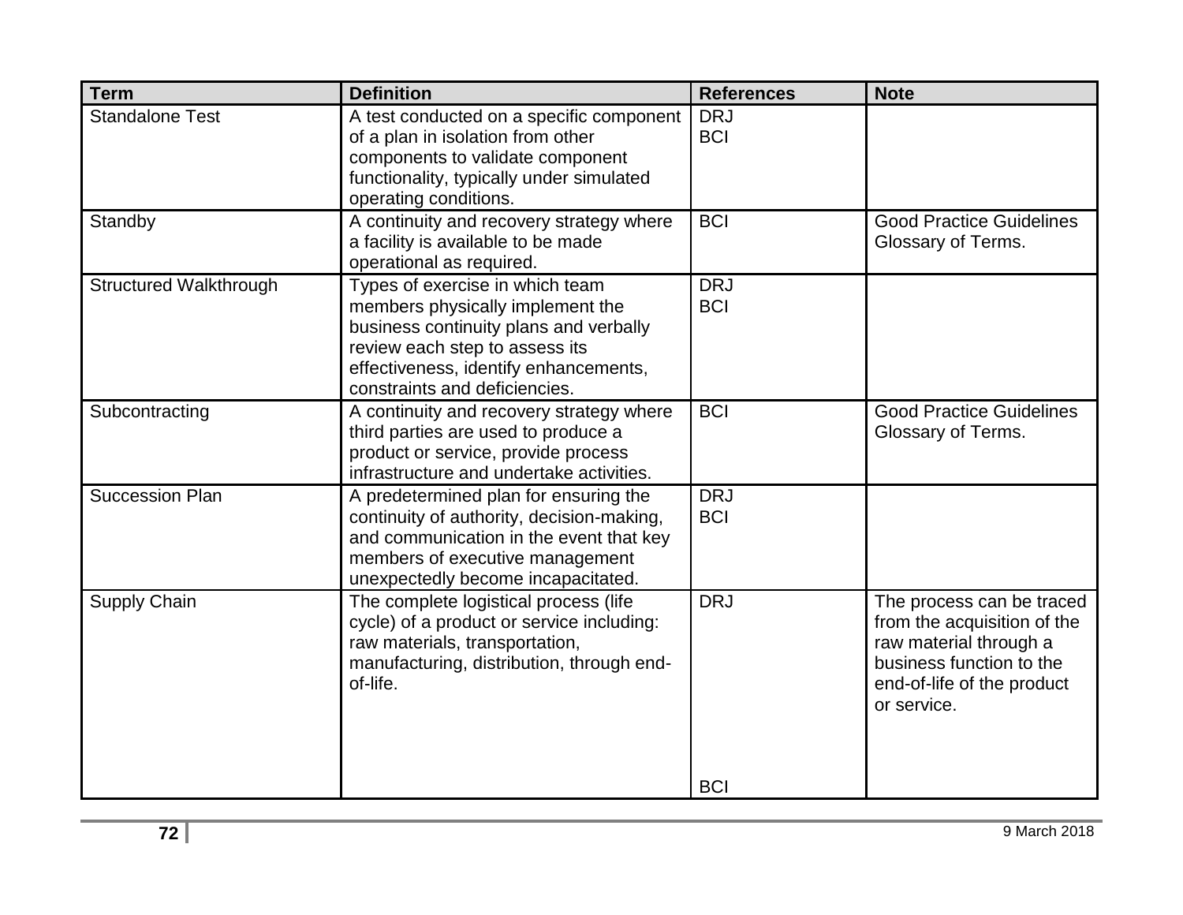| Term | Definition | References | Note |
|---|---|---|---|
| Standalone Test | A test conducted on a specific component of a plan in isolation from other components to validate component functionality, typically under simulated operating conditions. | DRJ<br>BCI | |
| Standby | A continuity and recovery strategy where a facility is available to be made operational as required. | BCI | Good Practice Guidelines Glossary of Terms. |
| Structured Walkthrough | Types of exercise in which team members physically implement the business continuity plans and verbally review each step to assess its effectiveness, identify enhancements, constraints and deficiencies. | DRJ<br>BCI | |
| Subcontracting | A continuity and recovery strategy where third parties are used to produce a product or service, provide process infrastructure and undertake activities. | BCI | Good Practice Guidelines Glossary of Terms. |
| Succession Plan | A predetermined plan for ensuring the continuity of authority, decision-making, and communication in the event that key members of executive management unexpectedly become incapacitated. | DRJ<br>BCI | |
| Supply Chain | The complete logistical process (life cycle) of a product or service including: raw materials, transportation, manufacturing, distribution, through end-of-life. | DRJ<br>BCI | The process can be traced from the acquisition of the raw material through a business function to the end-of-life of the product or service. |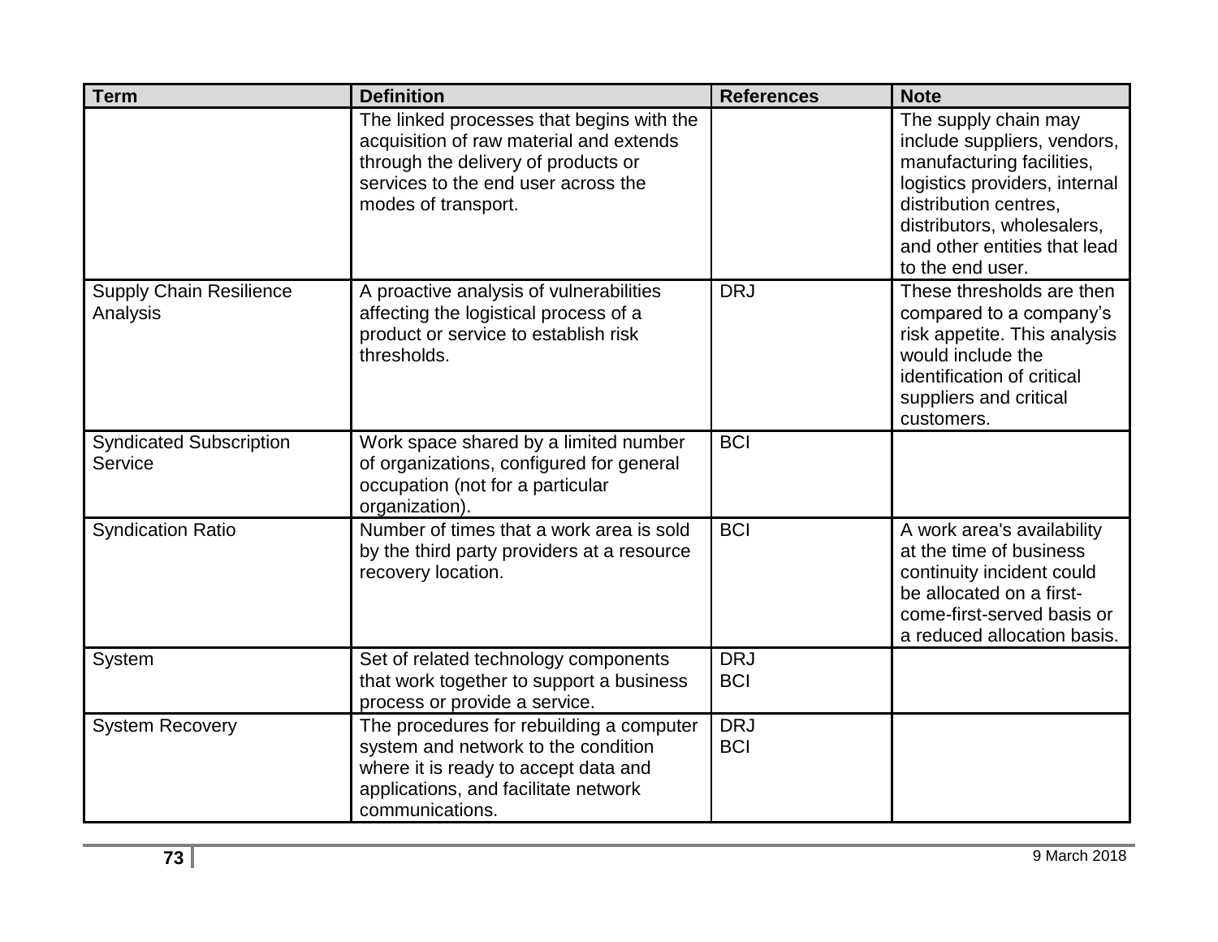| Term | Definition | References | Note |
| --- | --- | --- | --- |
| | The linked processes that begins with the acquisition of raw material and extends through the delivery of products or services to the end user across the modes of transport. | | The supply chain may include suppliers, vendors, manufacturing facilities, logistics providers, internal distribution centres, distributors, wholesalers, and other entities that lead to the end user. |
| Supply Chain Resilience Analysis | A proactive analysis of vulnerabilities affecting the logistical process of a product or service to establish risk thresholds. | DRJ | These thresholds are then compared to a company's risk appetite. This analysis would include the identification of critical suppliers and critical customers. |
| Syndicated Subscription Service | Work space shared by a limited number of organizations, configured for general occupation (not for a particular organization). | BCI | |
| Syndication Ratio | Number of times that a work area is sold by the third party providers at a resource recovery location. | BCI | A work area's availability at the time of business continuity incident could be allocated on a first-come-first-served basis or a reduced allocation basis. |
| System | Set of related technology components that work together to support a business process or provide a service. | DRJ<br>BCI | |
| System Recovery | The procedures for rebuilding a computer system and network to the condition where it is ready to accept data and applications, and facilitate network communications. | DRJ<br>BCI | |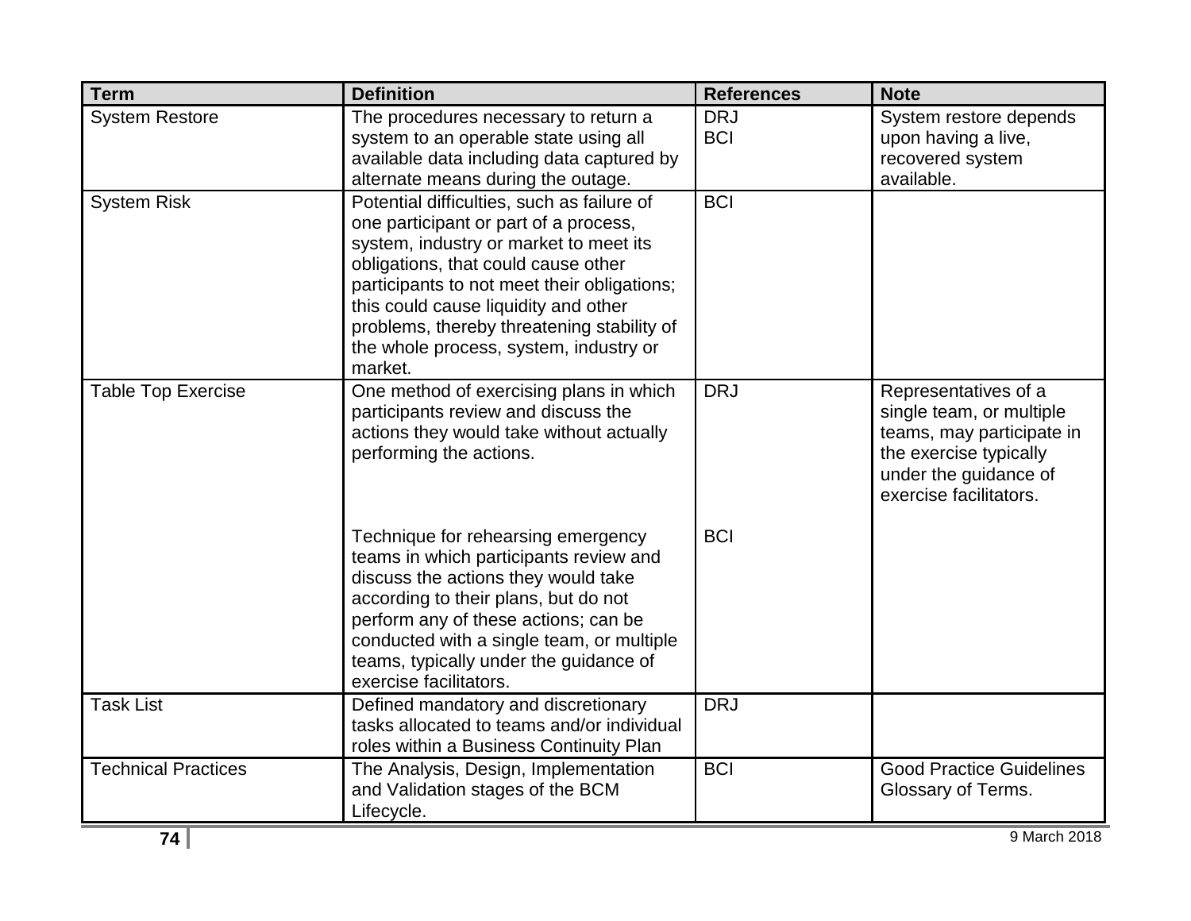| Term | Definition | References | Note |
|---|---|---|---|
| System Restore | The procedures necessary to return a system to an operable state using all available data including data captured by alternate means during the outage. | DRJ<br>BCI | System restore depends upon having a live, recovered system available. |
| System Risk | Potential difficulties, such as failure of one participant or part of a process, system, industry or market to meet its obligations, that could cause other participants to not meet their obligations; this could cause liquidity and other problems, thereby threatening stability of the whole process, system, industry or market. | BCI | |
| Table Top Exercise | One method of exercising plans in which participants review and discuss the actions they would take without actually performing the actions. | DRJ | Representatives of a single team, or multiple teams, may participate in the exercise typically under the guidance of exercise facilitators. |
| | Technique for rehearsing emergency teams in which participants review and discuss the actions they would take according to their plans, but do not perform any of these actions; can be conducted with a single team, or multiple teams, typically under the guidance of exercise facilitators. | BCI | |
| Task List | Defined mandatory and discretionary tasks allocated to teams and/or individual roles within a Business Continuity Plan | DRJ | |
| Technical Practices | The Analysis, Design, Implementation and Validation stages of the BCM Lifecycle. | BCI | Good Practice Guidelines Glossary of Terms. |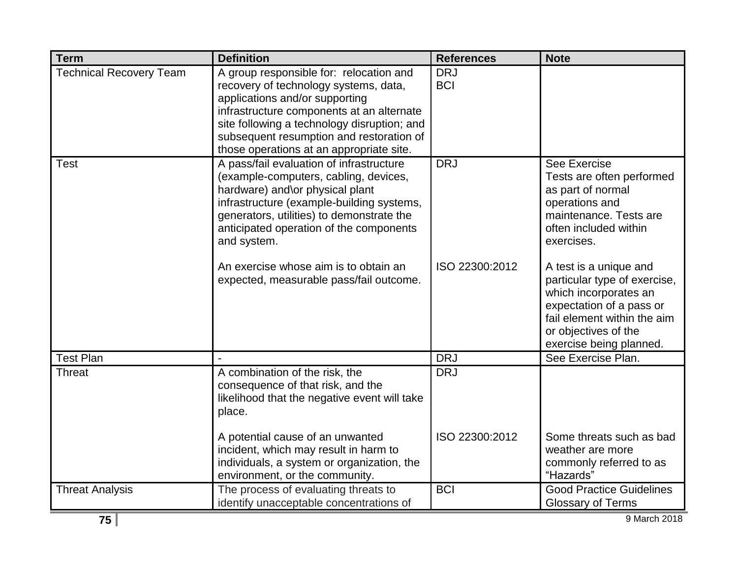| Term | Definition | References | Note |
|---|---|---|---|
| Technical Recovery Team | A group responsible for: relocation and recovery of technology systems, data, applications and/or supporting infrastructure components at an alternate site following a technology disruption; and subsequent resumption and restoration of those operations at an appropriate site. | DRJ<br>BCI | |
| Test | A pass/fail evaluation of infrastructure (example-computers, cabling, devices, hardware) and\or physical plant infrastructure (example-building systems, generators, utilities) to demonstrate the anticipated operation of the components and system. | DRJ | See Exercise<br>Tests are often performed as part of normal operations and maintenance. Tests are often included within exercises. |
| | An exercise whose aim is to obtain an expected, measurable pass/fail outcome. | ISO 22300:2012 | A test is a unique and particular type of exercise, which incorporates an expectation of a pass or fail element within the aim or objectives of the exercise being planned. |
| Test Plan | - | DRJ | See Exercise Plan. |
| Threat | A combination of the risk, the consequence of that risk, and the likelihood that the negative event will take place. | DRJ | |
| | A potential cause of an unwanted incident, which may result in harm to individuals, a system or organization, the environment, or the community. | ISO 22300:2012 | Some threats such as bad weather are more commonly referred to as "Hazards" |
| Threat Analysis | The process of evaluating threats to identify unacceptable concentrations of | BCI | Good Practice Guidelines Glossary of Terms |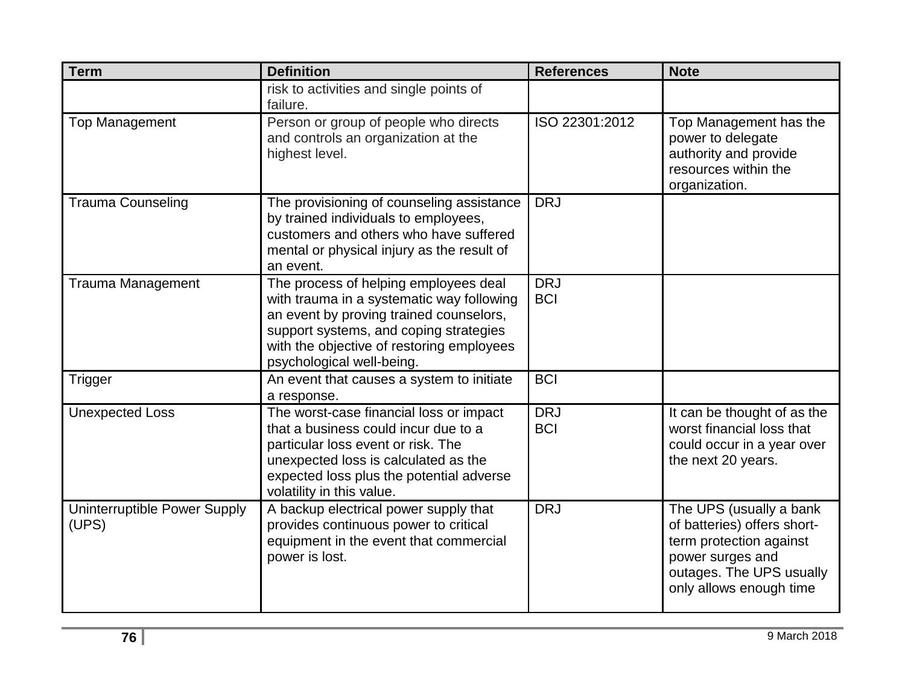| Term | Definition | References | Note |
| --- | --- | --- | --- |
| | risk to activities and single points of failure. | | |
| Top Management | Person or group of people who directs and controls an organization at the highest level. | ISO 22301:2012 | Top Management has the power to delegate authority and provide resources within the organization. |
| Trauma Counseling | The provisioning of counseling assistance by trained individuals to employees, customers and others who have suffered mental or physical injury as the result of an event. | DRJ | |
| Trauma Management | The process of helping employees deal with trauma in a systematic way following an event by proving trained counselors, support systems, and coping strategies with the objective of restoring employees psychological well-being. | DRJ<br>BCI | |
| Trigger | An event that causes a system to initiate a response. | BCI | |
| Unexpected Loss | The worst-case financial loss or impact that a business could incur due to a particular loss event or risk. The unexpected loss is calculated as the expected loss plus the potential adverse volatility in this value. | DRJ<br>BCI | It can be thought of as the worst financial loss that could occur in a year over the next 20 years. |
| Uninterruptible Power Supply (UPS) | A backup electrical power supply that provides continuous power to critical equipment in the event that commercial power is lost. | DRJ | The UPS (usually a bank of batteries) offers short-term protection against power surges and outages. The UPS usually only allows enough time |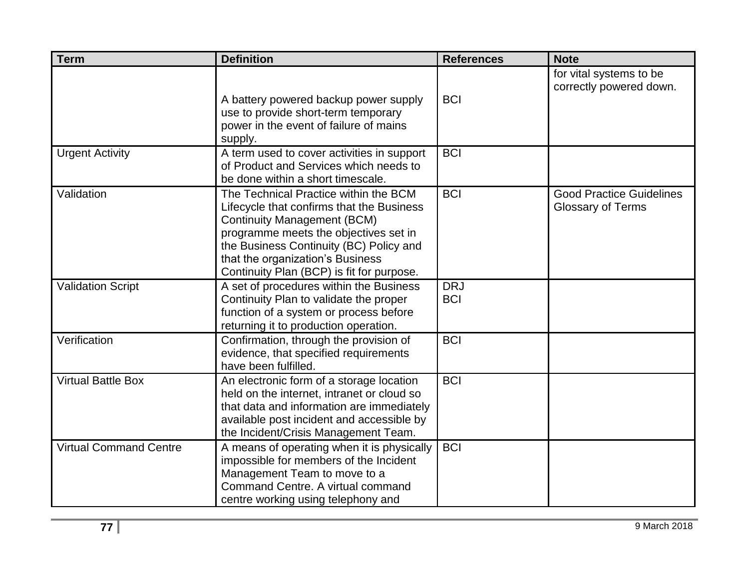| Term | Definition | References | Note |
|---|---|---|---|
| | A battery powered backup power supply use to provide short-term temporary power in the event of failure of mains supply. | BCI | for vital systems to be correctly powered down. |
| Urgent Activity | A term used to cover activities in support of Product and Services which needs to be done within a short timescale. | BCI | |
| Validation | The Technical Practice within the BCM Lifecycle that confirms that the Business Continuity Management (BCM) programme meets the objectives set in the Business Continuity (BC) Policy and that the organization's Business Continuity Plan (BCP) is fit for purpose. | BCI | Good Practice Guidelines Glossary of Terms |
| Validation Script | A set of procedures within the Business Continuity Plan to validate the proper function of a system or process before returning it to production operation. | DRJ<br>BCI | |
| Verification | Confirmation, through the provision of evidence, that specified requirements have been fulfilled. | BCI | |
| Virtual Battle Box | An electronic form of a storage location held on the internet, intranet or cloud so that data and information are immediately available post incident and accessible by the Incident/Crisis Management Team. | BCI | |
| Virtual Command Centre | A means of operating when it is physically impossible for members of the Incident Management Team to move to a Command Centre. A virtual command centre working using telephony and | BCI | |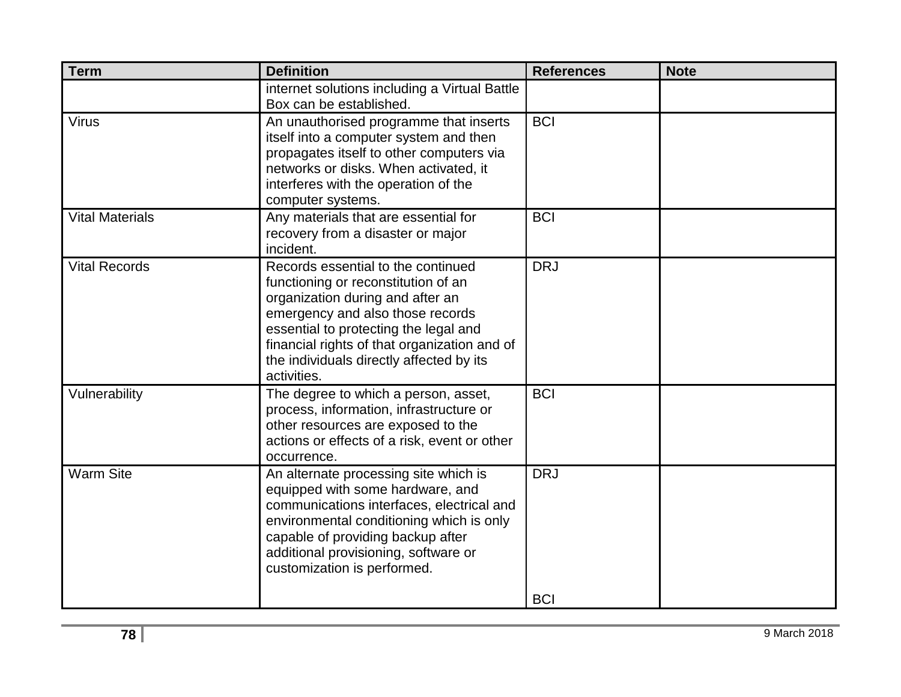| Term | Definition | References | Note |
|---|---|---|---|
| | internet solutions including a Virtual Battle Box can be established. | | |
| Virus | An unauthorised programme that inserts itself into a computer system and then propagates itself to other computers via networks or disks. When activated, it interferes with the operation of the computer systems. | BCI | |
| Vital Materials | Any materials that are essential for recovery from a disaster or major incident. | BCI | |
| Vital Records | Records essential to the continued functioning or reconstitution of an organization during and after an emergency and also those records essential to protecting the legal and financial rights of that organization and of the individuals directly affected by its activities. | DRJ | |
| Vulnerability | The degree to which a person, asset, process, information, infrastructure or other resources are exposed to the actions or effects of a risk, event or other occurrence. | BCI | |
| Warm Site | An alternate processing site which is equipped with some hardware, and communications interfaces, electrical and environmental conditioning which is only capable of providing backup after additional provisioning, software or customization is performed. | DRJ<br><br>BCI | |

9 March 2018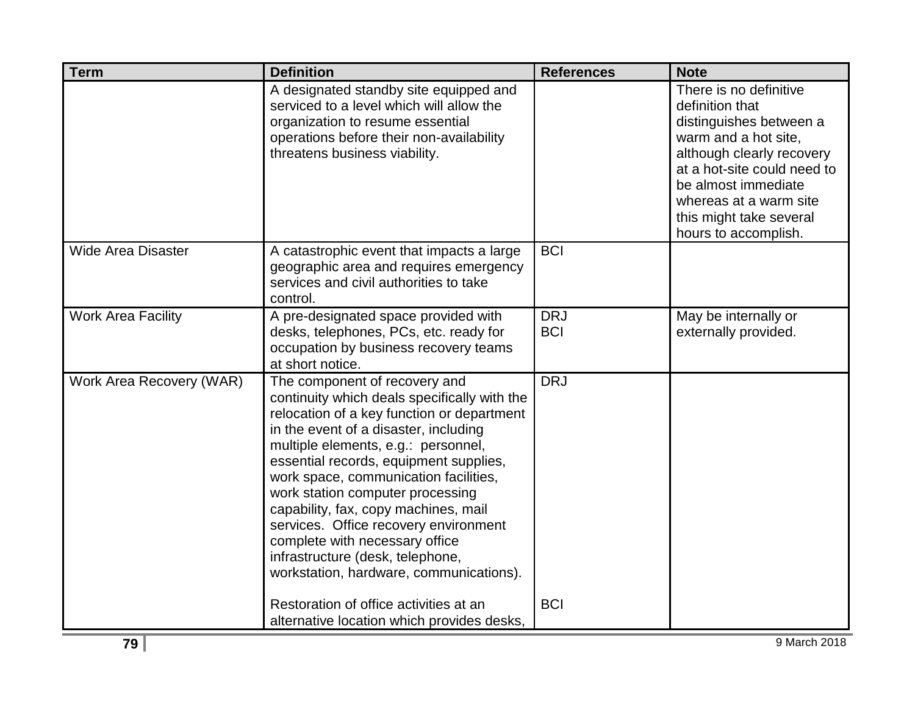| Term | Definition | References | Note |
| --- | --- | --- | --- |
| | A designated standby site equipped and serviced to a level which will allow the organization to resume essential operations before their non-availability threatens business viability. | | There is no definitive definition that distinguishes between a warm and a hot site, although clearly recovery at a hot-site could need to be almost immediate whereas at a warm site this might take several hours to accomplish. |
| Wide Area Disaster | A catastrophic event that impacts a large geographic area and requires emergency services and civil authorities to take control. | BCI | |
| Work Area Facility | A pre-designated space provided with desks, telephones, PCs, etc. ready for occupation by business recovery teams at short notice. | DRJ<br>BCI | May be internally or externally provided. |
| Work Area Recovery (WAR) | The component of recovery and continuity which deals specifically with the relocation of a key function or department in the event of a disaster, including multiple elements, e.g.: personnel, essential records, equipment supplies, work space, communication facilities, work station computer processing capability, fax, copy machines, mail services. Office recovery environment complete with necessary office infrastructure (desk, telephone, workstation, hardware, communications).<br><br>Restoration of office activities at an alternative location which provides desks, | DRJ<br><br><br><br><br><br><br><br><br><br><br><br><br>BCI | |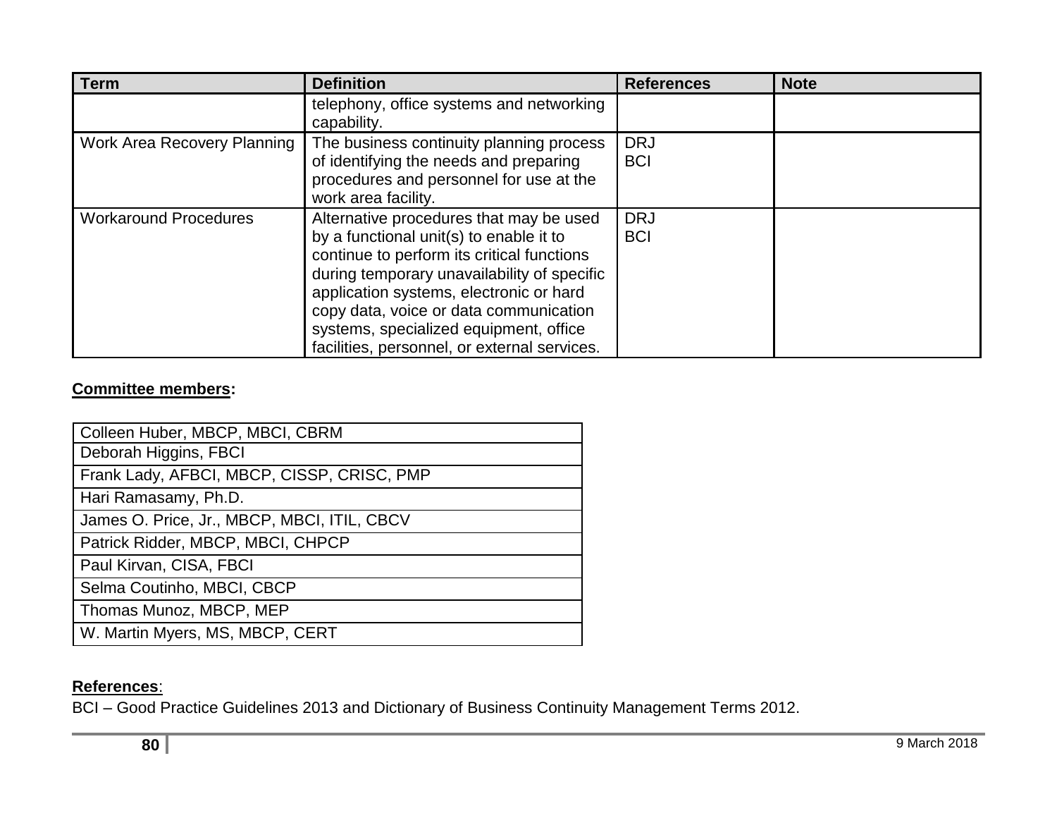| Term | Definition | References | Note |
|---|---|---|---|
| | telephony, office systems and networking capability. | | |
| Work Area Recovery Planning | The business continuity planning process of identifying the needs and preparing procedures and personnel for use at the work area facility. | DRJ<br>BCI | |
| Workaround Procedures | Alternative procedures that may be used by a functional unit(s) to enable it to continue to perform its critical functions during temporary unavailability of specific application systems, electronic or hard copy data, voice or data communication systems, specialized equipment, office facilities, personnel, or external services. | DRJ<br>BCI | |

**Committee members:**

| Committee members |
|---|
| Colleen Huber, MBCP, MBCI, CBRM |
| Deborah Higgins, FBCI |
| Frank Lady, AFBCI, MBCP, CISSP, CRISC, PMP |
| Hari Ramasamy, Ph.D. |
| James O. Price, Jr., MBCP, MBCI, ITIL, CBCV |
| Patrick Ridder, MBCP, MBCI, CHPCP |
| Paul Kirvan, CISA, FBCI |
| Selma Coutinho, MBCI, CBCP |
| Thomas Munoz, MBCP, MEP |
| W. Martin Myers, MS, MBCP, CERT |

**References**:

BCI – Good Practice Guidelines 2013 and Dictionary of Business Continuity Management Terms 2012.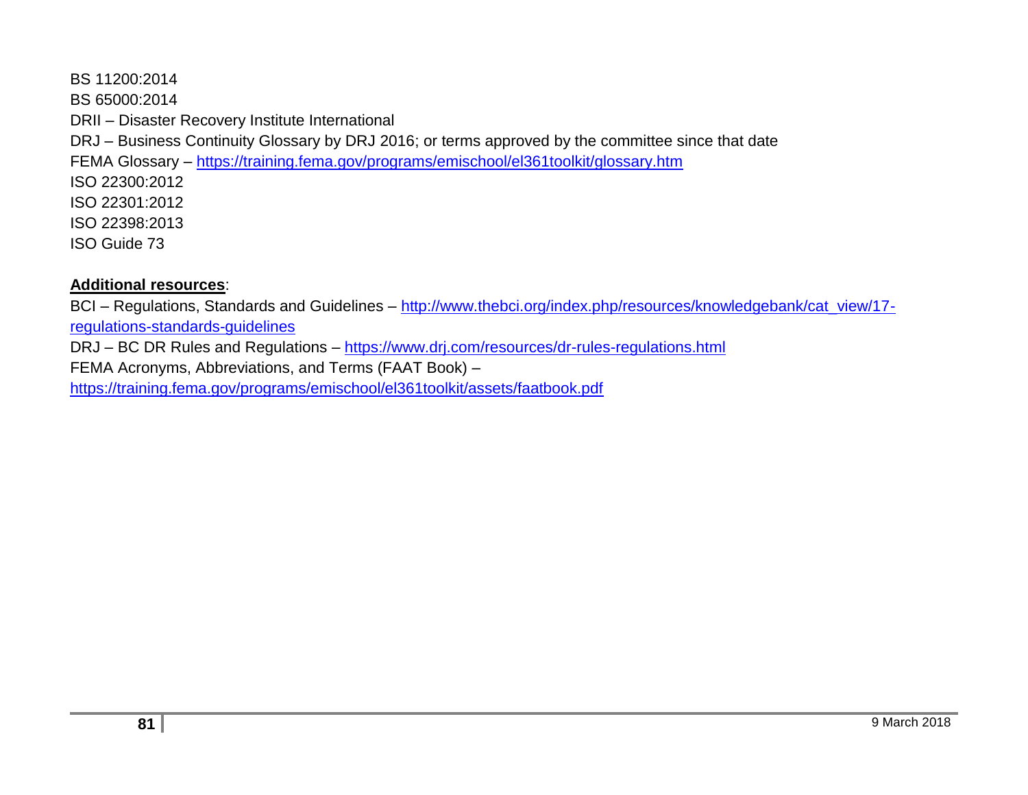BS 11200:2014  
BS 65000:2014  
DRII – Disaster Recovery Institute International  
DRJ – Business Continuity Glossary by DRJ 2016; or terms approved by the committee since that date  
FEMA Glossary – https://training.fema.gov/programs/emischool/el361toolkit/glossary.htm  
ISO 22300:2012  
ISO 22301:2012  
ISO 22398:2013  
ISO Guide 73

**Additional resources**:

BCI – Regulations, Standards and Guidelines – http://www.thebci.org/index.php/resources/knowledgebank/cat_view/17-regulations-standards-guidelines  
DRJ – BC DR Rules and Regulations – https://www.drj.com/resources/dr-rules-regulations.html  
FEMA Acronyms, Abbreviations, and Terms (FAAT Book) – https://training.fema.gov/programs/emischool/el361toolkit/assets/faatbook.pdf